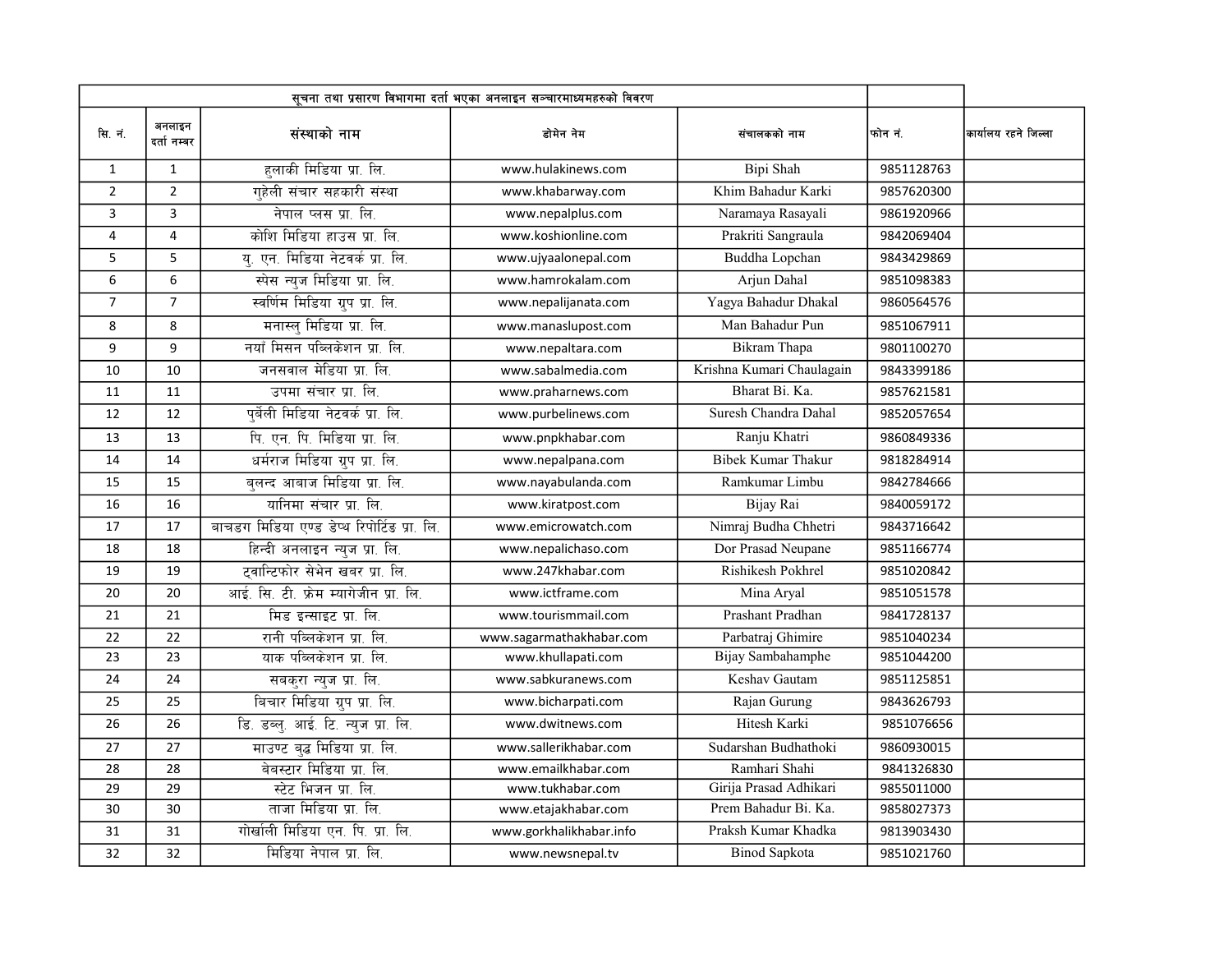| सूचना तथा प्रसारण विभागमा दर्ता भएका अनलाइन सञ्चारमाध्यमहरुको विवरण | | | | | | |
|---|---|---|---|---|---|---|
| सि. नं. | अनलाइन दर्ता नम्बर | संस्थाको नाम | डोमेन नेम | संचालकको नाम | फोन नं. | कार्यालय रहने जिल्ला |
| 1 | 1 | हुलाकी मिडिया प्रा. लि. | www.hulakinews.com | Bipi Shah | 9851128763 | |
| 2 | 2 | गुहेली संचार सहकारी संस्था | www.khabarway.com | Khim Bahadur Karki | 9857620300 | |
| 3 | 3 | नेपाल प्लस प्रा. लि. | www.nepalplus.com | Naramaya Rasayali | 9861920966 | |
| 4 | 4 | कोशि मिडिया हाउस प्रा. लि. | www.koshionline.com | Prakriti Sangraula | 9842069404 | |
| 5 | 5 | यु. एन. मिडिया नेटवर्क प्रा. लि. | www.ujyaalonepal.com | Buddha Lopchan | 9843429869 | |
| 6 | 6 | स्पेस न्युज मिडिया प्रा. लि. | www.hamrokalam.com | Arjun Dahal | 9851098383 | |
| 7 | 7 | स्वर्णिम मिडिया ग्रुप प्रा. लि. | www.nepalijanata.com | Yagya Bahadur Dhakal | 9860564576 | |
| 8 | 8 | मनास्लु मिडिया प्रा. लि. | www.manaslupost.com | Man Bahadur Pun | 9851067911 | |
| 9 | 9 | नयाँ मिसन पब्लिकेशन प्रा. लि. | www.nepaltara.com | Bikram Thapa | 9801100270 | |
| 10 | 10 | जनसवाल मेडिया प्रा. लि. | www.sabalmedia.com | Krishna Kumari Chaulagain | 9843399186 | |
| 11 | 11 | उपमा संचार प्रा. लि. | www.praharnews.com | Bharat Bi. Ka. | 9857621581 | |
| 12 | 12 | पुर्बेली मिडिया नेटवर्क प्रा. लि. | www.purbelinews.com | Suresh Chandra Dahal | 9852057654 | |
| 13 | 13 | पि. एन. पि. मिडिया प्रा. लि. | www.pnpkhabar.com | Ranju Khatri | 9860849336 | |
| 14 | 14 | धर्मराज मिडिया ग्रुप प्रा. लि. | www.nepalpana.com | Bibek Kumar Thakur | 9818284914 | |
| 15 | 15 | बुलन्द आवाज मिडिया प्रा. लि. | www.nayabulanda.com | Ramkumar Limbu | 9842784666 | |
| 16 | 16 | यानिमा संचार प्रा. लि. | www.kiratpost.com | Bijay Rai | 9840059172 | |
| 17 | 17 | बाचडग मिडिया एण्ड डेप्थ रिपोर्टिङ प्रा. लि. | www.emicrowatch.com | Nimraj Budha Chhetri | 9843716642 | |
| 18 | 18 | हिन्दी अनलाइन न्युज प्रा. लि. | www.nepalichaso.com | Dor Prasad Neupane | 9851166774 | |
| 19 | 19 | ट्वान्टिफोर सेभेन खबर प्रा. लि. | www.247khabar.com | Rishikesh Pokhrel | 9851020842 | |
| 20 | 20 | आई. सि. टी. फ्रेम म्यागेजीन प्रा. लि. | www.ictframe.com | Mina Aryal | 9851051578 | |
| 21 | 21 | मिड इन्साइट प्रा. लि. | www.tourismmail.com | Prashant Pradhan | 9841728137 | |
| 22 | 22 | रानी पब्लिकेशन प्रा. लि. | www.sagarmathakhabar.com | Parbatraj Ghimire | 9851040234 | |
| 23 | 23 | याक पब्लिकेशन प्रा. लि. | www.khullapati.com | Bijay Sambahamphe | 9851044200 | |
| 24 | 24 | सबकुरा न्युज प्रा. लि. | www.sabkuranews.com | Keshav Gautam | 9851125851 | |
| 25 | 25 | बिचार मिडिया ग्रुप प्रा. लि. | www.bicharpati.com | Rajan Gurung | 9843626793 | |
| 26 | 26 | डि. डब्लु. आई. टि. न्युज प्रा. लि. | www.dwitnews.com | Hitesh Karki | 9851076656 | |
| 27 | 27 | माउण्ट बुद्ध मिडिया प्रा. लि. | www.sallerikhabar.com | Sudarshan Budhathoki | 9860930015 | |
| 28 | 28 | वेबस्टार मिडिया प्रा. लि. | www.emailkhabar.com | Ramhari Shahi | 9841326830 | |
| 29 | 29 | स्टेट भिजन प्रा. लि. | www.tukhabar.com | Girija Prasad Adhikari | 9855011000 | |
| 30 | 30 | ताजा मिडिया प्रा. लि. | www.etajakhabar.com | Prem Bahadur Bi. Ka. | 9858027373 | |
| 31 | 31 | गोर्खाली मिडिया एन. पि. प्रा. लि. | www.gorkhalikhabar.info | Praksh Kumar Khadka | 9813903430 | |
| 32 | 32 | मिडिया नेपाल प्रा. लि. | www.newsnepal.tv | Binod Sapkota | 9851021760 | |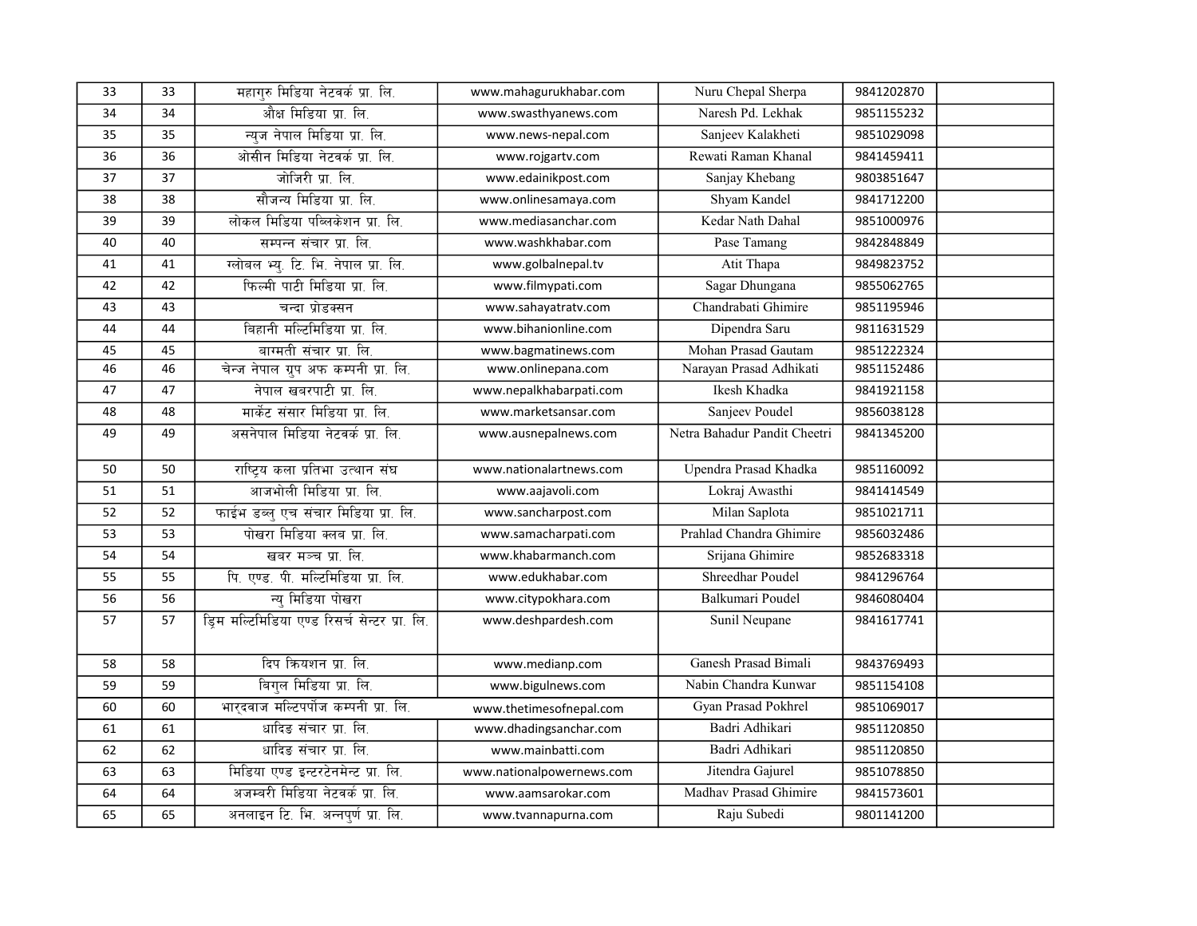| | | | | | | |
|---|---|---|---|---|---|---|
| 33 | 33 | महागुरु मिडिया नेटवर्क प्रा. लि. | www.mahagurukhabar.com | Nuru Chepal Sherpa | 9841202870 | |
| 34 | 34 | औक्ष मिडिया प्रा. लि. | www.swasthyanews.com | Naresh Pd. Lekhak | 9851155232 | |
| 35 | 35 | न्युज नेपाल मिडिया प्रा. लि. | www.news-nepal.com | Sanjeev Kalakheti | 9851029098 | |
| 36 | 36 | ओसीन मिडिया नेटवर्क प्रा. लि. | www.rojgartv.com | Rewati Raman Khanal | 9841459411 | |
| 37 | 37 | जोजिरी प्रा. लि. | www.edainikpost.com | Sanjay Khebang | 9803851647 | |
| 38 | 38 | सौजन्य मिडिया प्रा. लि. | www.onlinesamaya.com | Shyam Kandel | 9841712200 | |
| 39 | 39 | लोकल मिडिया पब्लिकेशन प्रा. लि. | www.mediasanchar.com | Kedar Nath Dahal | 9851000976 | |
| 40 | 40 | सम्पन्न संचार प्रा. लि. | www.washkhabar.com | Pase Tamang | 9842848849 | |
| 41 | 41 | ग्लोबल भ्यु. टि. भि. नेपाल प्रा. लि. | www.golbalnepal.tv | Atit Thapa | 9849823752 | |
| 42 | 42 | फिल्मी पाटी मिडिया प्रा. लि. | www.filmypati.com | Sagar Dhungana | 9855062765 | |
| 43 | 43 | चन्दा प्रोडक्सन | www.sahayatratv.com | Chandrabati Ghimire | 9851195946 | |
| 44 | 44 | बिहानी मल्टिमिडिया प्रा. लि. | www.bihanionline.com | Dipendra Saru | 9811631529 | |
| 45 | 45 | बाग्मती संचार प्रा. लि. | www.bagmatinews.com | Mohan Prasad Gautam | 9851222324 | |
| 46 | 46 | चेन्ज नेपाल ग्रुप अफ कम्पनी प्रा. लि. | www.onlinepana.com | Narayan Prasad Adhikati | 9851152486 | |
| 47 | 47 | नेपाल खबरपाटी प्रा. लि. | www.nepalkhabarpati.com | Ikesh Khadka | 9841921158 | |
| 48 | 48 | मार्केट संसार मिडिया प्रा. लि. | www.marketsansar.com | Sanjeev Poudel | 9856038128 | |
| 49 | 49 | असनेपाल मिडिया नेटवर्क प्रा. लि. | www.ausnepalnews.com | Netra Bahadur Pandit Cheetri | 9841345200 | |
| 50 | 50 | राष्ट्रिय कला प्रतिभा उत्थान संघ | www.nationalartnews.com | Upendra Prasad Khadka | 9851160092 | |
| 51 | 51 | आजभोली मिडिया प्रा. लि. | www.aajavoli.com | Lokraj Awasthi | 9841414549 | |
| 52 | 52 | फाईभ डब्लु एच संचार मिडिया प्रा. लि. | www.sancharpost.com | Milan Saplota | 9851021711 | |
| 53 | 53 | पोखरा मिडिया क्लब प्रा. लि. | www.samacharpati.com | Prahlad Chandra Ghimire | 9856032486 | |
| 54 | 54 | खबर मञ्च प्रा. लि. | www.khabarmanch.com | Srijana Ghimire | 9852683318 | |
| 55 | 55 | पि. एण्ड. पी. मल्टिमिडिया प्रा. लि. | www.edukhabar.com | Shreedhar Poudel | 9841296764 | |
| 56 | 56 | न्यु मिडिया पोखरा | www.citypokhara.com | Balkumari Poudel | 9846080404 | |
| 57 | 57 | ड्रिम मल्टिमिडिया एण्ड रिसर्च सेन्टर प्रा. लि. | www.deshpardesh.com | Sunil Neupane | 9841617741 | |
| 58 | 58 | दिप क्रियशन प्रा. लि. | www.medianp.com | Ganesh Prasad Bimali | 9843769493 | |
| 59 | 59 | बिगुल मिडिया प्रा. लि. | www.bigulnews.com | Nabin Chandra Kunwar | 9851154108 | |
| 60 | 60 | भारद्वाज मल्टिपर्पोज कम्पनी प्रा. लि. | www.thetimesofnepal.com | Gyan Prasad Pokhrel | 9851069017 | |
| 61 | 61 | धादिङ संचार प्रा. लि. | www.dhadingsanchar.com | Badri Adhikari | 9851120850 | |
| 62 | 62 | धादिङ संचार प्रा. लि. | www.mainbatti.com | Badri Adhikari | 9851120850 | |
| 63 | 63 | मिडिया एण्ड इन्टरटेनमेन्ट प्रा. लि. | www.nationalpowernews.com | Jitendra Gajurel | 9851078850 | |
| 64 | 64 | अजम्बरी मिडिया नेटवर्क प्रा. लि. | www.aamsarokar.com | Madhav Prasad Ghimire | 9841573601 | |
| 65 | 65 | अनलाइन टि. भि. अन्नपुर्ण प्रा. लि. | www.tvannapurna.com | Raju Subedi | 9801141200 | |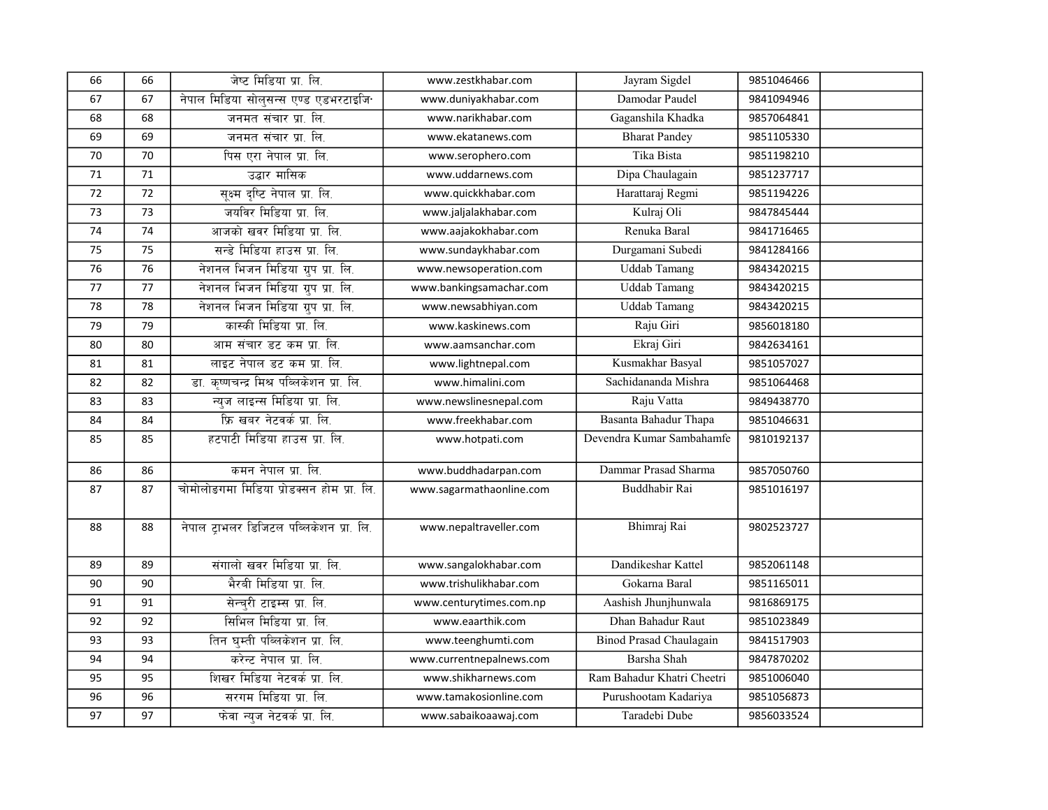| | | | | | | |
|---|---|---|---|---|---|---|
| 66 | 66 | जेष्ट मिडिया प्रा. लि. | www.zestkhabar.com | Jayram Sigdel | 9851046466 | |
| 67 | 67 | नेपाल मिडिया सोलुसन्स एण्ड एडभरटाइजि· | www.duniyakhabar.com | Damodar Paudel | 9841094946 | |
| 68 | 68 | जनमत संचार प्रा. लि. | www.narikhabar.com | Gaganshila Khadka | 9857064841 | |
| 69 | 69 | जनमत संचार प्रा. लि. | www.ekatanews.com | Bharat Pandey | 9851105330 | |
| 70 | 70 | पिस एरा नेपाल प्रा. लि. | www.serophero.com | Tika Bista | 9851198210 | |
| 71 | 71 | उद्धार मासिक | www.uddarnews.com | Dipa Chaulagain | 9851237717 | |
| 72 | 72 | सूक्ष्म दृष्टि नेपाल प्रा. लि. | www.quickkhabar.com | Harattaraj Regmi | 9851194226 | |
| 73 | 73 | जयविर मिडिया प्रा. लि. | www.jaljalakhabar.com | Kulraj Oli | 9847845444 | |
| 74 | 74 | आजको खवर मिडिया प्रा. लि. | www.aajakokhabar.com | Renuka Baral | 9841716465 | |
| 75 | 75 | सन्डे मिडिया हाउस प्रा. लि. | www.sundaykhabar.com | Durgamani Subedi | 9841284166 | |
| 76 | 76 | नेशनल भिजन मिडिया ग्रुप प्रा. लि. | www.newsoperation.com | Uddab Tamang | 9843420215 | |
| 77 | 77 | नेशनल भिजन मिडिया ग्रुप प्रा. लि. | www.bankingsamachar.com | Uddab Tamang | 9843420215 | |
| 78 | 78 | नेशनल भिजन मिडिया ग्रुप प्रा. लि. | www.newsabhiyan.com | Uddab Tamang | 9843420215 | |
| 79 | 79 | कास्की मिडिया प्रा. लि. | www.kaskinews.com | Raju Giri | 9856018180 | |
| 80 | 80 | आम संचार डट कम प्रा. लि. | www.aamsanchar.com | Ekraj Giri | 9842634161 | |
| 81 | 81 | लाइट नेपाल डट कम प्रा. लि. | www.lightnepal.com | Kusmakhar Basyal | 9851057027 | |
| 82 | 82 | डा. कृष्णचन्द्र मिश्र पब्लिकेशन प्रा. लि. | www.himalini.com | Sachidananda Mishra | 9851064468 | |
| 83 | 83 | न्युज लाइन्स मिडिया प्रा. लि. | www.newslinesnepal.com | Raju Vatta | 9849438770 | |
| 84 | 84 | फ्रि खबर नेटवर्क प्रा. लि. | www.freekhabar.com | Basanta Bahadur Thapa | 9851046631 | |
| 85 | 85 | हटपाटी मिडिया हाउस प्रा. लि. | www.hotpati.com | Devendra Kumar Sambahamfe | 9810192137 | |
| 86 | 86 | कमन नेपाल प्रा. लि. | www.buddhadarpan.com | Dammar Prasad Sharma | 9857050760 | |
| 87 | 87 | चोमोलोङगमा मिडिया प्रोडक्सन होम प्रा. लि. | www.sagarmathaonline.com | Buddhabir Rai | 9851016197 | |
| 88 | 88 | नेपाल ट्राभलर डिजिटल पब्लिकेशन प्रा. लि. | www.nepaltraveller.com | Bhimraj Rai | 9802523727 | |
| 89 | 89 | संगालो खवर मिडिया प्रा. लि. | www.sangalokhabar.com | Dandikeshar Kattel | 9852061148 | |
| 90 | 90 | भैरवी मिडिया प्रा. लि. | www.trishulikhabar.com | Gokarna Baral | 9851165011 | |
| 91 | 91 | सेन्चुरी टाइम्स प्रा. लि. | www.centurytimes.com.np | Aashish Jhunjhunwala | 9816869175 | |
| 92 | 92 | सिभिल मिडिया प्रा. लि. | www.eaarthik.com | Dhan Bahadur Raut | 9851023849 | |
| 93 | 93 | तिन घुम्ती पब्लिकेशन प्रा. लि. | www.teenghumti.com | Binod Prasad Chaulagain | 9841517903 | |
| 94 | 94 | करेन्ट नेपाल प्रा. लि. | www.currentnepalnews.com | Barsha Shah | 9847870202 | |
| 95 | 95 | शिखर मिडिया नेटवर्क प्रा. लि. | www.shikharnews.com | Ram Bahadur Khatri Cheetri | 9851006040 | |
| 96 | 96 | सरगम मिडिया प्रा. लि. | www.tamakosionline.com | Purushootam Kadariya | 9851056873 | |
| 97 | 97 | फेवा न्युज नेटवर्क प्रा. लि. | www.sabaikoaawaj.com | Taradebi Dube | 9856033524 | |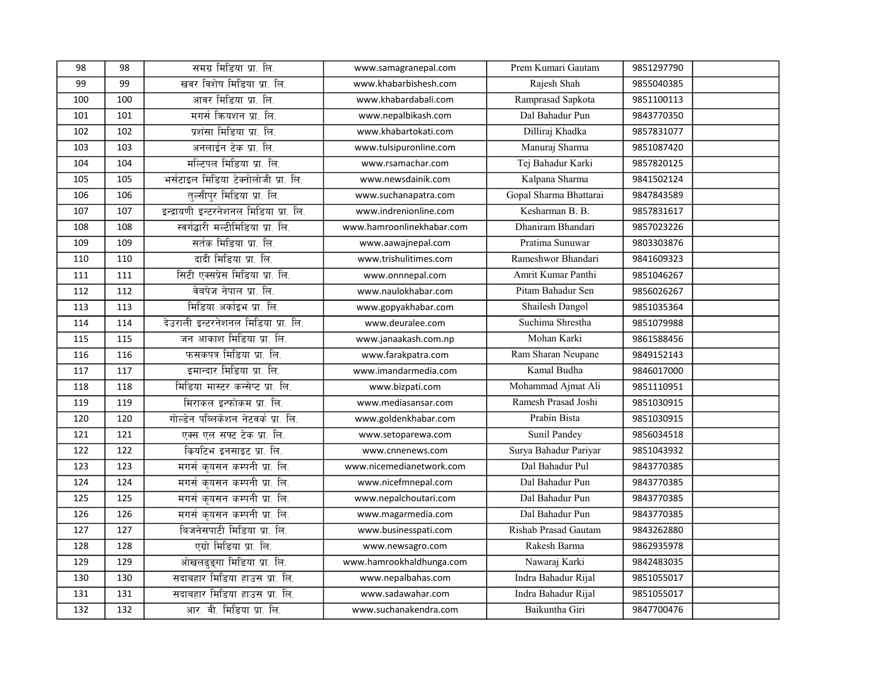| 98 | 98 | समग्र मिडिया प्रा. लि. | www.samagranepal.com | Prem Kumari Gautam | 9851297790 | |
|---|---|---|---|---|---|---|
| 99 | 99 | खवर विशेष मिडिया प्रा. लि. | www.khabarbishesh.com | Rajesh Shah | 9855040385 | |
| 100 | 100 | आवर मिडिया प्रा. लि. | www.khabardabali.com | Ramprasad Sapkota | 9851100113 | |
| 101 | 101 | मगर्स क्रियशन प्रा. लि. | www.nepalbikash.com | Dal Bahadur Pun | 9843770350 | |
| 102 | 102 | प्रशंसा मिडिया प्रा. लि. | www.khabartokati.com | Dilliraj Khadka | 9857831077 | |
| 103 | 103 | अनलाईन टेक प्रा. लि. | www.tulsipuronline.com | Manuraj Sharma | 9851087420 | |
| 104 | 104 | मल्टिपल मिडिया प्रा. लि. | www.rsamachar.com | Tej Bahadur Karki | 9857820125 | |
| 105 | 105 | भर्सटाइल मिडिया टेक्नोलोजी प्रा. लि. | www.newsdainik.com | Kalpana Sharma | 9841502124 | |
| 106 | 106 | तुल्सीपुर मिडिया प्रा. लि. | www.suchanapatra.com | Gopal Sharma Bhattarai | 9847843589 | |
| 107 | 107 | इन्द्रायणी इन्टरनेशनल मिडिया प्रा. लि. | www.indrenionline.com | Kesharman B. B. | 9857831617 | |
| 108 | 108 | स्वर्गद्धारी मल्टीमिडिया प्रा. लि. | www.hamroonlinekhabar.com | Dhaniram Bhandari | 9857023226 | |
| 109 | 109 | सर्तक मिडिया प्रा. लि. | www.aawajnepal.com | Pratima Sunuwar | 9803303876 | |
| 110 | 110 | दादी मिडिया प्रा. लि. | www.trishulitimes.com | Rameshwor Bhandari | 9841609323 | |
| 111 | 111 | सिटी एक्सप्रेस मिडिया प्रा. लि. | www.onnnepal.com | Amrit Kumar Panthi | 9851046267 | |
| 112 | 112 | वेबपेज नेपाल प्रा. लि. | www.naulokhabar.com | Pitam Bahadur Sen | 9856026267 | |
| 113 | 113 | मिडिया अर्काइभ प्रा. लि. | www.gopyakhabar.com | Shailesh Dangol | 9851035364 | |
| 114 | 114 | देउराली इन्टरनेशनल मिडिया प्रा. लि. | www.deuralee.com | Suchima Shrestha | 9851079988 | |
| 115 | 115 | जन आकाश मिडिया प्रा. लि. | www.janaakash.com.np | Mohan Karki | 9861588456 | |
| 116 | 116 | फसकपत्र मिडिया प्रा. लि. | www.farakpatra.com | Ram Sharan Neupane | 9849152143 | |
| 117 | 117 | इमान्दार मिडिया प्रा. लि. | www.imandarmedia.com | Kamal Budha | 9846017000 | |
| 118 | 118 | मिडिया मास्टर कन्सेप्ट प्रा. लि. | www.bizpati.com | Mohammad Ajmat Ali | 9851110951 | |
| 119 | 119 | मिराकल इन्फोकम प्रा. लि. | www.mediasansar.com | Ramesh Prasad Joshi | 9851030915 | |
| 120 | 120 | गोल्डेन पब्लिकेशन नेटवर्क प्रा. लि. | www.goldenkhabar.com | Prabin Bista | 9851030915 | |
| 121 | 121 | एक्स एल सफ्ट टेक प्रा. लि. | www.setoparewa.com | Sunil Pandey | 9856034518 | |
| 122 | 122 | क्रियटिभ इनसाइट प्रा. लि. | www.cnnenews.com | Surya Bahadur Pariyar | 9851043932 | |
| 123 | 123 | मगर्स कृयसन कम्पनी प्रा. लि. | www.nicemedianetwork.com | Dal Bahadur Pul | 9843770385 | |
| 124 | 124 | मगर्स कृयसन कम्पनी प्रा. लि. | www.nicefmnepal.com | Dal Bahadur Pun | 9843770385 | |
| 125 | 125 | मगर्स कृयसन कम्पनी प्रा. लि. | www.nepalchoutari.com | Dal Bahadur Pun | 9843770385 | |
| 126 | 126 | मगर्स कृयसन कम्पनी प्रा. लि. | www.magarmedia.com | Dal Bahadur Pun | 9843770385 | |
| 127 | 127 | बिजनेसपाटी मिडिया प्रा. लि. | www.businesspati.com | Rishab Prasad Gautam | 9843262880 | |
| 128 | 128 | एग्रो मिडिया प्रा. लि. | www.newsagro.com | Rakesh Barma | 9862935978 | |
| 129 | 129 | ओखलढुङ्गा मिडिया प्रा. लि. | www.hamrookhaldhunga.com | Nawaraj Karki | 9842483035 | |
| 130 | 130 | सदावहार मिडिया हाउस प्रा. लि. | www.nepalbahas.com | Indra Bahadur Rijal | 9851055017 | |
| 131 | 131 | सदावहार मिडिया हाउस प्रा. लि. | www.sadawahar.com | Indra Bahadur Rijal | 9851055017 | |
| 132 | 132 | आर. वी. मिडिया प्रा. लि. | www.suchanakendra.com | Baikuntha Giri | 9847700476 | |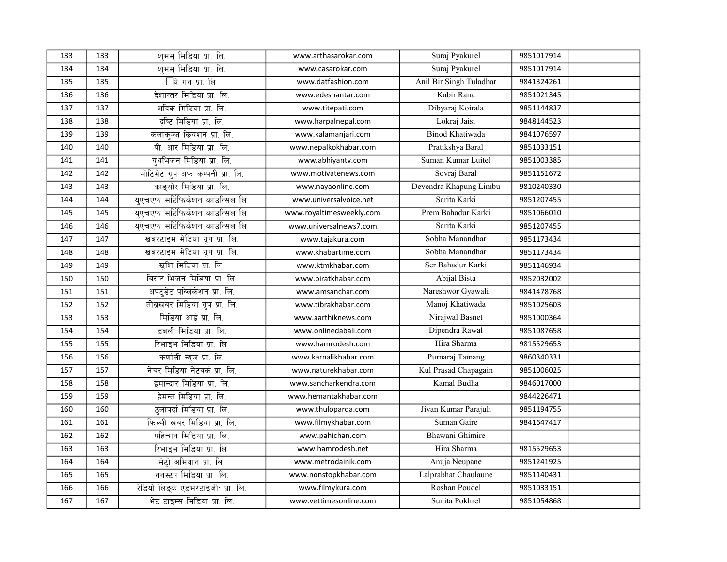| 133 | 133 | शुभम् मिडिया प्रा. लि. | www.arthasarokar.com | Suraj Pyakurel | 9851017914 | |
|---|---|---|---|---|---|---|
| 134 | 134 | शुभम् मिडिया प्रा. लि. | www.casarokar.com | Suraj Pyakurel | 9851017914 | |
| 135 | 135 | □ये गन प्रा. लि. | www.datfashion.com | Anil Bir Singh Tuladhar | 9841324261 | |
| 136 | 136 | देशान्तर मिडिया प्रा. लि. | www.edeshantar.com | Kabir Rana | 9851021345 | |
| 137 | 137 | अदिक मिडिया प्रा. लि. | www.titepati.com | Dibyaraj Koirala | 9851144837 | |
| 138 | 138 | दृष्टि मिडिया प्रा. लि. | www.harpalnepal.com | Lokraj Jaisi | 9848144523 | |
| 139 | 139 | कलाकुञ्ज कियशन प्रा. लि. | www.kalamanjari.com | Binod Khatiwada | 9841076597 | |
| 140 | 140 | पी. आर मिडिया प्रा. लि. | www.nepalkokhabar.com | Pratikshya Baral | 9851033151 | |
| 141 | 141 | युथभिजन मिडिया प्रा. लि. | www.abhiyantv.com | Suman Kumar Luitel | 9851003385 | |
| 142 | 142 | मोटिभेट ग्रुप अफ कम्पनी प्रा. लि. | www.motivatenews.com | Sovraj Baral | 9851151672 | |
| 143 | 143 | काङ्सोर मिडिया प्रा. लि. | www.nayaonline.com | Devendra Khapung Limbu | 9810240330 | |
| 144 | 144 | युएचएफ सर्टिफिकेशन काउन्सिल लि. | www.universalvoice.net | Sarita Karki | 9851207455 | |
| 145 | 145 | युएचएफ सर्टिफिकेशन काउन्सिल लि. | www.royaltimesweekly.com | Prem Bahadur Karki | 9851066010 | |
| 146 | 146 | युएचएफ सर्टिफिकेशन काउन्सिल लि. | www.universalnews7.com | Sarita Karki | 9851207455 | |
| 147 | 147 | खबरटाइम मेडिया ग्रुप प्रा. लि. | www.tajakura.com | Sobha Manandhar | 9851173434 | |
| 148 | 148 | खबरटाइम मेडिया ग्रुप प्रा. लि. | www.khabartime.com | Sobha Manandhar | 9851173434 | |
| 149 | 149 | खुशि मिडिया प्रा. लि. | www.ktmkhabar.com | Ser Bahadur Karki | 9851146934 | |
| 150 | 150 | विराट भिजन मिडिया प्रा. लि. | www.biratkhabar.com | Abijal Bista | 9852032002 | |
| 151 | 151 | अपटुडेट पब्लिकेशन प्रा. लि. | www.amsanchar.com | Nareshwor Gyawali | 9841478768 | |
| 152 | 152 | तीब्रखबर मिडिया ग्रुप प्रा. लि. | www.tibrakhabar.com | Manoj Khatiwada | 9851025603 | |
| 153 | 153 | मिडिया आई प्रा. लि. | www.aarthiknews.com | Nirajwal Basnet | 9851000364 | |
| 154 | 154 | डबली मिडिया प्रा. लि. | www.onlinedabali.com | Dipendra Rawal | 9851087658 | |
| 155 | 155 | रिभाइभ मिडिया प्रा. लि. | www.hamrodesh.com | Hira Sharma | 9815529653 | |
| 156 | 156 | कर्णाली न्युज प्रा. लि. | www.karnalikhabar.com | Purnaraj Tamang | 9860340331 | |
| 157 | 157 | नेचर मिडिया नेटवर्क प्रा. लि. | www.naturekhabar.com | Kul Prasad Chapagain | 9851006025 | |
| 158 | 158 | इमान्दार मिडिया प्रा. लि. | www.sancharkendra.com | Kamal Budha | 9846017000 | |
| 159 | 159 | हेमन्त मिडिया प्रा. लि. | www.hemantakhabar.com | | 9844226471 | |
| 160 | 160 | ठुलोपर्दा मिडिया प्रा. लि. | www.thuloparda.com | Jivan Kumar Parajuli | 9851194755 | |
| 161 | 161 | फिल्मी खबर मिडिया प्रा. लि. | www.filmykhabar.com | Suman Gaire | 9841647417 | |
| 162 | 162 | पहिचान मिडिया प्रा. लि. | www.pahichan.com | Bhawani Ghimire | | |
| 163 | 163 | रिभाइभ मिडिया प्रा. लि. | www.hamrodesh.net | Hira Sharma | 9815529653 | |
| 164 | 164 | मेट्रो अभियान प्रा. लि. | www.metrodainik.com | Anuja Neupane | 9851241925 | |
| 165 | 165 | ननस्टप मिडिया प्रा. लि. | www.nonstopkhabar.com | Lalprabhat Chaulaune | 9851140431 | |
| 166 | 166 | रेडियो लिङ्क एडभरटाइजी· प्रा. लि. | www.filmykura.com | Roshan Poudel | 9851033151 | |
| 167 | 167 | भेट टाइम्स मिडिया प्रा. लि. | www.vettimesonline.com | Sunita Pokhrel | 9851054868 | |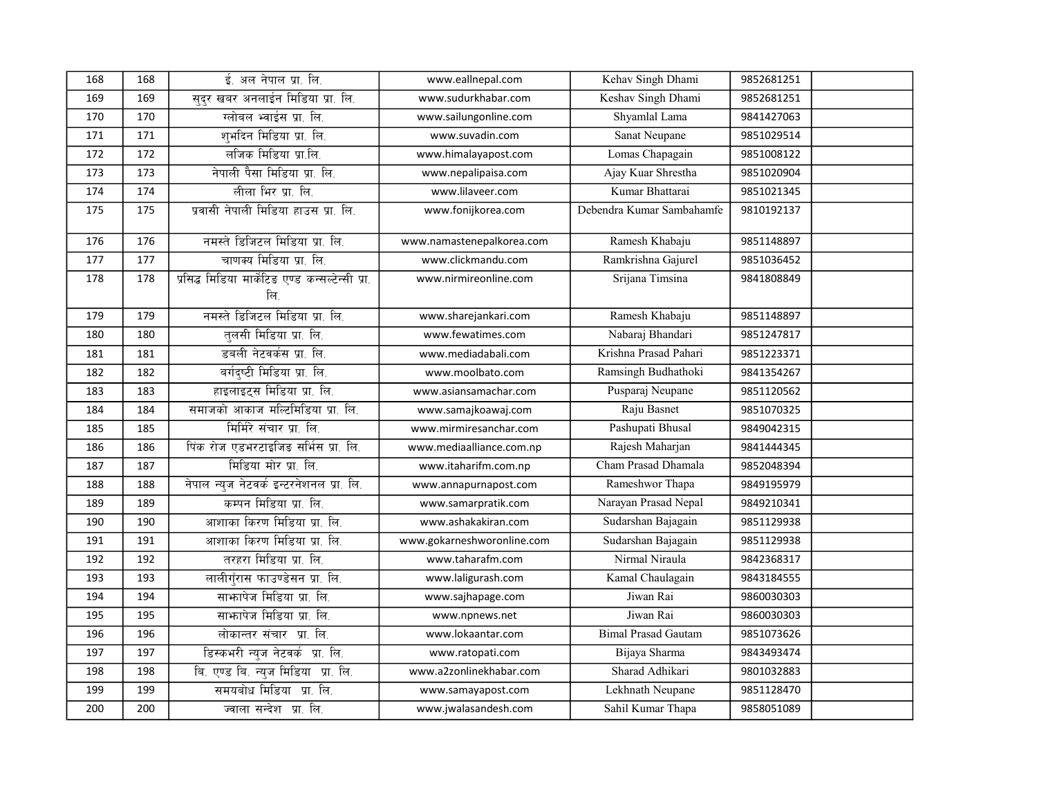| 168 | 168 | ई. अल नेपाल प्रा. लि. | www.eallnepal.com | Kehav Singh Dhami | 9852681251 | |
|---|---|---|---|---|---|---|
| 169 | 169 | सुदुर खबर अनलाईन मिडिया प्रा. लि. | www.sudurkhabar.com | Keshav Singh Dhami | 9852681251 | |
| 170 | 170 | ग्लोबल भ्वाईस प्रा. लि. | www.sailungonline.com | Shyamlal Lama | 9841427063 | |
| 171 | 171 | शुभदिन मिडिया प्रा. लि. | www.suvadin.com | Sanat Neupane | 9851029514 | |
| 172 | 172 | लजिक मिडिया प्रा.लि. | www.himalayapost.com | Lomas Chapagain | 9851008122 | |
| 173 | 173 | नेपाली पैसा मिडिया प्रा. लि. | www.nepalipaisa.com | Ajay Kuar Shrestha | 9851020904 | |
| 174 | 174 | लीला भिर प्रा. लि. | www.lilaveer.com | Kumar Bhattarai | 9851021345 | |
| 175 | 175 | प्रवासी नेपाली मिडिया हाउस प्रा. लि. | www.fonijkorea.com | Debendra Kumar Sambahamfe | 9810192137 | |
| 176 | 176 | नमस्ते डिजिटल मिडिया प्रा. लि. | www.namastenepalkorea.com | Ramesh Khabaju | 9851148897 | |
| 177 | 177 | चाणक्य मिडिया प्रा. लि. | www.clickmandu.com | Ramkrishna Gajurel | 9851036452 | |
| 178 | 178 | प्रसिद्ध मिडिया मार्केटिङ एण्ड कन्सल्टेन्सी प्रा. लि. | www.nirmireonline.com | Srijana Timsina | 9841808849 | |
| 179 | 179 | नमस्ते डिजिटल मिडिया प्रा. लि. | www.sharejankari.com | Ramesh Khabaju | 9851148897 | |
| 180 | 180 | तुलसी मिडिया प्रा. लि. | www.fewatimes.com | Nabaraj Bhandari | 9851247817 | |
| 181 | 181 | डबली नेटवर्कस प्रा. लि. | www.mediadabali.com | Krishna Prasad Pahari | 9851223371 | |
| 182 | 182 | वर्गदृष्टी मिडिया प्रा. लि. | www.moolbato.com | Ramsingh Budhathoki | 9841354267 | |
| 183 | 183 | हाइलाइट्स मिडिया प्रा. लि. | www.asiansamachar.com | Pusparaj Neupane | 9851120562 | |
| 184 | 184 | समाजको आकाज मल्टिमिडिया प्रा. लि. | www.samajkoawaj.com | Raju Basnet | 9851070325 | |
| 185 | 185 | मिर्मिरे संचार प्रा. लि. | www.mirmiresanchar.com | Pashupati Bhusal | 9849042315 | |
| 186 | 186 | पिंक रोज एडभरटाइजिङ सर्भिस प्रा. लि. | www.mediaalliance.com.np | Rajesh Maharjan | 9841444345 | |
| 187 | 187 | मिडिया मोर प्रा. लि. | www.itaharifm.com.np | Cham Prasad Dhamala | 9852048394 | |
| 188 | 188 | नेपाल न्युज नेटवर्क इन्टरनेशनल प्रा. लि. | www.annapurnapost.com | Rameshwor Thapa | 9849195979 | |
| 189 | 189 | कम्पन मिडिया प्रा. लि. | www.samarpratik.com | Narayan Prasad Nepal | 9849210341 | |
| 190 | 190 | आशाका किरण मिडिया प्रा. लि. | www.ashakakiran.com | Sudarshan Bajagain | 9851129938 | |
| 191 | 191 | आशाका किरण मिडिया प्रा. लि. | www.gokarneshworonline.com | Sudarshan Bajagain | 9851129938 | |
| 192 | 192 | तरहरा मिडिया प्रा. लि. | www.taharafm.com | Nirmal Niraula | 9842368317 | |
| 193 | 193 | लालीगुँरास फाउण्डेसन प्रा. लि. | www.laligurash.com | Kamal Chaulagain | 9843184555 | |
| 194 | 194 | साझापेज मिडिया प्रा. लि. | www.sajhapage.com | Jiwan Rai | 9860030303 | |
| 195 | 195 | साझापेज मिडिया प्रा. लि. | www.npnews.net | Jiwan Rai | 9860030303 | |
| 196 | 196 | लोकान्तर संचार प्रा. लि. | www.lokaantar.com | Bimal Prasad Gautam | 9851073626 | |
| 197 | 197 | डिस्कभरी न्युज नेटवर्क प्रा. लि. | www.ratopati.com | Bijaya Sharma | 9843493474 | |
| 198 | 198 | बि. एण्ड बि. न्युज मिडिया प्रा. लि. | www.a2zonlinekhabar.com | Sharad Adhikari | 9801032883 | |
| 199 | 199 | समयबोध मिडिया प्रा. लि. | www.samayapost.com | Lekhnath Neupane | 9851128470 | |
| 200 | 200 | ज्वाला सन्देश प्रा. लि. | www.jwalasandesh.com | Sahil Kumar Thapa | 9858051089 | |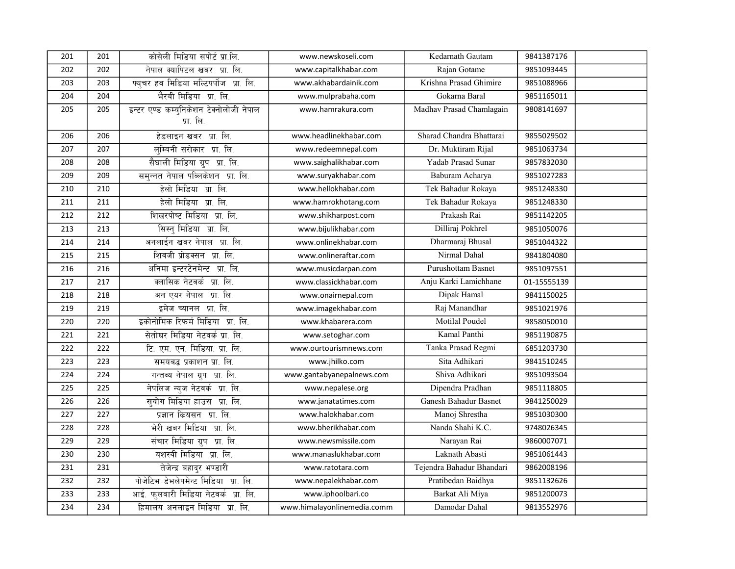| | | | | | | |
|---|---|---|---|---|---|---|
| 201 | 201 | कोसेली मिडिया सपोर्ट प्रा.लि. | www.newskoseli.com | Kedarnath Gautam | 9841387176 | |
| 202 | 202 | नेपाल क्यापिटल खबर प्रा. लि. | www.capitalkhabar.com | Rajan Gotame | 9851093445 | |
| 203 | 203 | फ्युचर हब मिडिया मल्टिपर्पोज प्रा. लि. | www.akhabardainik.com | Krishna Prasad Ghimire | 9851088966 | |
| 204 | 204 | भैरवी मिडिया प्रा. लि. | www.mulprabaha.com | Gokarna Baral | 9851165011 | |
| 205 | 205 | इन्टर एण्ड कम्युनिकेशन टेक्नोलोजी नेपाल प्रा. लि. | www.hamrakura.com | Madhav Prasad Chamlagain | 9808141697 | |
| 206 | 206 | हेडलाइन खबर प्रा. लि. | www.headlinekhabar.com | Sharad Chandra Bhattarai | 9855029502 | |
| 207 | 207 | लुम्बिनी सरोकार प्रा. लि. | www.redeemnepal.com | Dr. Muktiram Rijal | 9851063734 | |
| 208 | 208 | सैघाली मिडिया ग्रुप प्रा. लि. | www.saighalikhabar.com | Yadab Prasad Sunar | 9857832030 | |
| 209 | 209 | समुन्नत नेपाल पब्लिकेशन प्रा. लि. | www.suryakhabar.com | Baburam Acharya | 9851027283 | |
| 210 | 210 | हेलो मिडिया प्रा. लि. | www.hellokhabar.com | Tek Bahadur Rokaya | 9851248330 | |
| 211 | 211 | हेलो मिडिया प्रा. लि. | www.hamrokhotang.com | Tek Bahadur Rokaya | 9851248330 | |
| 212 | 212 | शिखरपोष्ट मिडिया प्रा. लि. | www.shikharpost.com | Prakash Rai | 9851142205 | |
| 213 | 213 | सिस्नु मिडिया प्रा. लि. | www.bijulikhabar.com | Dilliraj Pokhrel | 9851050076 | |
| 214 | 214 | अनलाईन खबर नेपाल प्रा. लि. | www.onlinekhabar.com | Dharmaraj Bhusal | 9851044322 | |
| 215 | 215 | शिवजी प्रोडक्सन प्रा. लि. | www.onlineraftar.com | Nirmal Dahal | 9841804080 | |
| 216 | 216 | अनिमा इन्टरटेनमेन्ट प्रा. लि. | www.musicdarpan.com | Purushottam Basnet | 9851097551 | |
| 217 | 217 | क्लासिक नेटवर्क प्रा. लि. | www.classickhabar.com | Anju Karki Lamichhane | 01-15555139 | |
| 218 | 218 | अन एयर नेपाल प्रा. लि. | www.onairnepal.com | Dipak Hamal | 9841150025 | |
| 219 | 219 | इमेज च्यानल प्रा. लि. | www.imagekhabar.com | Raj Manandhar | 9851021976 | |
| 220 | 220 | इकोनोमिक रिफर्म मिडिया प्रा. लि. | www.khabarera.com | Motilal Poudel | 9858050010 | |
| 221 | 221 | सेतोघर मिडिया नेटवर्क प्रा. लि. | www.setoghar.com | Kamal Panthi | 9851190875 | |
| 222 | 222 | टि. एम. एन. मिडिया. प्रा. लि. | www.ourtourismnews.com | Tanka Prasad Regmi | 6851203730 | |
| 223 | 223 | समयबद्ध प्रकाशन प्रा. लि. | www.jhilko.com | Sita Adhikari | 9841510245 | |
| 224 | 224 | गन्तब्य नेपाल ग्रुप प्रा. लि. | www.gantabyanepalnews.com | Shiva Adhikari | 9851093504 | |
| 225 | 225 | नेपलिज न्युज नेटवर्क प्रा. लि. | www.nepalese.org | Dipendra Pradhan | 9851118805 | |
| 226 | 226 | सुयोग मिडिया हाउस प्रा. लि. | www.janatatimes.com | Ganesh Bahadur Basnet | 9841250029 | |
| 227 | 227 | प्रज्ञान क्रियसन प्रा. लि. | www.halokhabar.com | Manoj Shrestha | 9851030300 | |
| 228 | 228 | भेरी खबर मिडिया प्रा. लि. | www.bherikhabar.com | Nanda Shahi K.C. | 9748026345 | |
| 229 | 229 | संचार मिडिया ग्रुप प्रा. लि. | www.newsmissile.com | Narayan Rai | 9860007071 | |
| 230 | 230 | यशस्वी मिडिया प्रा. लि. | www.manaslukhabar.com | Laknath Abasti | 9851061443 | |
| 231 | 231 | तेजेन्द्र बहादुर भण्डारी | www.ratotara.com | Tejendra Bahadur Bhandari | 9862008196 | |
| 232 | 232 | पोजेटिभ डेभलेपमेन्ट मिडिया प्रा. लि. | www.nepalekhabar.com | Pratibedan Baidhya | 9851132626 | |
| 233 | 233 | आई. फुलबारी मिडिया नेटवर्क प्रा. लि. | www.iphoolbari.co | Barkat Ali Miya | 9851200073 | |
| 234 | 234 | हिमालय अनलाइन मिडिया प्रा. लि. | www.himalayonlinemedia.comm | Damodar Dahal | 9813552976 | |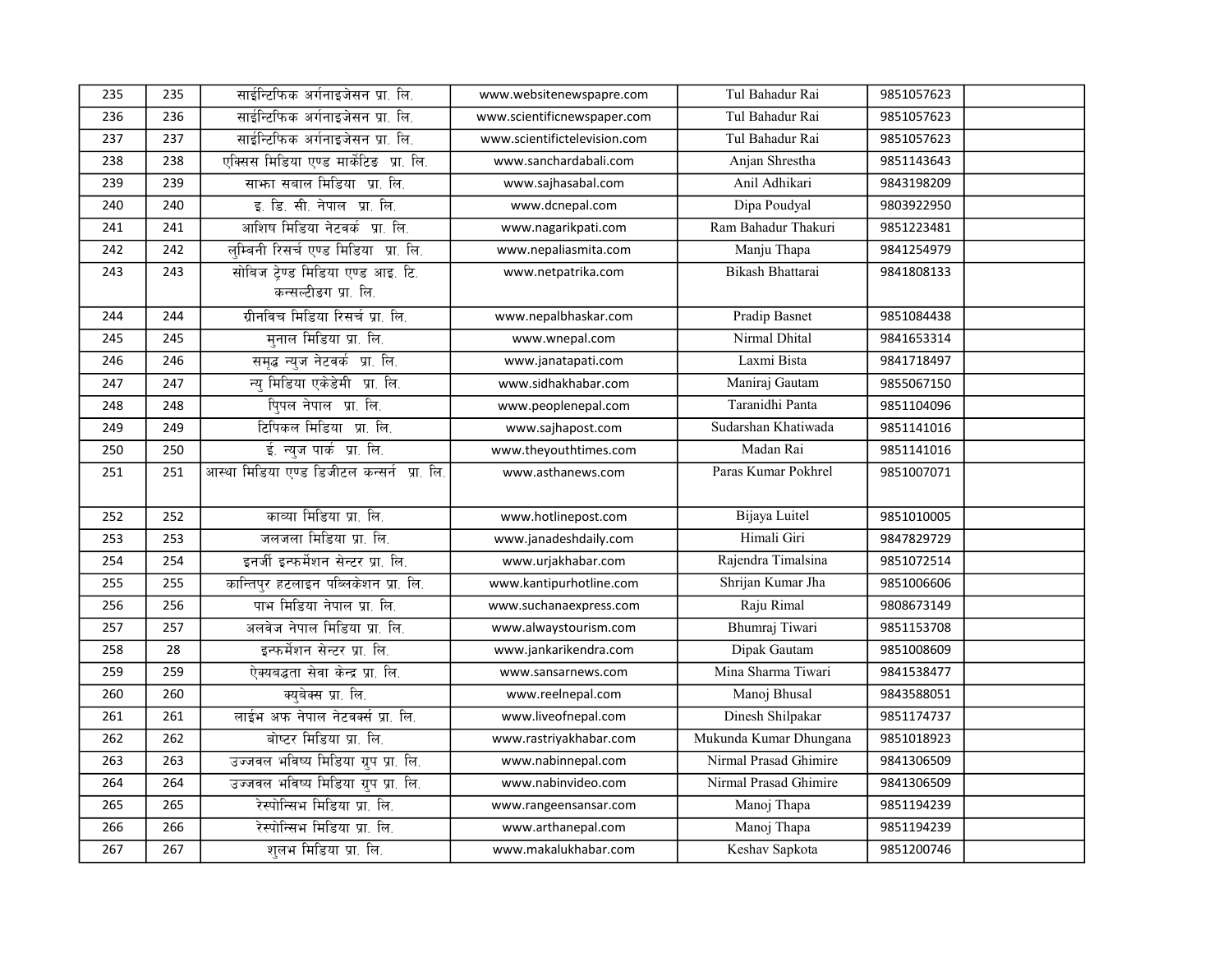| 235 | 235 | साईन्टिफिक अर्गनाइजेसन प्रा. लि. | www.websitenewspapre.com | Tul Bahadur Rai | 9851057623 | |
|---|---|---|---|---|---|---|
| 236 | 236 | साईन्टिफिक अर्गनाइजेसन प्रा. लि. | www.scientificnewspaper.com | Tul Bahadur Rai | 9851057623 | |
| 237 | 237 | साईन्टिफिक अर्गनाइजेसन प्रा. लि. | www.scientifictelevision.com | Tul Bahadur Rai | 9851057623 | |
| 238 | 238 | एक्सिस मिडिया एण्ड मार्केटिङ प्रा. लि. | www.sanchardabali.com | Anjan Shrestha | 9851143643 | |
| 239 | 239 | साझा सबाल मिडिया प्रा. लि. | www.sajhasabal.com | Anil Adhikari | 9843198209 | |
| 240 | 240 | इ. डि. सी. नेपाल प्रा. लि. | www.dcnepal.com | Dipa Poudyal | 9803922950 | |
| 241 | 241 | आशिष मिडिया नेटवर्क प्रा. लि. | www.nagarikpati.com | Ram Bahadur Thakuri | 9851223481 | |
| 242 | 242 | लुम्बिनी रिसर्च एण्ड मिडिया प्रा. लि. | www.nepaliasmita.com | Manju Thapa | 9841254979 | |
| 243 | 243 | सोबिज ट्रेण्ड मिडिया एण्ड आइ. टि. कन्सल्टीङग प्रा. लि. | www.netpatrika.com | Bikash Bhattarai | 9841808133 | |
| 244 | 244 | ग्रीनविच मिडिया रिसर्च प्रा. लि. | www.nepalbhaskar.com | Pradip Basnet | 9851084438 | |
| 245 | 245 | मुनाल मिडिया प्रा. लि. | www.wnepal.com | Nirmal Dhital | 9841653314 | |
| 246 | 246 | समृद्ध न्युज नेटवर्क प्रा. लि. | www.janatapati.com | Laxmi Bista | 9841718497 | |
| 247 | 247 | न्यु मिडिया एकेडेमी प्रा. लि. | www.sidhakhabar.com | Maniraj Gautam | 9855067150 | |
| 248 | 248 | पिपल नेपाल प्रा. लि. | www.peoplenepal.com | Taranidhi Panta | 9851104096 | |
| 249 | 249 | टिपिकल मिडिया प्रा. लि. | www.sajhapost.com | Sudarshan Khatiwada | 9851141016 | |
| 250 | 250 | ई. न्युज पार्क प्रा. लि. | www.theyouthtimes.com | Madan Rai | 9851141016 | |
| 251 | 251 | आस्था मिडिया एण्ड डिजीटल कन्सर्न प्रा. लि. | www.asthanews.com | Paras Kumar Pokhrel | 9851007071 | |
| 252 | 252 | काव्या मिडिया प्रा. लि. | www.hotlinepost.com | Bijaya Luitel | 9851010005 | |
| 253 | 253 | जलजला मिडिया प्रा. लि. | www.janadeshdaily.com | Himali Giri | 9847829729 | |
| 254 | 254 | इनर्जी इन्फर्मेशन सेन्टर प्रा. लि. | www.urjakhabar.com | Rajendra Timalsina | 9851072514 | |
| 255 | 255 | कान्तिपुर हटलाइन पब्लिकेशन प्रा. लि. | www.kantipurhotline.com | Shrijan Kumar Jha | 9851006606 | |
| 256 | 256 | पाभ मिडिया नेपाल प्रा. लि. | www.suchanaexpress.com | Raju Rimal | 9808673149 | |
| 257 | 257 | अलवेज नेपाल मिडिया प्रा. लि. | www.alwaystourism.com | Bhumraj Tiwari | 9851153708 | |
| 258 | 28 | इन्फर्मेशन सेन्टर प्रा. लि. | www.jankarikendra.com | Dipak Gautam | 9851008609 | |
| 259 | 259 | ऐक्यबद्धता सेवा केन्द्र प्रा. लि. | www.sansarnews.com | Mina Sharma Tiwari | 9841538477 | |
| 260 | 260 | क्युबेक्स प्रा. लि. | www.reelnepal.com | Manoj Bhusal | 9843588051 | |
| 261 | 261 | लाईभ अफ नेपाल नेटवर्क्स प्रा. लि. | www.liveofnepal.com | Dinesh Shilpakar | 9851174737 | |
| 262 | 262 | बोष्टर मिडिया प्रा. लि. | www.rastriyakhabar.com | Mukunda Kumar Dhungana | 9851018923 | |
| 263 | 263 | उज्जवल भविष्य मिडिया ग्रुप प्रा. लि. | www.nabinnepal.com | Nirmal Prasad Ghimire | 9841306509 | |
| 264 | 264 | उज्जवल भविष्य मिडिया ग्रुप प्रा. लि. | www.nabinvideo.com | Nirmal Prasad Ghimire | 9841306509 | |
| 265 | 265 | रेस्पोन्सिभ मिडिया प्रा. लि. | www.rangeensansar.com | Manoj Thapa | 9851194239 | |
| 266 | 266 | रेस्पोन्सिभ मिडिया प्रा. लि. | www.arthanepal.com | Manoj Thapa | 9851194239 | |
| 267 | 267 | शुलभ मिडिया प्रा. लि. | www.makalukhabar.com | Keshav Sapkota | 9851200746 | |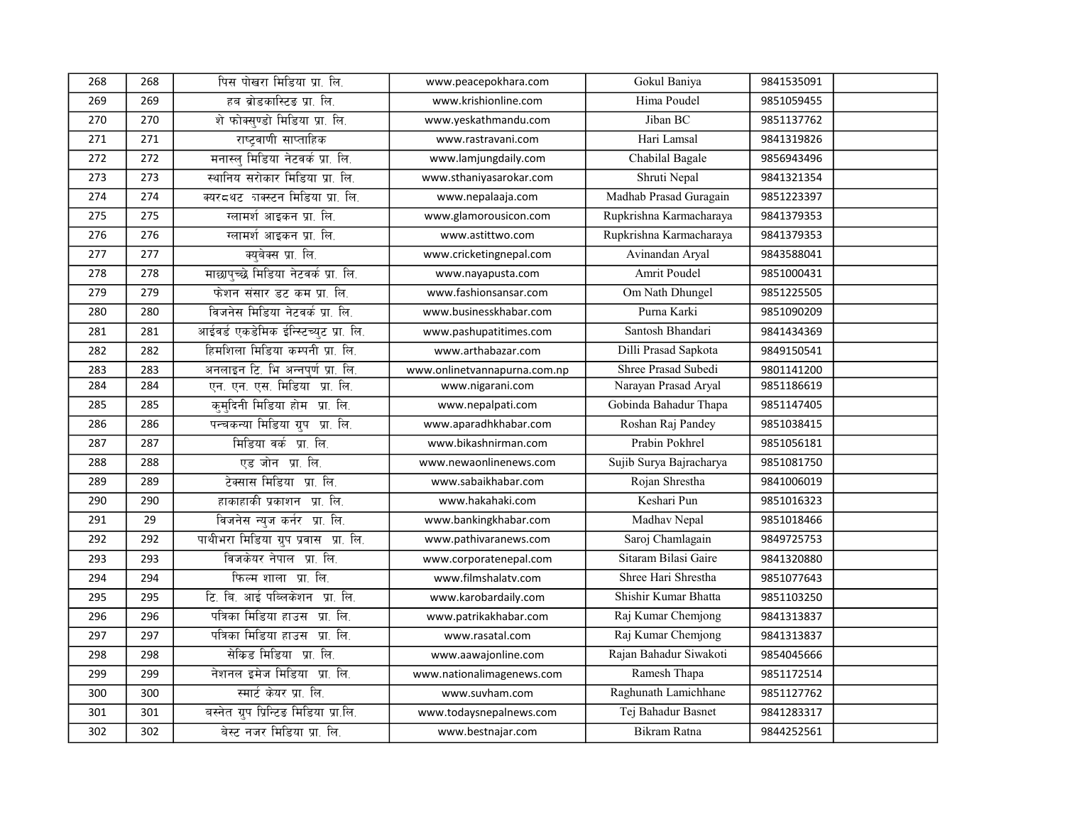| | | | | | | |
|---|---|---|---|---|---|---|
| 268 | 268 | पिस पोखरा मिडिया प्रा. लि. | www.peacepokhara.com | Gokul Baniya | 9841535091 | |
| 269 | 269 | हब ब्रोडकास्टिङ प्रा. लि. | www.krishionline.com | Hima Poudel | 9851059455 | |
| 270 | 270 | शे फोक्सुण्डो मिडिया प्रा. लि. | www.yeskathmandu.com | Jiban BC | 9851137762 | |
| 271 | 271 | राष्ट्रवाणी साप्ताहिक | www.rastravani.com | Hari Lamsal | 9841319826 | |
| 272 | 272 | मनास्लु मिडिया नेटवर्क प्रा. लि. | www.lamjungdaily.com | Chabilal Bagale | 9856943496 | |
| 273 | 273 | स्थानिय सरोकार मिडिया प्रा. लि. | www.sthaniyasarokar.com | Shruti Nepal | 9841321354 | |
| 274 | 274 | क्यरद्धथट ञास्टन मिडिया प्रा. लि. | www.nepalaaja.com | Madhab Prasad Guragain | 9851223397 | |
| 275 | 275 | ग्लामर्श आइकन प्रा. लि. | www.glamorousicon.com | Rupkrishna Karmacharaya | 9841379353 | |
| 276 | 276 | ग्लामर्श आइकन प्रा. लि. | www.astittwo.com | Rupkrishna Karmacharaya | 9841379353 | |
| 277 | 277 | क्युबेक्स प्रा. लि. | www.cricketingnepal.com | Avinandan Aryal | 9843588041 | |
| 278 | 278 | माछापुच्छ्रे मिडिया नेटवर्क प्रा. लि. | www.nayapusta.com | Amrit Poudel | 9851000431 | |
| 279 | 279 | फेशन संसार डट कम प्रा. लि. | www.fashionsansar.com | Om Nath Dhungel | 9851225505 | |
| 280 | 280 | बिजनेस मिडिया नेटवर्क प्रा. लि. | www.businesskhabar.com | Purna Karki | 9851090209 | |
| 281 | 281 | आईवर्ड एकडेमिक ईन्स्टिच्युट प्रा. लि. | www.pashupatitimes.com | Santosh Bhandari | 9841434369 | |
| 282 | 282 | हिमशिला मिडिया कम्पनी प्रा. लि. | www.arthabazar.com | Dilli Prasad Sapkota | 9849150541 | |
| 283 | 283 | अनलाइन टि. भि अन्नपूर्ण प्रा. लि. | www.onlinetvannapurna.com.np | Shree Prasad Subedi | 9801141200 | |
| 284 | 284 | एन. एन. एस. मिडिया प्रा. लि. | www.nigarani.com | Narayan Prasad Aryal | 9851186619 | |
| 285 | 285 | कुमुदिनी मिडिया होम प्रा. लि. | www.nepalpati.com | Gobinda Bahadur Thapa | 9851147405 | |
| 286 | 286 | पन्चकन्या मिडिया ग्रुप प्रा. लि. | www.aparadhkhabar.com | Roshan Raj Pandey | 9851038415 | |
| 287 | 287 | मिडिया वर्क प्रा. लि. | www.bikashnirman.com | Prabin Pokhrel | 9851056181 | |
| 288 | 288 | एड जोन प्रा. लि. | www.newaonlinenews.com | Sujib Surya Bajracharya | 9851081750 | |
| 289 | 289 | टेक्सास मिडिया प्रा. लि. | www.sabaikhabar.com | Rojan Shrestha | 9841006019 | |
| 290 | 290 | हाकाहाकी प्रकाशन प्रा. लि. | www.hakahaki.com | Keshari Pun | 9851016323 | |
| 291 | 29 | बिजनेस न्युज कर्नर प्रा. लि. | www.bankingkhabar.com | Madhav Nepal | 9851018466 | |
| 292 | 292 | पाथीभरा मिडिया ग्रुप प्रवास प्रा. लि. | www.pathivaranews.com | Saroj Chamlagain | 9849725753 | |
| 293 | 293 | बिजकेयर नेपाल प्रा. लि. | www.corporatenepal.com | Sitaram Bilasi Gaire | 9841320880 | |
| 294 | 294 | फिल्म शाला प्रा. लि. | www.filmshalatv.com | Shree Hari Shrestha | 9851077643 | |
| 295 | 295 | टि. बि. आई पब्लिकेशन प्रा. लि. | www.karobardaily.com | Shishir Kumar Bhatta | 9851103250 | |
| 296 | 296 | पत्रिका मिडिया हाउस प्रा. लि. | www.patrikakhabar.com | Raj Kumar Chemjong | 9841313837 | |
| 297 | 297 | पत्रिका मिडिया हाउस प्रा. लि. | www.rasatal.com | Raj Kumar Chemjong | 9841313837 | |
| 298 | 298 | सेक्रिड मिडिया प्रा. लि. | www.aawajonline.com | Rajan Bahadur Siwakoti | 9854045666 | |
| 299 | 299 | नेशनल इमेज मिडिया प्रा. लि. | www.nationalimagenews.com | Ramesh Thapa | 9851172514 | |
| 300 | 300 | स्मार्ट केयर प्रा. लि. | www.suvham.com | Raghunath Lamichhane | 9851127762 | |
| 301 | 301 | बस्नेत ग्रुप प्रिन्टिङ मिडिया प्रा.लि. | www.todaysnepalnews.com | Tej Bahadur Basnet | 9841283317 | |
| 302 | 302 | बेस्ट नजर मिडिया प्रा. लि. | www.bestnajar.com | Bikram Ratna | 9844252561 | |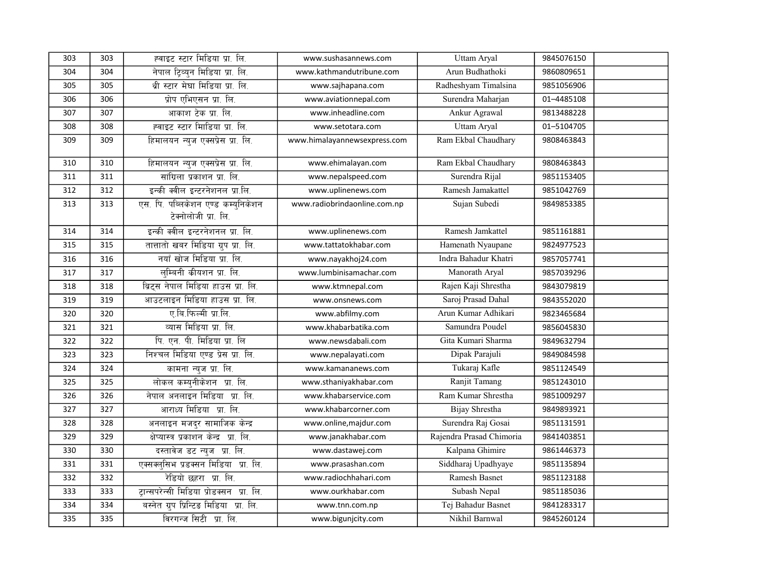| 303 | 303 | ह्वाइट स्टार मिडिया प्रा. लि. | www.sushasannews.com | Uttam Aryal | 9845076150 | |
|---|---|---|---|---|---|---|
| 304 | 304 | नेपाल ट्रिव्युन मिडिया प्रा. लि. | www.kathmandutribune.com | Arun Budhathoki | 9860809651 | |
| 305 | 305 | थ्री स्टार मेघा मिडिया प्रा. लि. | www.sajhapana.com | Radheshyam Timalsina | 9851056906 | |
| 306 | 306 | प्रोप एभिएसन प्रा. लि. | www.aviationnepal.com | Surendra Maharjan | 01–4485108 | |
| 307 | 307 | आकाश टेक प्रा. लि. | www.inheadline.com | Ankur Agrawal | 9813488228 | |
| 308 | 308 | ह्वाइट स्टार मिडिया प्रा. लि. | www.setotara.com | Uttam Aryal | 01–5104705 | |
| 309 | 309 | हिमालयन न्युज एक्सप्रेस प्रा. लि. | www.himalayannewsexpress.com | Ram Ekbal Chaudhary | 9808463843 | |
| 310 | 310 | हिमालयन न्युज एक्सप्रेस प्रा. लि. | www.ehimalayan.com | Ram Ekbal Chaudhary | 9808463843 | |
| 311 | 311 | सांग्रिला प्रकाशन प्रा. लि. | www.nepalspeed.com | Surendra Rijal | 9851153405 | |
| 312 | 312 | इन्की क्वील इन्टरनेशनल प्रा.लि. | www.uplinenews.com | Ramesh Jamakattel | 9851042769 | |
| 313 | 313 | एस. पि. पब्लिकेशन एण्ड कम्युनिकेशन टेक्नोलोजी प्रा. लि. | www.radiobrindaonline.com.np | Sujan Subedi | 9849853385 | |
| 314 | 314 | इन्की क्वील इन्टरनेशनल प्रा. लि. | www.uplinenews.com | Ramesh Jamkattel | 9851161881 | |
| 315 | 315 | तात्तातो खबर मिडिया ग्रुप प्रा. लि. | www.tattatokhabar.com | Hamenath Nyaupane | 9824977523 | |
| 316 | 316 | नयाँ खोज मिडिया प्रा. लि. | www.nayakhoj24.com | Indra Bahadur Khatri | 9857057741 | |
| 317 | 317 | लुम्बिनी क्रीयशन प्रा. लि. | www.lumbinisamachar.com | Manorath Aryal | 9857039296 | |
| 318 | 318 | ब्रिट्स नेपाल मिडिया हाउस प्रा. लि. | www.ktmnepal.com | Rajen Kaji Shrestha | 9843079819 | |
| 319 | 319 | आउटलाइन मिडिया हाउस प्रा. लि. | www.onsnews.com | Saroj Prasad Dahal | 9843552020 | |
| 320 | 320 | ए.बि.फिल्मी प्रा.लि. | www.abfilmy.com | Arun Kumar Adhikari | 9823465684 | |
| 321 | 321 | व्यास मिडिया प्रा. लि. | www.khabarbatika.com | Samundra Poudel | 9856045830 | |
| 322 | 322 | पि. एन. पी. मिडिया प्रा. लि | www.newsdabali.com | Gita Kumari Sharma | 9849632794 | |
| 323 | 323 | निश्चल मिडिया एण्ड प्रेस प्रा. लि. | www.nepalayati.com | Dipak Parajuli | 9849084598 | |
| 324 | 324 | कामना न्युज प्रा. लि. | www.kamananews.com | Tukaraj Kafle | 9851124549 | |
| 325 | 325 | लोकल कम्युनीकेशन प्रा. लि. | www.sthaniyakhabar.com | Ranjit Tamang | 9851243010 | |
| 326 | 326 | नेपाल अनलाइन मिडिया प्रा. लि. | www.khabarservice.com | Ram Kumar Shrestha | 9851009297 | |
| 327 | 327 | आराध्य मिडिया प्रा. लि. | www.khabarcorner.com | Bijay Shrestha | 9849893921 | |
| 328 | 328 | अनलाइन मजदुर सामाजिक केन्द्र | www.online,majdur.com | Surendra Raj Gosai | 9851131591 | |
| 329 | 329 | क्षेप्यास्त्र प्रकाशन केन्द्र प्रा. लि. | www.janakhabar.com | Rajendra Prasad Chimoria | 9841403851 | |
| 330 | 330 | दस्ताविज डट न्युज प्रा. लि. | www.dastawej.com | Kalpana Ghimire | 9861446373 | |
| 331 | 331 | एक्सक्लुसिभ प्रडक्सन मिडिया प्रा. लि. | www.prasashan.com | Siddharaj Upadhyaye | 9851135894 | |
| 332 | 332 | रेडियो छहरा प्रा. लि. | www.radiochhahari.com | Ramesh Basnet | 9851123188 | |
| 333 | 333 | ट्रान्सपरेन्सी मिडिया प्रोडक्सन प्रा. लि. | www.ourkhabar.com | Subash Nepal | 9851185036 | |
| 334 | 334 | बस्नेत ग्रुप प्रिन्टिङ मिडिया प्रा. लि. | www.tnn.com.np | Tej Bahadur Basnet | 9841283317 | |
| 335 | 335 | विरगन्ज सिटी प्रा. लि. | www.bigunjcity.com | Nikhil Barnwal | 9845260124 | |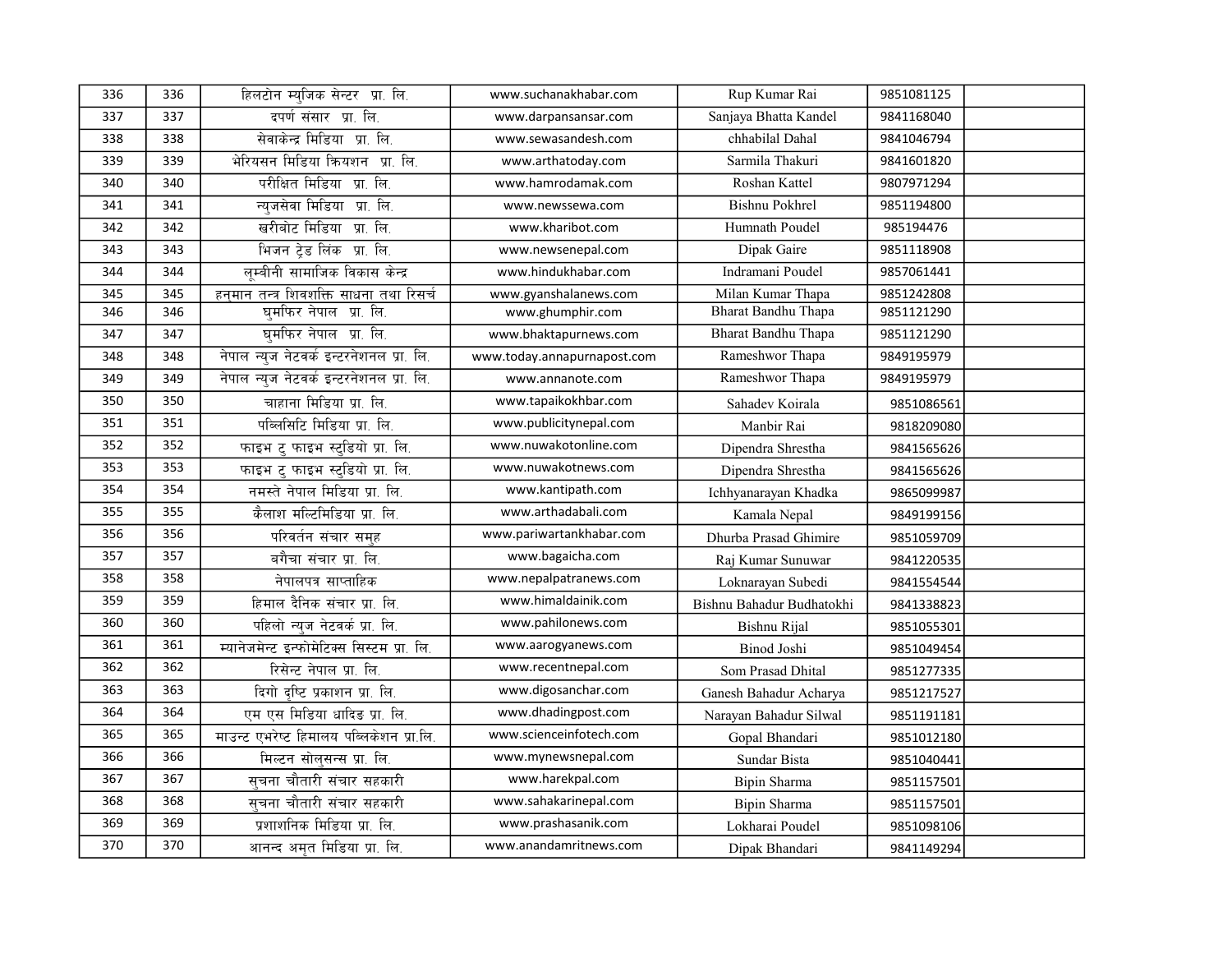| | | | | | | |
|---|---|---|---|---|---|---|
| 336 | 336 | हिलटोन म्युजिक सेन्टर  प्रा. लि. | www.suchanakhabar.com | Rup Kumar Rai | 9851081125 | |
| 337 | 337 | दर्पण संसार  प्रा. लि. | www.darpansansar.com | Sanjaya Bhatta Kandel | 9841168040 | |
| 338 | 338 | सेवाकेन्द्र मिडिया  प्रा. लि. | www.sewasandesh.com | chhabilal Dahal | 9841046794 | |
| 339 | 339 | भेरियसन मिडिया क्रियशन  प्रा. लि. | www.arthatoday.com | Sarmila Thakuri | 9841601820 | |
| 340 | 340 | परीक्षित मिडिया  प्रा. लि. | www.hamrodamak.com | Roshan Kattel | 9807971294 | |
| 341 | 341 | न्युजसेवा मिडिया  प्रा. लि. | www.newssewa.com | Bishnu Pokhrel | 9851194800 | |
| 342 | 342 | खरीबोट मिडिया  प्रा. लि. | www.kharibot.com | Humnath Poudel | 985194476 | |
| 343 | 343 | भिजन ट्रेड लिंक  प्रा. लि. | www.newsenepal.com | Dipak Gaire | 9851118908 | |
| 344 | 344 | लूम्बीनी सामाजिक विकास केन्द्र | www.hindukhabar.com | Indramani Poudel | 9857061441 | |
| 345 | 345 | हनुमान तन्त्र शिवशक्ति साधना तथा रिसर्च | www.gyanshalanews.com | Milan Kumar Thapa | 9851242808 | |
| 346 | 346 | घुमफिर नेपाल  प्रा. लि. | www.ghumphir.com | Bharat Bandhu Thapa | 9851121290 | |
| 347 | 347 | घुमफिर नेपाल  प्रा. लि. | www.bhaktapurnews.com | Bharat Bandhu Thapa | 9851121290 | |
| 348 | 348 | नेपाल न्युज नेटवर्क इन्टरनेशनल प्रा. लि. | www.today.annapurnapost.com | Rameshwor Thapa | 9849195979 | |
| 349 | 349 | नेपाल न्युज नेटवर्क इन्टरनेशनल प्रा. लि. | www.annanote.com | Rameshwor Thapa | 9849195979 | |
| 350 | 350 | चाहाना मिडिया प्रा. लि. | www.tapaikokhbar.com | Sahadev Koirala | 9851086561 | |
| 351 | 351 | पब्लिसिटि मिडिया प्रा. लि. | www.publicitynepal.com | Manbir Rai | 9818209080 | |
| 352 | 352 | फाइभ टु फाइभ स्टुडियो प्रा. लि. | www.nuwakotonline.com | Dipendra Shrestha | 9841565626 | |
| 353 | 353 | फाइभ टु फाइभ स्टुडियो प्रा. लि. | www.nuwakotnews.com | Dipendra Shrestha | 9841565626 | |
| 354 | 354 | नमस्ते नेपाल मिडिया प्रा. लि. | www.kantipath.com | Ichhyanarayan Khadka | 9865099987 | |
| 355 | 355 | कैलाश मल्टिमिडिया प्रा. लि. | www.arthadabali.com | Kamala Nepal | 9849199156 | |
| 356 | 356 | परिवर्तन संचार समुह | www.pariwartankhabar.com | Dhurba Prasad Ghimire | 9851059709 | |
| 357 | 357 | बगैचा संचार प्रा. लि. | www.bagaicha.com | Raj Kumar Sunuwar | 9841220535 | |
| 358 | 358 | नेपालपत्र साप्ताहिक | www.nepalpatranews.com | Loknarayan Subedi | 9841554544 | |
| 359 | 359 | हिमाल दैनिक संचार प्रा. लि. | www.himaldainik.com | Bishnu Bahadur Budhatokhi | 9841338823 | |
| 360 | 360 | पहिलो न्युज नेटवर्क प्रा. लि. | www.pahilonews.com | Bishnu Rijal | 9851055301 | |
| 361 | 361 | म्यानेजमेन्ट इन्फोमेटिक्स सिस्टम प्रा. लि. | www.aarogyanews.com | Binod Joshi | 9851049454 | |
| 362 | 362 | रिसेन्ट नेपाल प्रा. लि. | www.recentnepal.com | Som Prasad Dhital | 9851277335 | |
| 363 | 363 | दिगो दृष्टि प्रकाशन प्रा. लि. | www.digosanchar.com | Ganesh Bahadur Acharya | 9851217527 | |
| 364 | 364 | एम एस मिडिया धादिङ प्रा. लि. | www.dhadingpost.com | Narayan Bahadur Silwal | 9851191181 | |
| 365 | 365 | माउन्ट एभरेष्ट हिमालय पब्लिकेशन प्रा.लि. | www.scienceinfotech.com | Gopal Bhandari | 9851012180 | |
| 366 | 366 | मिल्टन सोलुसन्स प्रा. लि. | www.mynewsnepal.com | Sundar Bista | 9851040441 | |
| 367 | 367 | सुचना चौतारी संचार सहकारी | www.harekpal.com | Bipin Sharma | 9851157501 | |
| 368 | 368 | सुचना चौतारी संचार सहकारी | www.sahakarinepal.com | Bipin Sharma | 9851157501 | |
| 369 | 369 | प्रशाशनिक मिडिया प्रा. लि. | www.prashasanik.com | Lokharai Poudel | 9851098106 | |
| 370 | 370 | आनन्द अमृत मिडिया प्रा. लि. | www.anandamritnews.com | Dipak Bhandari | 9841149294 | |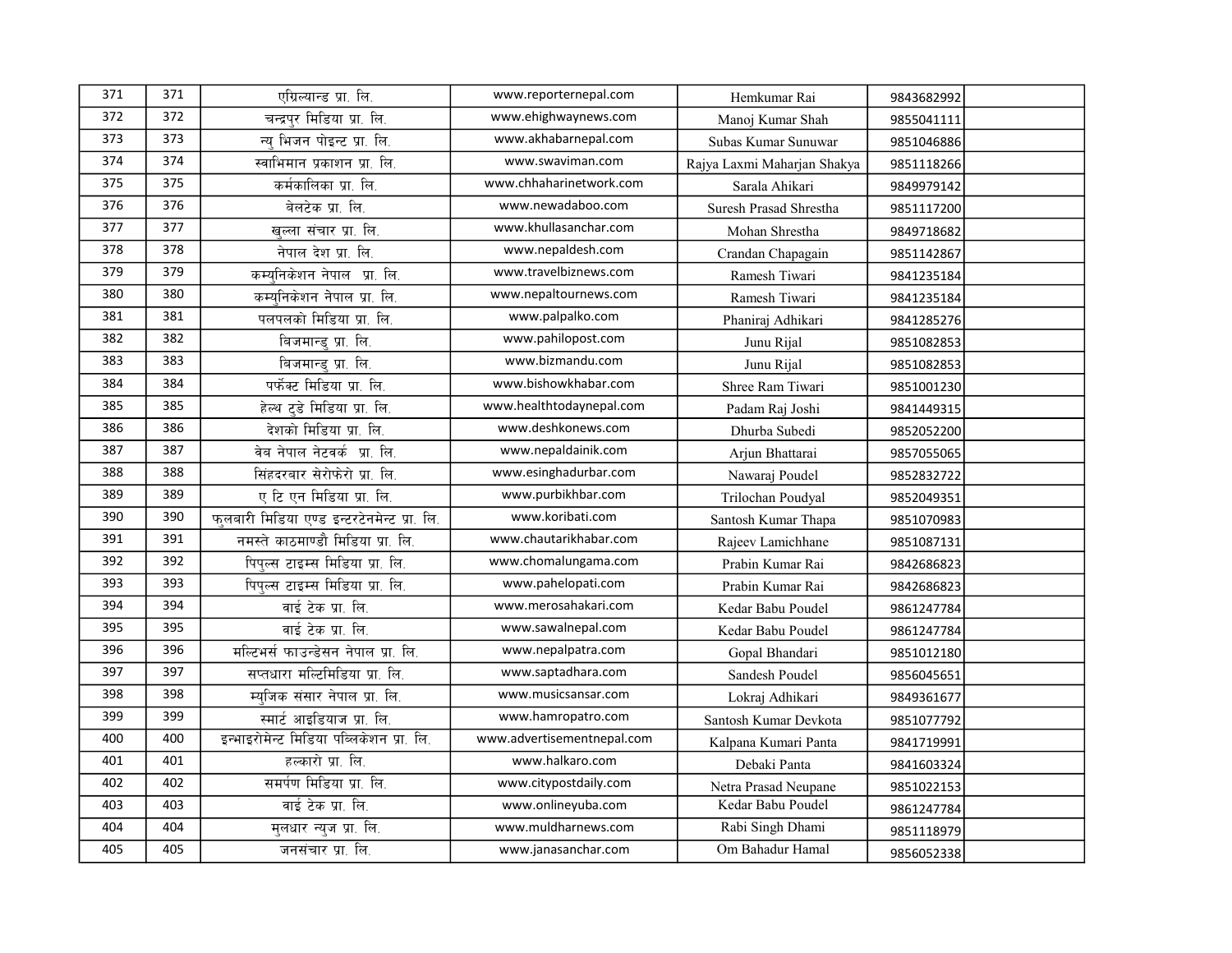| 371 | 371 | एग्रिल्यान्ड प्रा. लि. | www.reporternepal.com | Hemkumar Rai | 9843682992 | |
|---|---|---|---|---|---|---|
| 372 | 372 | चन्द्रपुर मिडिया प्रा. लि. | www.ehighwaynews.com | Manoj Kumar Shah | 9855041111 | |
| 373 | 373 | न्यु भिजन पोइन्ट प्रा. लि. | www.akhabarnepal.com | Subas Kumar Sunuwar | 9851046886 | |
| 374 | 374 | स्वाभिमान प्रकाशन प्रा. लि. | www.swaviman.com | Rajya Laxmi Maharjan Shakya | 9851118266 | |
| 375 | 375 | कर्मकालिका प्रा. लि. | www.chhaharinetwork.com | Sarala Ahikari | 9849979142 | |
| 376 | 376 | वेलटेक प्रा. लि. | www.newadaboo.com | Suresh Prasad Shrestha | 9851117200 | |
| 377 | 377 | खुल्ला संचार प्रा. लि. | www.khullasanchar.com | Mohan Shrestha | 9849718682 | |
| 378 | 378 | नेपाल देश प्रा. लि. | www.nepaldesh.com | Crandan Chapagain | 9851142867 | |
| 379 | 379 | कम्युनिकेशन नेपाल प्रा. लि. | www.travelbiznews.com | Ramesh Tiwari | 9841235184 | |
| 380 | 380 | कम्युनिकेशन नेपाल प्रा. लि. | www.nepaltournews.com | Ramesh Tiwari | 9841235184 | |
| 381 | 381 | पलपलको मिडिया प्रा. लि. | www.palpalko.com | Phaniraj Adhikari | 9841285276 | |
| 382 | 382 | बिजमान्डु प्रा. लि. | www.pahilopost.com | Junu Rijal | 9851082853 | |
| 383 | 383 | बिजमान्डु प्रा. लि. | www.bizmandu.com | Junu Rijal | 9851082853 | |
| 384 | 384 | पर्फेक्ट मिडिया प्रा. लि. | www.bishowkhabar.com | Shree Ram Tiwari | 9851001230 | |
| 385 | 385 | हेल्थ टुडे मिडिया प्रा. लि. | www.healthtodaynepal.com | Padam Raj Joshi | 9841449315 | |
| 386 | 386 | देशको मिडिया प्रा. लि. | www.deshkonews.com | Dhurba Subedi | 9852052200 | |
| 387 | 387 | वेब नेपाल नेटवर्क प्रा. लि. | www.nepaldainik.com | Arjun Bhattarai | 9857055065 | |
| 388 | 388 | सिंहदरबार सेरोफेरो प्रा. लि. | www.esinghadurbar.com | Nawaraj Poudel | 9852832722 | |
| 389 | 389 | ए टि एन मिडिया प्रा. लि. | www.purbikhbar.com | Trilochan Poudyal | 9852049351 | |
| 390 | 390 | फुलबारी मिडिया एण्ड इन्टरटेनमेन्ट प्रा. लि. | www.koribati.com | Santosh Kumar Thapa | 9851070983 | |
| 391 | 391 | नमस्ते काठमाण्डौ मिडिया प्रा. लि. | www.chautarikhabar.com | Rajeev Lamichhane | 9851087131 | |
| 392 | 392 | पिपुल्स टाइम्स मिडिया प्रा. लि. | www.chomalungama.com | Prabin Kumar Rai | 9842686823 | |
| 393 | 393 | पिपुल्स टाइम्स मिडिया प्रा. लि. | www.pahelopati.com | Prabin Kumar Rai | 9842686823 | |
| 394 | 394 | वाई टेक प्रा. लि. | www.merosahakari.com | Kedar Babu Poudel | 9861247784 | |
| 395 | 395 | वाई टेक प्रा. लि. | www.sawalnepal.com | Kedar Babu Poudel | 9861247784 | |
| 396 | 396 | मल्टिभर्स फाउन्डेसन नेपाल प्रा. लि. | www.nepalpatra.com | Gopal Bhandari | 9851012180 | |
| 397 | 397 | सप्तधारा मल्टिमिडिया प्रा. लि. | www.saptadhara.com | Sandesh Poudel | 9856045651 | |
| 398 | 398 | म्युजिक संसार नेपाल प्रा. लि. | www.musicsansar.com | Lokraj Adhikari | 9849361677 | |
| 399 | 399 | स्मार्ट आइडियाज प्रा. लि. | www.hamropatro.com | Santosh Kumar Devkota | 9851077792 | |
| 400 | 400 | इन्भाइरोमेन्ट मिडिया पब्लिकेशन प्रा. लि. | www.advertisementnepal.com | Kalpana Kumari Panta | 9841719991 | |
| 401 | 401 | हल्कारो प्रा. लि. | www.halkaro.com | Debaki Panta | 9841603324 | |
| 402 | 402 | समर्पण मिडिया प्रा. लि. | www.citypostdaily.com | Netra Prasad Neupane | 9851022153 | |
| 403 | 403 | वाई टेक प्रा. लि. | www.onlineyuba.com | Kedar Babu Poudel | 9861247784 | |
| 404 | 404 | मुलधार न्युज प्रा. लि. | www.muldharnews.com | Rabi Singh Dhami | 9851118979 | |
| 405 | 405 | जनसंचार प्रा. लि. | www.janasanchar.com | Om Bahadur Hamal | 9856052338 | |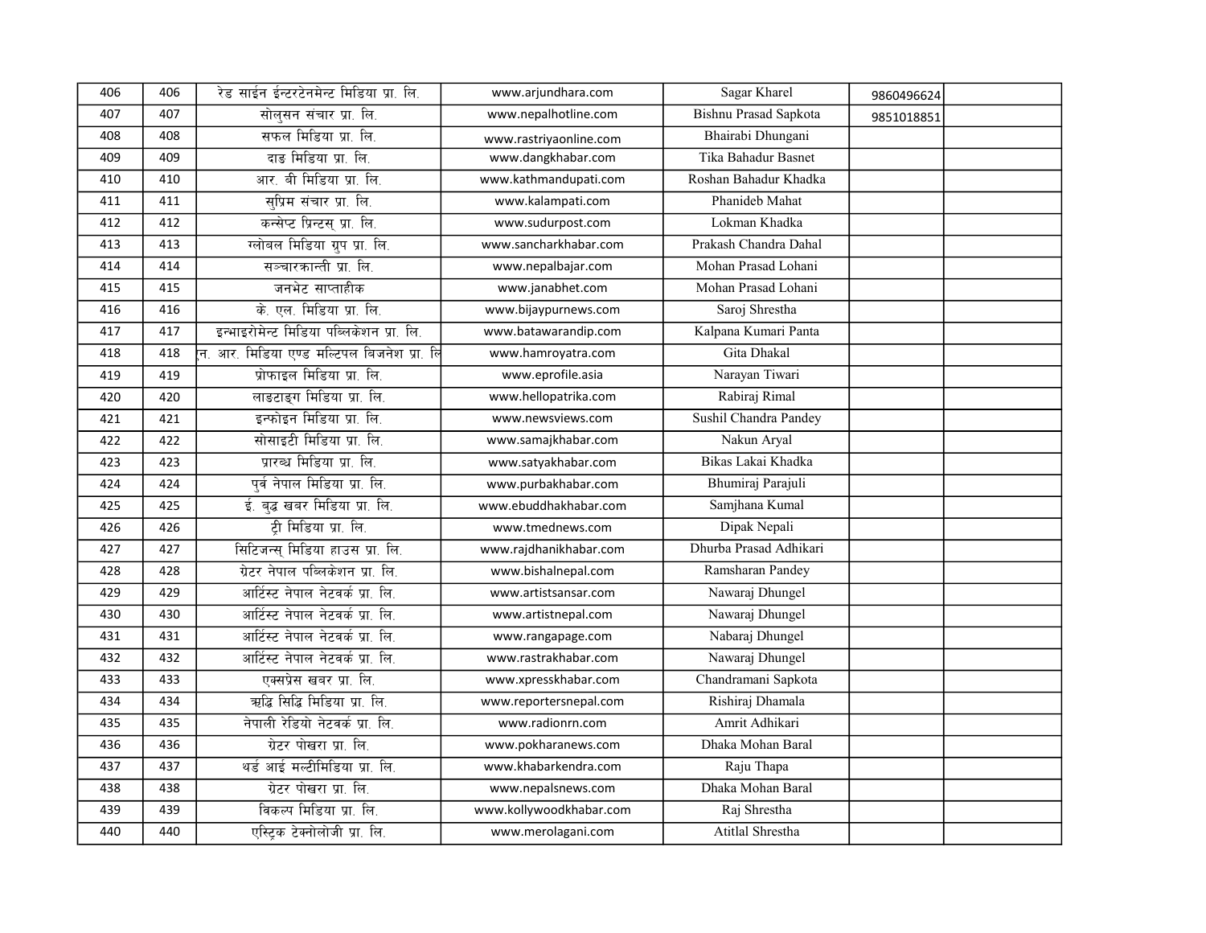| 406 | 406 | रेड साईन ईन्टरटेनमेन्ट मिडिया प्रा. लि. | www.arjundhara.com | Sagar Kharel | 9860496624 | |
|---|---|---|---|---|---|---|
| 407 | 407 | सोलुसन संचार प्रा. लि. | www.nepalhotline.com | Bishnu Prasad Sapkota | 9851018851 | |
| 408 | 408 | सफल मिडिया प्रा. लि. | www.rastriyaonline.com | Bhairabi Dhungani | | |
| 409 | 409 | दाङ मिडिया प्रा. लि. | www.dangkhabar.com | Tika Bahadur Basnet | | |
| 410 | 410 | आर. बी मिडिया प्रा. लि. | www.kathmandupati.com | Roshan Bahadur Khadka | | |
| 411 | 411 | सुप्रिम संचार प्रा. लि. | www.kalampati.com | Phanideb Mahat | | |
| 412 | 412 | कन्सेप्ट प्रिन्टस् प्रा. लि. | www.sudurpost.com | Lokman Khadka | | |
| 413 | 413 | ग्लोबल मिडिया ग्रुप प्रा. लि. | www.sancharkhabar.com | Prakash Chandra Dahal | | |
| 414 | 414 | सञ्चारकान्ती प्रा. लि. | www.nepalbajar.com | Mohan Prasad Lohani | | |
| 415 | 415 | जनभेट साप्ताहीक | www.janabhet.com | Mohan Prasad Lohani | | |
| 416 | 416 | के. एल. मिडिया प्रा. लि. | www.bijaypurnews.com | Saroj Shrestha | | |
| 417 | 417 | इन्भाइरोमेन्ट मिडिया पब्लिकेशन प्रा. लि. | www.batawarandip.com | Kalpana Kumari Panta | | |
| 418 | 418 | न. आर. मिडिया एण्ड मल्टिपल बिजनेश प्रा. लि | www.hamroyatra.com | Gita Dhakal | | |
| 419 | 419 | प्रोफाइल मिडिया प्रा. लि. | www.eprofile.asia | Narayan Tiwari | | |
| 420 | 420 | लाइटाङ्ग मिडिया प्रा. लि. | www.hellopatrika.com | Rabiraj Rimal | | |
| 421 | 421 | इन्फोइन मिडिया प्रा. लि. | www.newsviews.com | Sushil Chandra Pandey | | |
| 422 | 422 | सोसाइटी मिडिया प्रा. लि. | www.samajkhabar.com | Nakun Aryal | | |
| 423 | 423 | प्रारब्ध मिडिया प्रा. लि. | www.satyakhabar.com | Bikas Lakai Khadka | | |
| 424 | 424 | पुर्व नेपाल मिडिया प्रा. लि. | www.purbakhabar.com | Bhumiraj Parajuli | | |
| 425 | 425 | ई. बुद्ध खबर मिडिया प्रा. लि. | www.ebuddhakhabar.com | Samjhana Kumal | | |
| 426 | 426 | ट्री मिडिया प्रा. लि. | www.tmednews.com | Dipak Nepali | | |
| 427 | 427 | सिटिजन्स् मिडिया हाउस प्रा. लि. | www.rajdhanikhabar.com | Dhurba Prasad Adhikari | | |
| 428 | 428 | ग्रेटर नेपाल पब्लिकेशन प्रा. लि. | www.bishalnepal.com | Ramsharan Pandey | | |
| 429 | 429 | आर्टिस्ट नेपाल नेटवर्क प्रा. लि. | www.artistsansar.com | Nawaraj Dhungel | | |
| 430 | 430 | आर्टिस्ट नेपाल नेटवर्क प्रा. लि. | www.artistnepal.com | Nawaraj Dhungel | | |
| 431 | 431 | आर्टिस्ट नेपाल नेटवर्क प्रा. लि. | www.rangapage.com | Nabaraj Dhungel | | |
| 432 | 432 | आर्टिस्ट नेपाल नेटवर्क प्रा. लि. | www.rastrakhabar.com | Nawaraj Dhungel | | |
| 433 | 433 | एक्सप्रेस खबर प्रा. लि. | www.xpresskhabar.com | Chandramani Sapkota | | |
| 434 | 434 | ऋद्धि सिद्धि मिडिया प्रा. लि. | www.reportersnepal.com | Rishiraj Dhamala | | |
| 435 | 435 | नेपाली रेडियो नेटवर्क प्रा. लि. | www.radionrn.com | Amrit Adhikari | | |
| 436 | 436 | ग्रेटर पोखरा प्रा. लि. | www.pokharanews.com | Dhaka Mohan Baral | | |
| 437 | 437 | थर्ड आई मल्टीमिडिया प्रा. लि. | www.khabarkendra.com | Raju Thapa | | |
| 438 | 438 | ग्रेटर पोखरा प्रा. लि. | www.nepalsnews.com | Dhaka Mohan Baral | | |
| 439 | 439 | विकल्प मिडिया प्रा. लि. | www.kollywoodkhabar.com | Raj Shrestha | | |
| 440 | 440 | एस्ट्रिक टेक्नोलोजी प्रा. लि. | www.merolagani.com | Atitlal Shrestha | | |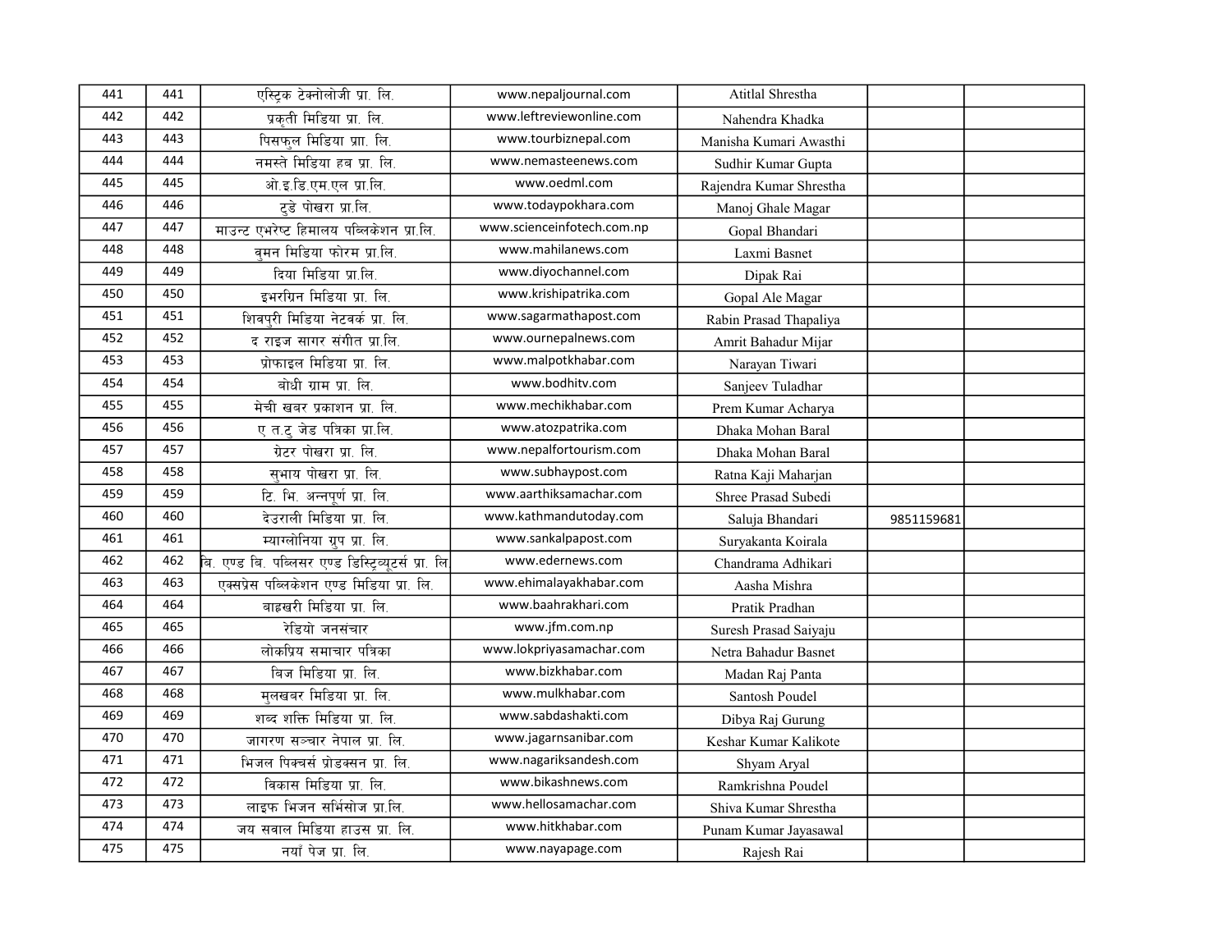| 441 | 441 | एस्ट्रिक टेक्नोलोजी प्रा. लि. | www.nepaljournal.com | Atitlal Shrestha | | |
|---|---|---|---|---|---|---|
| 442 | 442 | प्रकृती मिडिया प्रा. लि. | www.leftreviewonline.com | Nahendra Khadka | | |
| 443 | 443 | पिसफुल मिडिया प्राा. लि. | www.tourbiznepal.com | Manisha Kumari Awasthi | | |
| 444 | 444 | नमस्ते मिडिया हब प्रा. लि. | www.nemasteenews.com | Sudhir Kumar Gupta | | |
| 445 | 445 | ओ.इ.डि.एम.एल प्रा.लि. | www.oedml.com | Rajendra Kumar Shrestha | | |
| 446 | 446 | टुडे पोखरा प्रा.लि. | www.todaypokhara.com | Manoj Ghale Magar | | |
| 447 | 447 | माउन्ट एभरेष्ट हिमालय पब्लिकेशन प्रा.लि. | www.scienceinfotech.com.np | Gopal Bhandari | | |
| 448 | 448 | वुमन मिडिया फोरम प्रा.लि. | www.mahilanews.com | Laxmi Basnet | | |
| 449 | 449 | दिया मिडिया प्रा.लि. | www.diyochannel.com | Dipak Rai | | |
| 450 | 450 | इभरग्रिन मिडिया प्रा. लि. | www.krishipatrika.com | Gopal Ale Magar | | |
| 451 | 451 | शिवपुरी मिडिया नेटवर्क प्रा. लि. | www.sagarmathapost.com | Rabin Prasad Thapaliya | | |
| 452 | 452 | द राइज सागर संगीत प्रा.लि. | www.ournepalnews.com | Amrit Bahadur Mijar | | |
| 453 | 453 | प्रोफाइल मिडिया प्रा. लि. | www.malpotkhabar.com | Narayan Tiwari | | |
| 454 | 454 | बोधी ग्राम प्रा. लि. | www.bodhitv.com | Sanjeev Tuladhar | | |
| 455 | 455 | मेची खबर प्रकाशन प्रा. लि. | www.mechikhabar.com | Prem Kumar Acharya | | |
| 456 | 456 | ए त.टु जेड पत्रिका प्रा.लि. | www.atozpatrika.com | Dhaka Mohan Baral | | |
| 457 | 457 | ग्रेटर पोखरा प्रा. लि. | www.nepalfortourism.com | Dhaka Mohan Baral | | |
| 458 | 458 | सुभाय पोखरा प्रा. लि. | www.subhaypost.com | Ratna Kaji Maharjan | | |
| 459 | 459 | टि. भि. अन्नपूर्ण प्रा. लि. | www.aarthiksamachar.com | Shree Prasad Subedi | | |
| 460 | 460 | देउराली मिडिया प्रा. लि. | www.kathmandutoday.com | Saluja Bhandari | 9851159681 | |
| 461 | 461 | म्याग्लोनिया ग्रुप प्रा. लि. | www.sankalpapost.com | Suryakanta Koirala | | |
| 462 | 462 | बि. एण्ड बि. पब्लिसर एण्ड डिस्ट्रिब्यूटर्स प्रा. लि. | www.edernews.com | Chandrama Adhikari | | |
| 463 | 463 | एक्सप्रेस पब्लिकेशन एण्ड मिडिया प्रा. लि. | www.ehimalayakhabar.com | Aasha Mishra | | |
| 464 | 464 | बाह्रखरी मिडिया प्रा. लि. | www.baahrakhari.com | Pratik Pradhan | | |
| 465 | 465 | रेडियो जनसंचार | www.jfm.com.np | Suresh Prasad Saiyaju | | |
| 466 | 466 | लोकप्रिय समाचार पत्रिका | www.lokpriyasamachar.com | Netra Bahadur Basnet | | |
| 467 | 467 | बिज मिडिया प्रा. लि. | www.bizkhabar.com | Madan Raj Panta | | |
| 468 | 468 | मुलखबर मिडिया प्रा. लि. | www.mulkhabar.com | Santosh Poudel | | |
| 469 | 469 | शब्द शक्ति मिडिया प्रा. लि. | www.sabdashakti.com | Dibya Raj Gurung | | |
| 470 | 470 | जागरण सञ्चार नेपाल प्रा. लि. | www.jagarnsanibar.com | Keshar Kumar Kalikote | | |
| 471 | 471 | भिजल पिक्चर्स प्रोडक्सन प्रा. लि. | www.nagariksandesh.com | Shyam Aryal | | |
| 472 | 472 | विकास मिडिया प्रा. लि. | www.bikashnews.com | Ramkrishna Poudel | | |
| 473 | 473 | लाइफ भिजन सर्भिसेज प्रा.लि. | www.hellosamachar.com | Shiva Kumar Shrestha | | |
| 474 | 474 | जय सवाल मिडिया हाउस प्रा. लि. | www.hitkhabar.com | Punam Kumar Jayasawal | | |
| 475 | 475 | नयाँ पेज प्रा. लि. | www.nayapage.com | Rajesh Rai | | |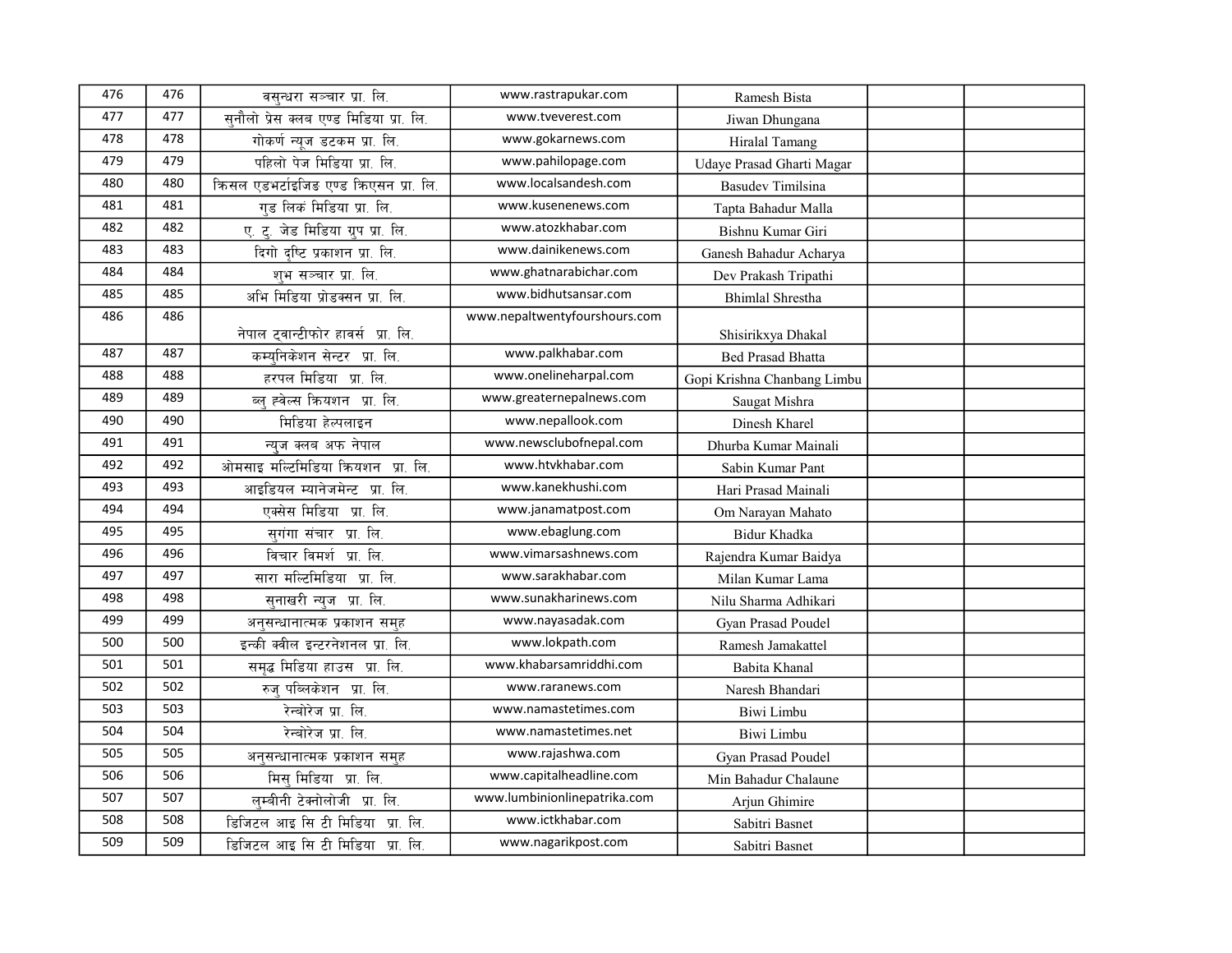| | | | | | | |
|---|---|---|---|---|---|---|
| 476 | 476 | वसुन्धरा सञ्चार प्रा. लि. | www.rastrapukar.com | Ramesh Bista | | |
| 477 | 477 | सुनौलो प्रेस क्लब एण्ड मिडिया प्रा. लि. | www.tveverest.com | Jiwan Dhungana | | |
| 478 | 478 | गोकर्ण न्युज डटकम प्रा. लि. | www.gokarnews.com | Hiralal Tamang | | |
| 479 | 479 | पहिलो पेज मिडिया प्रा. लि. | www.pahilopage.com | Udaye Prasad Gharti Magar | | |
| 480 | 480 | क्रिसल एडभर्टाइजिङ एण्ड क्रिएसन प्रा. लि. | www.localsandesh.com | Basudev Timilsina | | |
| 481 | 481 | गुड लिकं मिडिया प्रा. लि. | www.kusenenews.com | Tapta Bahadur Malla | | |
| 482 | 482 | ए. टु. जेड मिडिया ग्रुप प्रा. लि. | www.atozkhabar.com | Bishnu Kumar Giri | | |
| 483 | 483 | दिगो दृष्टि प्रकाशन प्रा. लि. | www.dainikenews.com | Ganesh Bahadur Acharya | | |
| 484 | 484 | शुभ सञ्चार प्रा. लि. | www.ghatnarabichar.com | Dev Prakash Tripathi | | |
| 485 | 485 | अभि मिडिया प्रोडक्सन प्रा. लि. | www.bidhutsansar.com | Bhimlal Shrestha | | |
| 486 | 486 | नेपाल ट्वान्टीफोर हावर्स प्रा. लि. | www.nepaltwentyfourshours.com | Shisirikxya Dhakal | | |
| 487 | 487 | कम्युनिकेशन सेन्टर प्रा. लि. | www.palkhabar.com | Bed Prasad Bhatta | | |
| 488 | 488 | हरपल मिडिया प्रा. लि. | www.onelineharpal.com | Gopi Krishna Chanbang Limbu | | |
| 489 | 489 | ब्लु ह्वेल्स क्रियशन प्रा. लि. | www.greaternepalnews.com | Saugat Mishra | | |
| 490 | 490 | मिडिया हेल्पलाइन | www.nepallook.com | Dinesh Kharel | | |
| 491 | 491 | न्युज क्लब अफ नेपाल | www.newsclubofnepal.com | Dhurba Kumar Mainali | | |
| 492 | 492 | ओमसाइ मल्टिमिडिया क्रियशन प्रा. लि. | www.htvkhabar.com | Sabin Kumar Pant | | |
| 493 | 493 | आइडियल म्यानेजमेन्ट प्रा. लि. | www.kanekhushi.com | Hari Prasad Mainali | | |
| 494 | 494 | एक्सेस मिडिया प्रा. लि. | www.janamatpost.com | Om Narayan Mahato | | |
| 495 | 495 | सुगंगा संचार प्रा. लि. | www.ebaglung.com | Bidur Khadka | | |
| 496 | 496 | विचार विमर्श प्रा. लि. | www.vimarsashnews.com | Rajendra Kumar Baidya | | |
| 497 | 497 | सारा मल्टिमिडिया प्रा. लि. | www.sarakhabar.com | Milan Kumar Lama | | |
| 498 | 498 | सुनाखरी न्युज प्रा. लि. | www.sunakharinews.com | Nilu Sharma Adhikari | | |
| 499 | 499 | अनुसन्धानात्मक प्रकाशन समुह | www.nayasadak.com | Gyan Prasad Poudel | | |
| 500 | 500 | इन्की क्वील इन्टरनेशनल प्रा. लि. | www.lokpath.com | Ramesh Jamakattel | | |
| 501 | 501 | समृद्ध मिडिया हाउस प्रा. लि. | www.khabarsamriddhi.com | Babita Khanal | | |
| 502 | 502 | रुजु पब्लिकेशन प्रा. लि. | www.raranews.com | Naresh Bhandari | | |
| 503 | 503 | रेन्बोरेज प्रा. लि. | www.namastetimes.com | Biwi Limbu | | |
| 504 | 504 | रेन्बोरेज प्रा. लि. | www.namastetimes.net | Biwi Limbu | | |
| 505 | 505 | अनुसन्धानात्मक प्रकाशन समुह | www.rajashwa.com | Gyan Prasad Poudel | | |
| 506 | 506 | मिसु मिडिया प्रा. लि. | www.capitalheadline.com | Min Bahadur Chalaune | | |
| 507 | 507 | लुम्बीनी टेक्नोलोजी प्रा. लि. | www.lumbinionlinepatrika.com | Arjun Ghimire | | |
| 508 | 508 | डिजिटल आइ सि टी मिडिया प्रा. लि. | www.ictkhabar.com | Sabitri Basnet | | |
| 509 | 509 | डिजिटल आइ सि टी मिडिया प्रा. लि. | www.nagarikpost.com | Sabitri Basnet | | |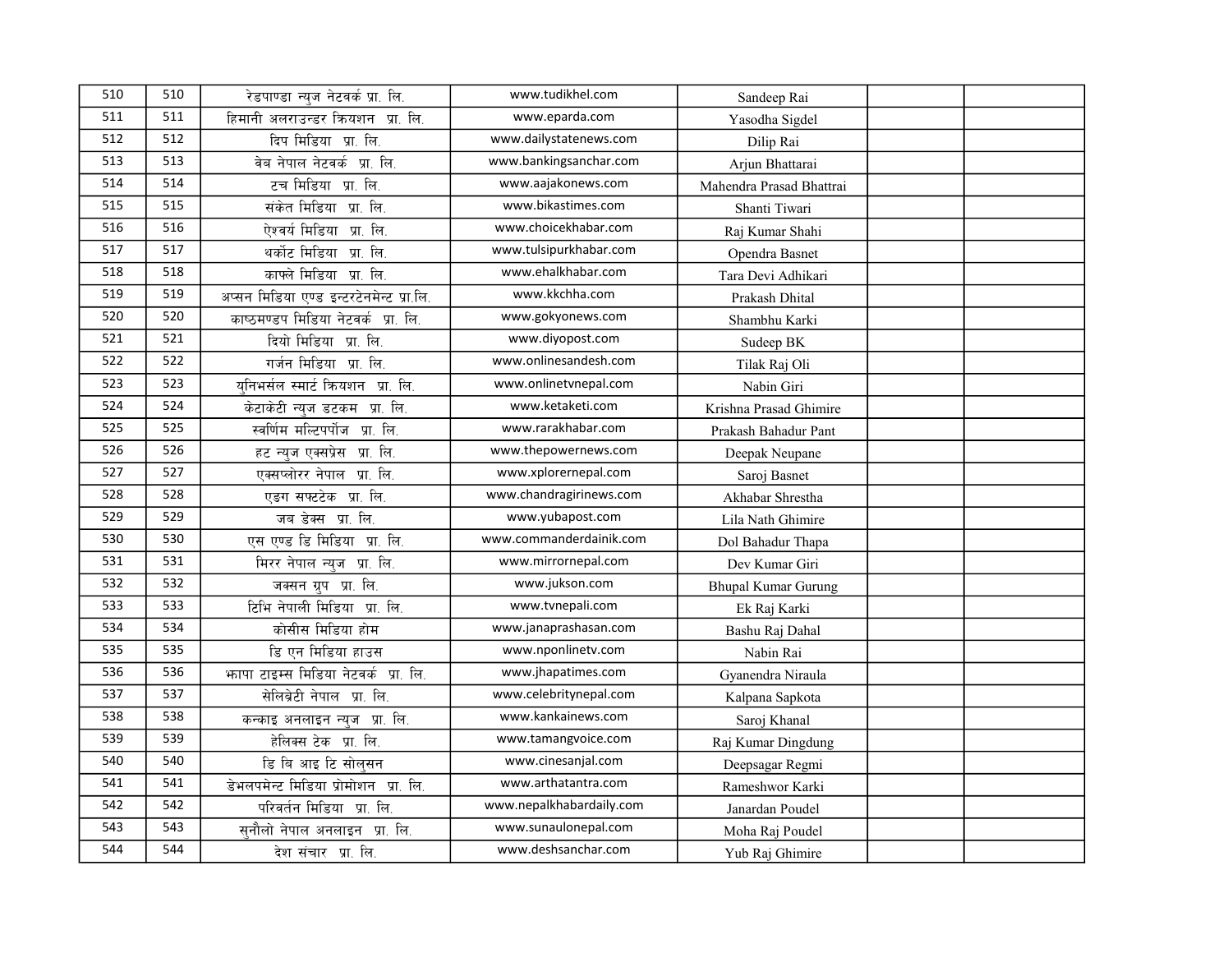| 510 | 510 | रेडपाण्डा न्युज नेटवर्क प्रा. लि. | www.tudikhel.com | Sandeep Rai | | |
|---|---|---|---|---|---|---|
| 511 | 511 | हिमानी अलराउन्डर क्रियशन प्रा. लि. | www.eparda.com | Yasodha Sigdel | | |
| 512 | 512 | दिप मिडिया प्रा. लि. | www.dailystatenews.com | Dilip Rai | | |
| 513 | 513 | वेब नेपाल नेटवर्क प्रा. लि. | www.bankingsanchar.com | Arjun Bhattarai | | |
| 514 | 514 | टच मिडिया प्रा. लि. | www.aajakonews.com | Mahendra Prasad Bhattrai | | |
| 515 | 515 | संकेत मिडिया प्रा. लि. | www.bikastimes.com | Shanti Tiwari | | |
| 516 | 516 | ऐश्वर्य मिडिया प्रा. लि. | www.choicekhabar.com | Raj Kumar Shahi | | |
| 517 | 517 | थर्कोट मिडिया प्रा. लि. | www.tulsipurkhabar.com | Opendra Basnet | | |
| 518 | 518 | काफ्ले मिडिया प्रा. लि. | www.ehalkhabar.com | Tara Devi Adhikari | | |
| 519 | 519 | अप्सन मिडिया एण्ड इन्टरटेनमेन्ट प्रा.लि. | www.kkchha.com | Prakash Dhital | | |
| 520 | 520 | काष्ठमण्डप मिडिया नेटवर्क प्रा. लि. | www.gokyonews.com | Shambhu Karki | | |
| 521 | 521 | दियो मिडिया प्रा. लि. | www.diyopost.com | Sudeep BK | | |
| 522 | 522 | गर्जन मिडिया प्रा. लि. | www.onlinesandesh.com | Tilak Raj Oli | | |
| 523 | 523 | युनिभर्सल स्मार्ट क्रियशन प्रा. लि. | www.onlinetvnepal.com | Nabin Giri | | |
| 524 | 524 | केटाकेटी न्युज डटकम प्रा. लि. | www.ketaketi.com | Krishna Prasad Ghimire | | |
| 525 | 525 | स्वर्णिम मल्टिपर्पोज प्रा. लि. | www.rarakhabar.com | Prakash Bahadur Pant | | |
| 526 | 526 | हट न्युज एक्सप्रेस प्रा. लि. | www.thepowernews.com | Deepak Neupane | | |
| 527 | 527 | एक्सप्लोरर नेपाल प्रा. लि. | www.xplorernepal.com | Saroj Basnet | | |
| 528 | 528 | एडग सफ्टटेक प्रा. लि. | www.chandragirinews.com | Akhabar Shrestha | | |
| 529 | 529 | जब डेक्स प्रा. लि. | www.yubapost.com | Lila Nath Ghimire | | |
| 530 | 530 | एस एण्ड डि मिडिया प्रा. लि. | www.commanderdainik.com | Dol Bahadur Thapa | | |
| 531 | 531 | मिरर नेपाल न्युज प्रा. लि. | www.mirrornepal.com | Dev Kumar Giri | | |
| 532 | 532 | जक्सन ग्रुप प्रा. लि. | www.jukson.com | Bhupal Kumar Gurung | | |
| 533 | 533 | टिभि नेपाली मिडिया प्रा. लि. | www.tvnepali.com | Ek Raj Karki | | |
| 534 | 534 | कोसीस मिडिया होम | www.janaprashasan.com | Bashu Raj Dahal | | |
| 535 | 535 | डि एन मिडिया हाउस | www.nponlinetv.com | Nabin Rai | | |
| 536 | 536 | झापा टाइम्स मिडिया नेटवर्क प्रा. लि. | www.jhapatimes.com | Gyanendra Niraula | | |
| 537 | 537 | सेलिब्रेटी नेपाल प्रा. लि. | www.celebritynepal.com | Kalpana Sapkota | | |
| 538 | 538 | कन्काइ अनलाइन न्युज प्रा. लि. | www.kankainews.com | Saroj Khanal | | |
| 539 | 539 | हेलिक्स टेक प्रा. लि. | www.tamangvoice.com | Raj Kumar Dingdung | | |
| 540 | 540 | डि बि आइ टि सोलुसन | www.cinesanjal.com | Deepsagar Regmi | | |
| 541 | 541 | डेभलपमेन्ट मिडिया प्रोमोशन प्रा. लि. | www.arthatantra.com | Rameshwor Karki | | |
| 542 | 542 | परिवर्तन मिडिया प्रा. लि. | www.nepalkhabardaily.com | Janardan Poudel | | |
| 543 | 543 | सुनौलो नेपाल अनलाइन प्रा. लि. | www.sunaulonepal.com | Moha Raj Poudel | | |
| 544 | 544 | देश संचार प्रा. लि. | www.deshsanchar.com | Yub Raj Ghimire | | |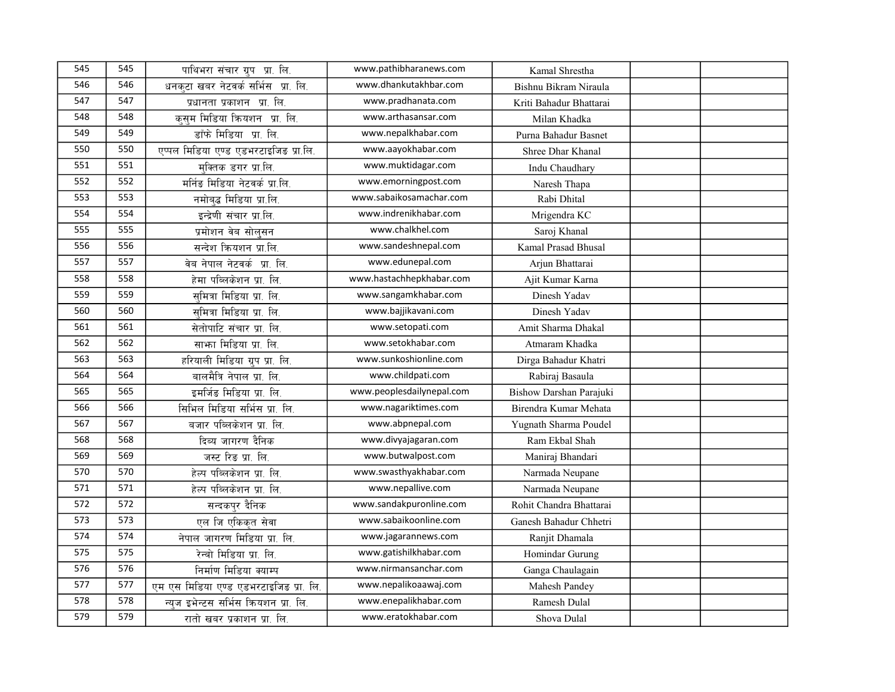| | | | | | | |
|---|---|---|---|---|---|---|
| 545 | 545 | पाथिभरा संचार ग्रुप प्रा. लि. | www.pathibharanews.com | Kamal Shrestha | | |
| 546 | 546 | धनकुटा खबर नेटवर्क सर्भिस प्रा. लि. | www.dhankutakhbar.com | Bishnu Bikram Niraula | | |
| 547 | 547 | प्रधानता प्रकाशन प्रा. लि. | www.pradhanata.com | Kriti Bahadur Bhattarai | | |
| 548 | 548 | कुसुम मिडिया क्रियशन प्रा. लि. | www.arthasansar.com | Milan Khadka | | |
| 549 | 549 | डाँफे मिडिया प्रा. लि. | www.nepalkhabar.com | Purna Bahadur Basnet | | |
| 550 | 550 | एप्पल मिडिया एण्ड एडभरटाइजिङ प्रा.लि. | www.aayokhabar.com | Shree Dhar Khanal | | |
| 551 | 551 | मुक्तिक डगर प्रा.लि. | www.muktidagar.com | Indu Chaudhary | | |
| 552 | 552 | मर्निङ मिडिया नेटवर्क प्रा.लि. | www.emorningpost.com | Naresh Thapa | | |
| 553 | 553 | नमोबुद्ध मिडिया प्रा.लि. | www.sabaikosamachar.com | Rabi Dhital | | |
| 554 | 554 | इन्द्रेणी संचार प्रा.लि. | www.indrenikhabar.com | Mrigendra KC | | |
| 555 | 555 | प्रमोशन वेब सोलुसन | www.chalkhel.com | Saroj Khanal | | |
| 556 | 556 | सन्देश क्रियशन प्रा.लि. | www.sandeshnepal.com | Kamal Prasad Bhusal | | |
| 557 | 557 | वेब नेपाल नेटवर्क प्रा. लि. | www.edunepal.com | Arjun Bhattarai | | |
| 558 | 558 | हेमा पब्लिकेशन प्रा. लि. | www.hastachhepkhabar.com | Ajit Kumar Karna | | |
| 559 | 559 | सुमित्रा मिडिया प्रा. लि. | www.sangamkhabar.com | Dinesh Yadav | | |
| 560 | 560 | सुमित्रा मिडिया प्रा. लि. | www.bajjikavani.com | Dinesh Yadav | | |
| 561 | 561 | सेतोपाटि संचार प्रा. लि. | www.setopati.com | Amit Sharma Dhakal | | |
| 562 | 562 | साझा मिडिया प्रा. लि. | www.setokhabar.com | Atmaram Khadka | | |
| 563 | 563 | हरियाली मिडिया ग्रुप प्रा. लि. | www.sunkoshionline.com | Dirga Bahadur Khatri | | |
| 564 | 564 | बालमैत्रि नेपाल प्रा. लि. | www.childpati.com | Rabiraj Basaula | | |
| 565 | 565 | इमर्जिङ मिडिया प्रा. लि. | www.peoplesdailynepal.com | Bishow Darshan Parajuki | | |
| 566 | 566 | सिभिल मिडिया सर्भिस प्रा. लि. | www.nagariktimes.com | Birendra Kumar Mehata | | |
| 567 | 567 | बजार पब्लिकेशन प्रा. लि. | www.abpnepal.com | Yugnath Sharma Poudel | | |
| 568 | 568 | दिव्य जागरण दैनिक | www.divyajagaran.com | Ram Ekbal Shah | | |
| 569 | 569 | जस्ट रिङ प्रा. लि. | www.butwalpost.com | Maniraj Bhandari | | |
| 570 | 570 | हेल्प पब्लिकेशन प्रा. लि. | www.swasthyakhabar.com | Narmada Neupane | | |
| 571 | 571 | हेल्प पब्लिकेशन प्रा. लि. | www.nepallive.com | Narmada Neupane | | |
| 572 | 572 | सन्दकपुर दैनिक | www.sandakpuronline.com | Rohit Chandra Bhattarai | | |
| 573 | 573 | एल जि एकिकृत सेवा | www.sabaikoonline.com | Ganesh Bahadur Chhetri | | |
| 574 | 574 | नेपाल जागरण मिडिया प्रा. लि. | www.jagarannews.com | Ranjit Dhamala | | |
| 575 | 575 | रेन्वो मिडिया प्रा. लि. | www.gatishilkhabar.com | Homindar Gurung | | |
| 576 | 576 | निर्माण मिडिया क्याम्प | www.nirmansanchar.com | Ganga Chaulagain | | |
| 577 | 577 | एम एस मिडिया एण्ड एडभरटाइजिङ प्रा. लि. | www.nepalikoaawaj.com | Mahesh Pandey | | |
| 578 | 578 | न्युज इभेन्टस सर्भिस क्रियशन प्रा. लि. | www.enepalikhabar.com | Ramesh Dulal | | |
| 579 | 579 | रातो खबर प्रकाशन प्रा. लि. | www.eratokhabar.com | Shova Dulal | | |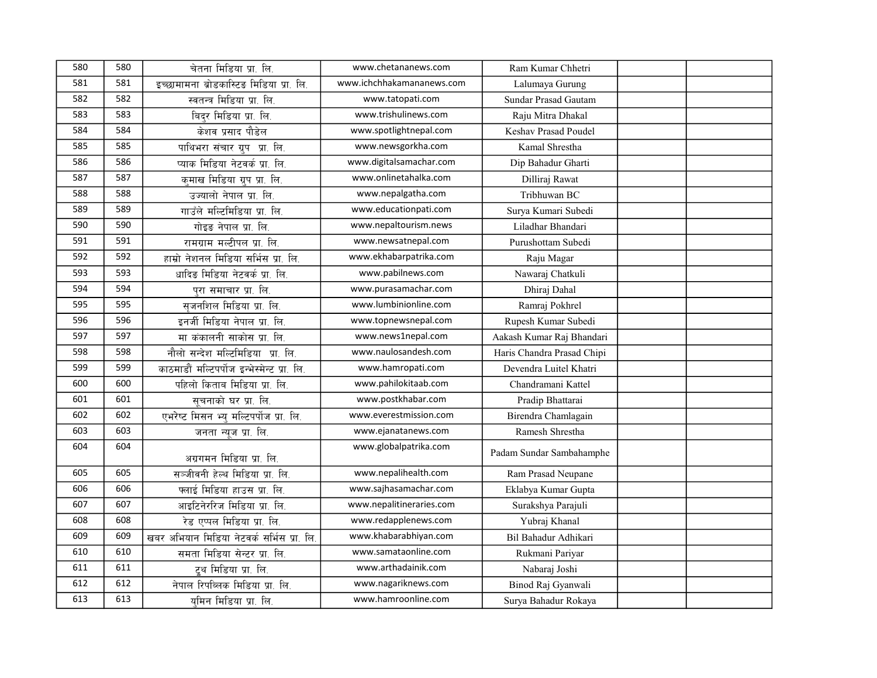| | | | | | | |
|---|---|---|---|---|---|---|
| 580 | 580 | चेतना मिडिया प्रा. लि. | www.chetananews.com | Ram Kumar Chhetri | | |
| 581 | 581 | इच्छामामना ब्रोडकास्टिङ मिडिया प्रा. लि. | www.ichchhakamananews.com | Lalumaya Gurung | | |
| 582 | 582 | स्वतन्त्र मिडिया प्रा. लि. | www.tatopati.com | Sundar Prasad Gautam | | |
| 583 | 583 | बिदुर मिडिया प्रा. लि. | www.trishulinews.com | Raju Mitra Dhakal | | |
| 584 | 584 | केशव प्रसाद पौडेल | www.spotlightnepal.com | Keshav Prasad Poudel | | |
| 585 | 585 | पाथिभरा संचार ग्रुप प्रा. लि. | www.newsgorkha.com | Kamal Shrestha | | |
| 586 | 586 | प्याक मिडिया नेटवर्क प्रा. लि. | www.digitalsamachar.com | Dip Bahadur Gharti | | |
| 587 | 587 | कुमाख मिडिया ग्रुप प्रा. लि. | www.onlinetahalka.com | Dilliraj Rawat | | |
| 588 | 588 | उज्यालो नेपाल प्रा. लि. | www.nepalgatha.com | Tribhuwan BC | | |
| 589 | 589 | गाउँले मल्टिमिडिया प्रा. लि. | www.educationpati.com | Surya Kumari Subedi | | |
| 590 | 590 | गोइड नेपाल प्रा. लि. | www.nepaltourism.news | Liladhar Bhandari | | |
| 591 | 591 | रामग्राम मल्टीपल प्रा. लि. | www.newsatnepal.com | Purushottam Subedi | | |
| 592 | 592 | हाम्रो नेशनल मिडिया सर्भिस प्रा. लि. | www.ekhabarpatrika.com | Raju Magar | | |
| 593 | 593 | धादिङ मिडिया नेटवर्क प्रा. लि. | www.pabilnews.com | Nawaraj Chatkuli | | |
| 594 | 594 | पुरा समाचार प्रा. लि. | www.purasamachar.com | Dhiraj Dahal | | |
| 595 | 595 | सृजनशिल मिडिया प्रा. लि. | www.lumbinionline.com | Ramraj Pokhrel | | |
| 596 | 596 | इनर्जी मिडिया नेपाल प्रा. लि. | www.topnewsnepal.com | Rupesh Kumar Subedi | | |
| 597 | 597 | मा कंकालनी साकोस प्रा. लि. | www.news1nepal.com | Aakash Kumar Raj Bhandari | | |
| 598 | 598 | नौलो सन्देश मल्टिमिडिया प्रा. लि. | www.naulosandesh.com | Haris Chandra Prasad Chipi | | |
| 599 | 599 | काठमाडौं मल्टिपर्पोज इन्भेस्मेन्ट प्रा. लि. | www.hamropati.com | Devendra Luitel Khatri | | |
| 600 | 600 | पहिलो किताब मिडिया प्रा. लि. | www.pahilokitaab.com | Chandramani Kattel | | |
| 601 | 601 | सूचनाको घर प्रा. लि. | www.postkhabar.com | Pradip Bhattarai | | |
| 602 | 602 | एभरेष्ट मिसन भ्यु मल्टिपर्पोज प्रा. लि. | www.everestmission.com | Birendra Chamlagain | | |
| 603 | 603 | जनता न्यूज प्रा. लि. | www.ejanatanews.com | Ramesh Shrestha | | |
| 604 | 604 | अग्रगमन मिडिया प्रा. लि. | www.globalpatrika.com | Padam Sundar Sambahamphe | | |
| 605 | 605 | सञ्जीवनी हेल्थ मिडिया प्रा. लि. | www.nepalihealth.com | Ram Prasad Neupane | | |
| 606 | 606 | फ्लाई मिडिया हाउस प्रा. लि. | www.sajhasamachar.com | Eklabya Kumar Gupta | | |
| 607 | 607 | आइटिनेररिज मिडिया प्रा. लि. | www.nepalitineraries.com | Surakshya Parajuli | | |
| 608 | 608 | रेड एप्पल मिडिया प्रा. लि. | www.redapplenews.com | Yubraj Khanal | | |
| 609 | 609 | खबर अभियान मिडिया नेटवर्क सर्भिस प्रा. लि. | www.khabarabhiyan.com | Bil Bahadur Adhikari | | |
| 610 | 610 | समता मिडिया सेन्टर प्रा. लि. | www.samataonline.com | Rukmani Pariyar | | |
| 611 | 611 | ट्रुथ मिडिया प्रा. लि. | www.arthadainik.com | Nabaraj Joshi | | |
| 612 | 612 | नेपाल रिपब्लिक मिडिया प्रा. लि. | www.nagariknews.com | Binod Raj Gyanwali | | |
| 613 | 613 | युमिन मिडिया प्रा. लि. | www.hamroonline.com | Surya Bahadur Rokaya | | |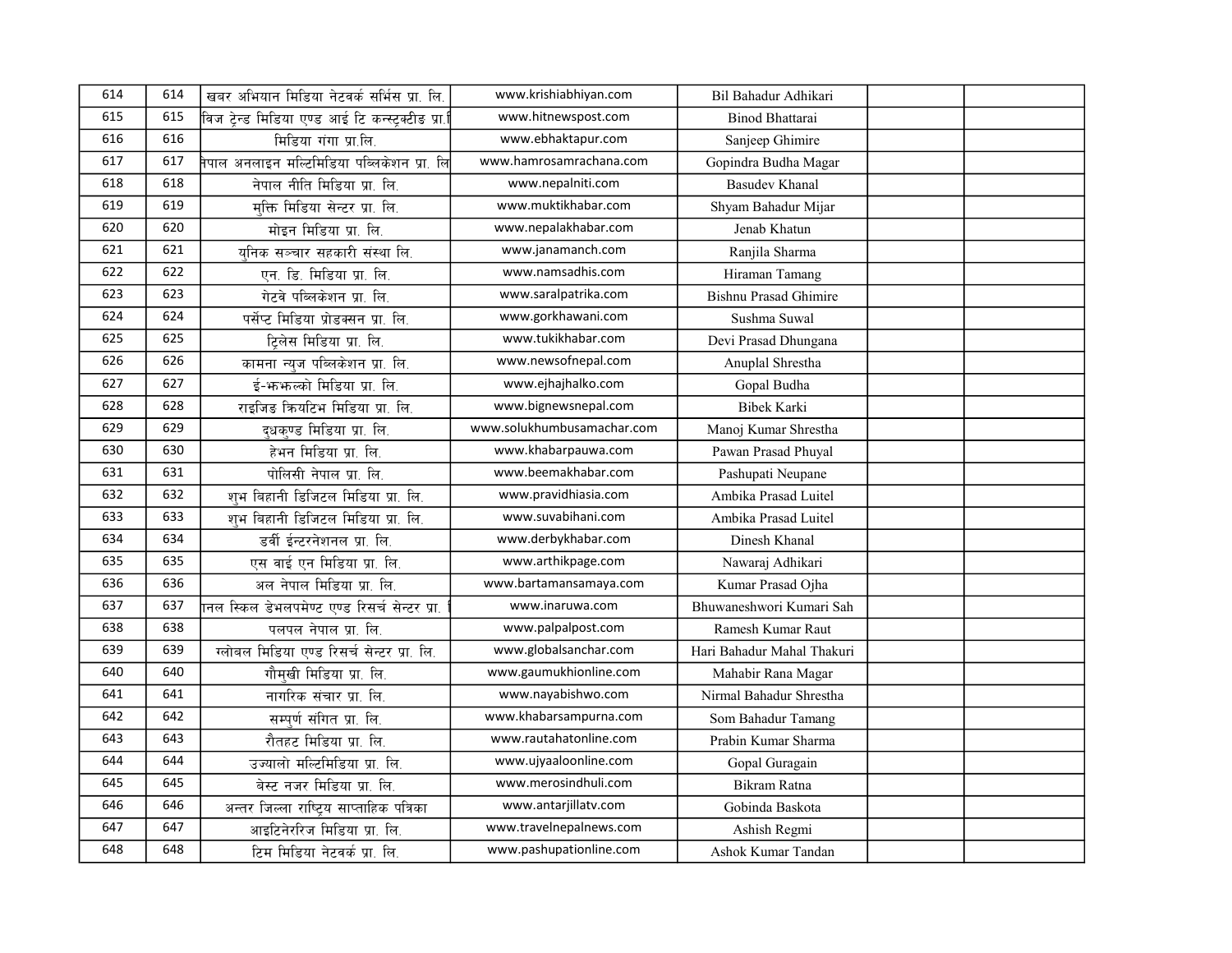| | | | | | | |
|---|---|---|---|---|---|---|
| 614 | 614 | खबर अभियान मिडिया नेटवर्क सर्भिस प्रा. लि. | www.krishiabhiyan.com | Bil Bahadur Adhikari | | |
| 615 | 615 | विज ट्रेन्ड मिडिया एण्ड आई टि कन्स्ट्रक्टीड प्रा.लि | www.hitnewspost.com | Binod Bhattarai | | |
| 616 | 616 | मिडिया गंगा प्रा.लि. | www.ebhaktapur.com | Sanjeep Ghimire | | |
| 617 | 617 | नेपाल अनलाइन मल्टिमिडिया पब्लिकेशन प्रा. लि | www.hamrosamrachana.com | Gopindra Budha Magar | | |
| 618 | 618 | नेपाल नीति मिडिया प्रा. लि. | www.nepalniti.com | Basudev Khanal | | |
| 619 | 619 | मुक्ति मिडिया सेन्टर प्रा. लि. | www.muktikhabar.com | Shyam Bahadur Mijar | | |
| 620 | 620 | मोइन मिडिया प्रा. लि. | www.nepalakhabar.com | Jenab Khatun | | |
| 621 | 621 | युनिक सञ्चार सहकारी संस्था लि. | www.janamanch.com | Ranjila Sharma | | |
| 622 | 622 | एन. डि. मिडिया प्रा. लि. | www.namsadhis.com | Hiraman Tamang | | |
| 623 | 623 | गेटवे पब्लिकेशन प्रा. लि. | www.saralpatrika.com | Bishnu Prasad Ghimire | | |
| 624 | 624 | पर्सेप्ट मिडिया प्रोडक्सन प्रा. लि. | www.gorkhawani.com | Sushma Suwal | | |
| 625 | 625 | ट्रिलेस मिडिया प्रा. लि. | www.tukikhabar.com | Devi Prasad Dhungana | | |
| 626 | 626 | कामना न्युज पब्लिकेशन प्रा. लि. | www.newsofnepal.com | Anuplal Shrestha | | |
| 627 | 627 | ई-झझल्को मिडिया प्रा. लि. | www.ejhajhalko.com | Gopal Budha | | |
| 628 | 628 | राइजिङ क्रियटिभ मिडिया प्रा. लि. | www.bignewsnepal.com | Bibek Karki | | |
| 629 | 629 | दुधकुण्ड मिडिया प्रा. लि. | www.solukhumbusamachar.com | Manoj Kumar Shrestha | | |
| 630 | 630 | हेभन मिडिया प्रा. लि. | www.khabarpauwa.com | Pawan Prasad Phuyal | | |
| 631 | 631 | पोलिसी नेपाल प्रा. लि. | www.beemakhabar.com | Pashupati Neupane | | |
| 632 | 632 | शुभ बिहानी डिजिटल मिडिया प्रा. लि. | www.pravidhiasia.com | Ambika Prasad Luitel | | |
| 633 | 633 | शुभ बिहानी डिजिटल मिडिया प्रा. लि. | www.suvabihani.com | Ambika Prasad Luitel | | |
| 634 | 634 | डर्वी ईन्टरनेशनल प्रा. लि. | www.derbykhabar.com | Dinesh Khanal | | |
| 635 | 635 | एस वाई एन मिडिया प्रा. लि. | www.arthikpage.com | Nawaraj Adhikari | | |
| 636 | 636 | अल नेपाल मिडिया प्रा. लि. | www.bartamansamaya.com | Kumar Prasad Ojha | | |
| 637 | 637 | ानल स्किल डेभलपमेण्ट एण्ड रिसर्च सेन्टर प्रा. | www.inaruwa.com | Bhuwaneshwori Kumari Sah | | |
| 638 | 638 | पलपल नेपाल प्रा. लि. | www.palpalpost.com | Ramesh Kumar Raut | | |
| 639 | 639 | ग्लोबल मिडिया एण्ड रिसर्च सेन्टर प्रा. लि. | www.globalsanchar.com | Hari Bahadur Mahal Thakuri | | |
| 640 | 640 | गौमुखी मिडिया प्रा. लि. | www.gaumukhionline.com | Mahabir Rana Magar | | |
| 641 | 641 | नागरिक संचार प्रा. लि. | www.nayabishwo.com | Nirmal Bahadur Shrestha | | |
| 642 | 642 | सम्पुर्ण संगित प्रा. लि. | www.khabarsampurna.com | Som Bahadur Tamang | | |
| 643 | 643 | रौतहट मिडिया प्रा. लि. | www.rautahatonline.com | Prabin Kumar Sharma | | |
| 644 | 644 | उज्यालो मल्टिमिडिया प्रा. लि. | www.ujyaaloonline.com | Gopal Guragain | | |
| 645 | 645 | बेस्ट नजर मिडिया प्रा. लि. | www.merosindhuli.com | Bikram Ratna | | |
| 646 | 646 | अन्तर जिल्ला राष्ट्रिय साप्ताहिक पत्रिका | www.antarjillatv.com | Gobinda Baskota | | |
| 647 | 647 | आइटिनेररिज मिडिया प्रा. लि. | www.travelnepalnews.com | Ashish Regmi | | |
| 648 | 648 | टिम मिडिया नेटवर्क प्रा. लि. | www.pashupationline.com | Ashok Kumar Tandan | | |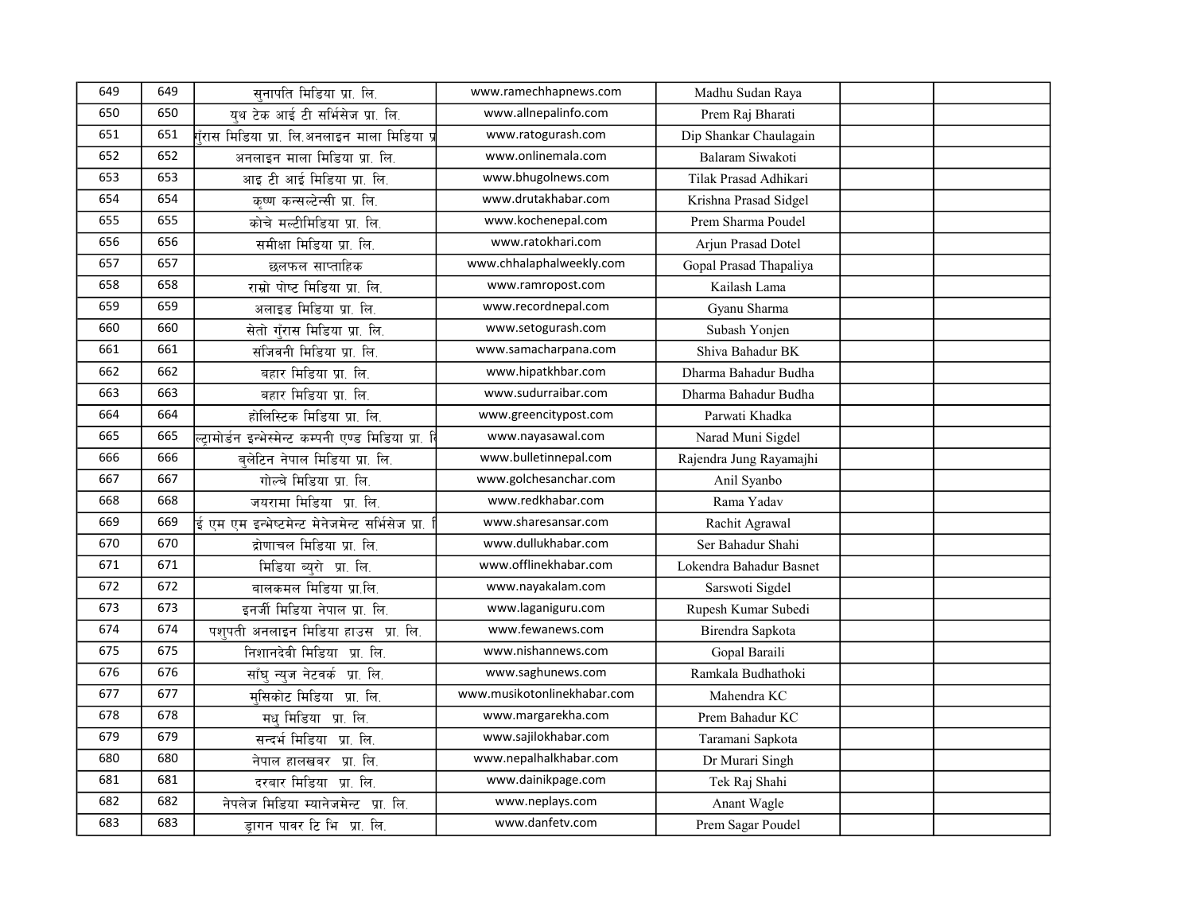| 649 | 649 | सुनापति मिडिया प्रा. लि. | www.ramechhapnews.com | Madhu Sudan Raya | | |
|---|---|---|---|---|---|---|
| 650 | 650 | युथ टेक आई टी सर्भिसेज प्रा. लि. | www.allnepalinfo.com | Prem Raj Bharati | | |
| 651 | 651 | गुँरास मिडिया प्रा. लि.अनलाइन माला मिडिया प्र | www.ratogurash.com | Dip Shankar Chaulagain | | |
| 652 | 652 | अनलाइन माला मिडिया प्रा. लि. | www.onlinemala.com | Balaram Siwakoti | | |
| 653 | 653 | आइ टी आई मिडिया प्रा. लि. | www.bhugolnews.com | Tilak Prasad Adhikari | | |
| 654 | 654 | कृष्ण कन्सल्टेन्सी प्रा. लि. | www.drutakhabar.com | Krishna Prasad Sidgel | | |
| 655 | 655 | कोचे मल्टीमिडिया प्रा. लि. | www.kochenepal.com | Prem Sharma Poudel | | |
| 656 | 656 | समीक्षा मिडिया प्रा. लि. | www.ratokhari.com | Arjun Prasad Dotel | | |
| 657 | 657 | छलफल साप्ताहिक | www.chhalaphalweekly.com | Gopal Prasad Thapaliya | | |
| 658 | 658 | राम्रो पोष्ट मिडिया प्रा. लि. | www.ramropost.com | Kailash Lama | | |
| 659 | 659 | अलाइड मिडिया प्रा. लि. | www.recordnepal.com | Gyanu Sharma | | |
| 660 | 660 | सेतो गुँरास मिडिया प्रा. लि. | www.setogurash.com | Subash Yonjen | | |
| 661 | 661 | संजिवनी मिडिया प्रा. लि. | www.samacharpana.com | Shiva Bahadur BK | | |
| 662 | 662 | बहार मिडिया प्रा. लि. | www.hipatkhbar.com | Dharma Bahadur Budha | | |
| 663 | 663 | बहार मिडिया प्रा. लि. | www.sudurraibar.com | Dharma Bahadur Budha | | |
| 664 | 664 | होलिस्टिक मिडिया प्रा. लि. | www.greencitypost.com | Parwati Khadka | | |
| 665 | 665 | ल्ट्रामोर्डन इन्भेस्मेन्ट कम्पनी एण्ड मिडिया प्रा. लि | www.nayasawal.com | Narad Muni Sigdel | | |
| 666 | 666 | बुलेटिन नेपाल मिडिया प्रा. लि. | www.bulletinnepal.com | Rajendra Jung Rayamajhi | | |
| 667 | 667 | गोल्चे मिडिया प्रा. लि. | www.golchesanchar.com | Anil Syanbo | | |
| 668 | 668 | जयरामा मिडिया प्रा. लि. | www.redkhabar.com | Rama Yadav | | |
| 669 | 669 | ई एम एम इन्भेष्टमेन्ट मेनेजमेन्ट सर्भिसेज प्रा. लि | www.sharesansar.com | Rachit Agrawal | | |
| 670 | 670 | द्रोणाचल मिडिया प्रा. लि. | www.dullukhabar.com | Ser Bahadur Shahi | | |
| 671 | 671 | मिडिया ब्युरो प्रा. लि. | www.offlinekhabar.com | Lokendra Bahadur Basnet | | |
| 672 | 672 | बालकमल मिडिया प्रा.लि. | www.nayakalam.com | Sarswoti Sigdel | | |
| 673 | 673 | इनर्जी मिडिया नेपाल प्रा. लि. | www.laganiguru.com | Rupesh Kumar Subedi | | |
| 674 | 674 | पशुपती अनलाइन मिडिया हाउस प्रा. लि. | www.fewanews.com | Birendra Sapkota | | |
| 675 | 675 | निशानदेवी मिडिया प्रा. लि. | www.nishannews.com | Gopal Baraili | | |
| 676 | 676 | साँघु न्युज नेटवर्क प्रा. लि. | www.saghunews.com | Ramkala Budhathoki | | |
| 677 | 677 | मुसिकोट मिडिया प्रा. लि. | www.musikotonlinekhabar.com | Mahendra KC | | |
| 678 | 678 | मधु मिडिया प्रा. लि. | www.margarekha.com | Prem Bahadur KC | | |
| 679 | 679 | सन्दर्भ मिडिया प्रा. लि. | www.sajilokhabar.com | Taramani Sapkota | | |
| 680 | 680 | नेपाल हालखबर प्रा. लि. | www.nepalhalkhabar.com | Dr Murari Singh | | |
| 681 | 681 | दरवार मिडिया प्रा. लि. | www.dainikpage.com | Tek Raj Shahi | | |
| 682 | 682 | नेपलेज मिडिया म्यानेजमेन्ट प्रा. लि. | www.neplays.com | Anant Wagle | | |
| 683 | 683 | ड्रागन पावर टि भि प्रा. लि. | www.danfetv.com | Prem Sagar Poudel | | |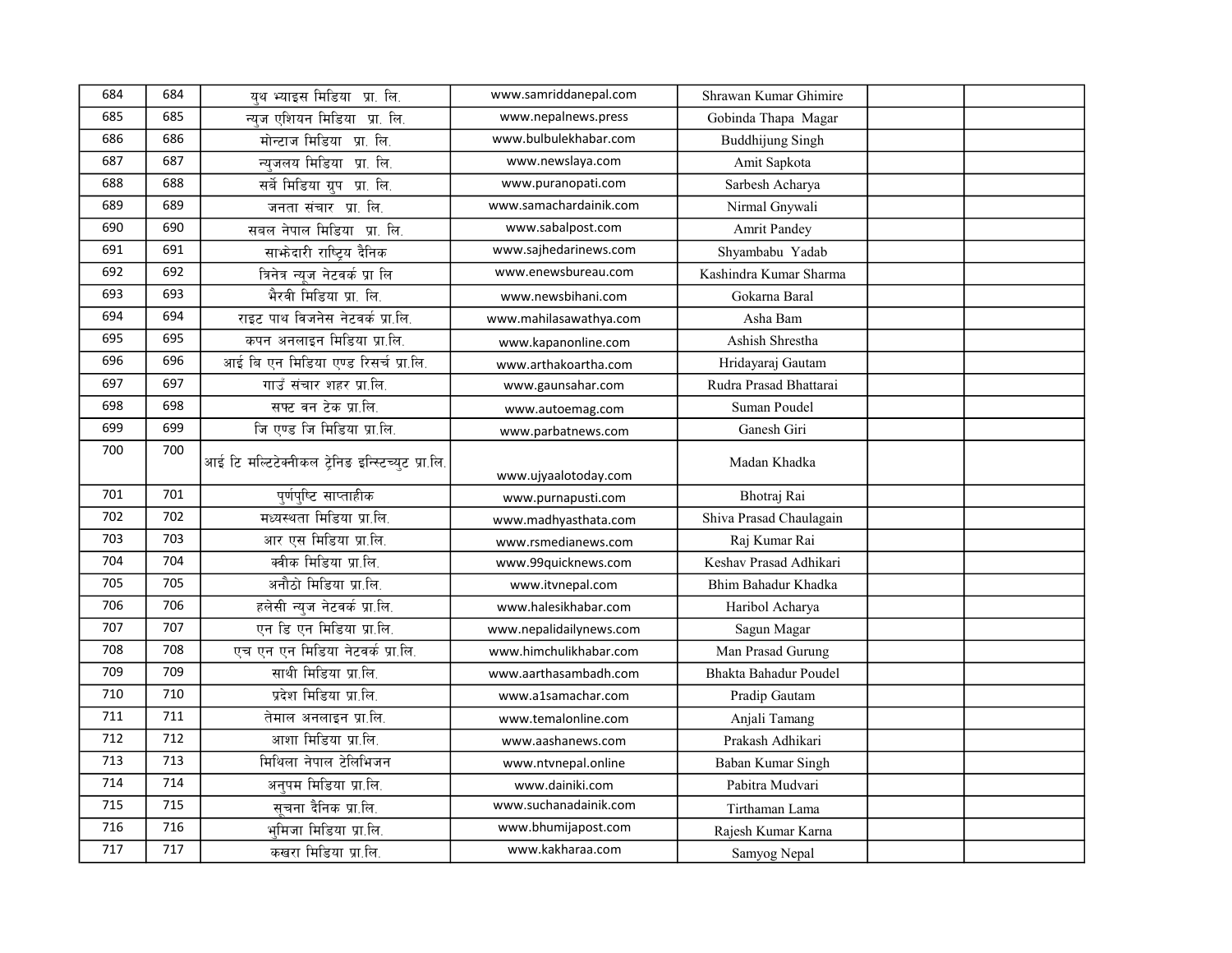| | | | | | | |
|---|---|---|---|---|---|---|
| 684 | 684 | युथ भ्याइस मिडिया प्रा. लि. | www.samriddanepal.com | Shrawan Kumar Ghimire | | |
| 685 | 685 | न्युज एशियन मिडिया प्रा. लि. | www.nepalnews.press | Gobinda Thapa Magar | | |
| 686 | 686 | मोन्टाज मिडिया प्रा. लि. | www.bulbulekhabar.com | Buddhijung Singh | | |
| 687 | 687 | न्युजलय मिडिया प्रा. लि. | www.newslaya.com | Amit Sapkota | | |
| 688 | 688 | सर्वे मिडिया ग्रुप प्रा. लि. | www.puranopati.com | Sarbesh Acharya | | |
| 689 | 689 | जनता संचार प्रा. लि. | www.samachardainik.com | Nirmal Gnywali | | |
| 690 | 690 | सबल नेपाल मिडिया प्रा. लि. | www.sabalpost.com | Amrit Pandey | | |
| 691 | 691 | साझेदारी राष्ट्रिय दैनिक | www.sajhedarinews.com | Shyambabu Yadab | | |
| 692 | 692 | त्रिनेत्र न्यूज नेटवर्क प्रा लि | www.enewsbureau.com | Kashindra Kumar Sharma | | |
| 693 | 693 | भैरवी मिडिया प्रा. लि. | www.newsbihani.com | Gokarna Baral | | |
| 694 | 694 | राइट पाथ विजनेस नेटवर्क प्रा.लि. | www.mahilasawathya.com | Asha Bam | | |
| 695 | 695 | कपन अनलाइन मिडिया प्रा.लि. | www.kapanonline.com | Ashish Shrestha | | |
| 696 | 696 | आई बि एन मिडिया एण्ड रिसर्च प्रा.लि. | www.arthakoartha.com | Hridayaraj Gautam | | |
| 697 | 697 | गाउँ संचार शहर प्रा.लि. | www.gaunsahar.com | Rudra Prasad Bhattarai | | |
| 698 | 698 | सफ्ट वन टेक प्रा.लि. | www.autoemag.com | Suman Poudel | | |
| 699 | 699 | जि एण्ड जि मिडिया प्रा.लि. | www.parbatnews.com | Ganesh Giri | | |
| 700 | 700 | आई टि मल्टिटेक्नीकल ट्रेनिङ इन्स्टिच्युट प्रा.लि. | www.ujyaalotoday.com | Madan Khadka | | |
| 701 | 701 | पुर्णपुष्टि साप्ताहीक | www.purnapusti.com | Bhotraj Rai | | |
| 702 | 702 | मध्यस्थता मिडिया प्रा.लि. | www.madhyasthata.com | Shiva Prasad Chaulagain | | |
| 703 | 703 | आर एस मिडिया प्रा.लि. | www.rsmedianews.com | Raj Kumar Rai | | |
| 704 | 704 | क्वीक मिडिया प्रा.लि. | www.99quicknews.com | Keshav Prasad Adhikari | | |
| 705 | 705 | अनौठो मिडिया प्रा.लि. | www.itvnepal.com | Bhim Bahadur Khadka | | |
| 706 | 706 | हलेसी न्युज नेटवर्क प्रा.लि. | www.halesikhabar.com | Haribol Acharya | | |
| 707 | 707 | एन डि एन मिडिया प्रा.लि. | www.nepalidailynews.com | Sagun Magar | | |
| 708 | 708 | एच एन एन मिडिया नेटवर्क प्रा.लि. | www.himchulikhabar.com | Man Prasad Gurung | | |
| 709 | 709 | साथी मिडिया प्रा.लि. | www.aarthasambadh.com | Bhakta Bahadur Poudel | | |
| 710 | 710 | प्रदेश मिडिया प्रा.लि. | www.a1samachar.com | Pradip Gautam | | |
| 711 | 711 | तेमाल अनलाइन प्रा.लि. | www.temalonline.com | Anjali Tamang | | |
| 712 | 712 | आशा मिडिया प्रा.लि. | www.aashanews.com | Prakash Adhikari | | |
| 713 | 713 | मिथिला नेपाल टेलिभिजन | www.ntvnepal.online | Baban Kumar Singh | | |
| 714 | 714 | अनुपम मिडिया प्रा.लि. | www.dainiki.com | Pabitra Mudvari | | |
| 715 | 715 | सूचना दैनिक प्रा.लि. | www.suchanadainik.com | Tirthaman Lama | | |
| 716 | 716 | भुमिजा मिडिया प्रा.लि. | www.bhumijapost.com | Rajesh Kumar Karna | | |
| 717 | 717 | कखरा मिडिया प्रा.लि. | www.kakharaa.com | Samyog Nepal | | |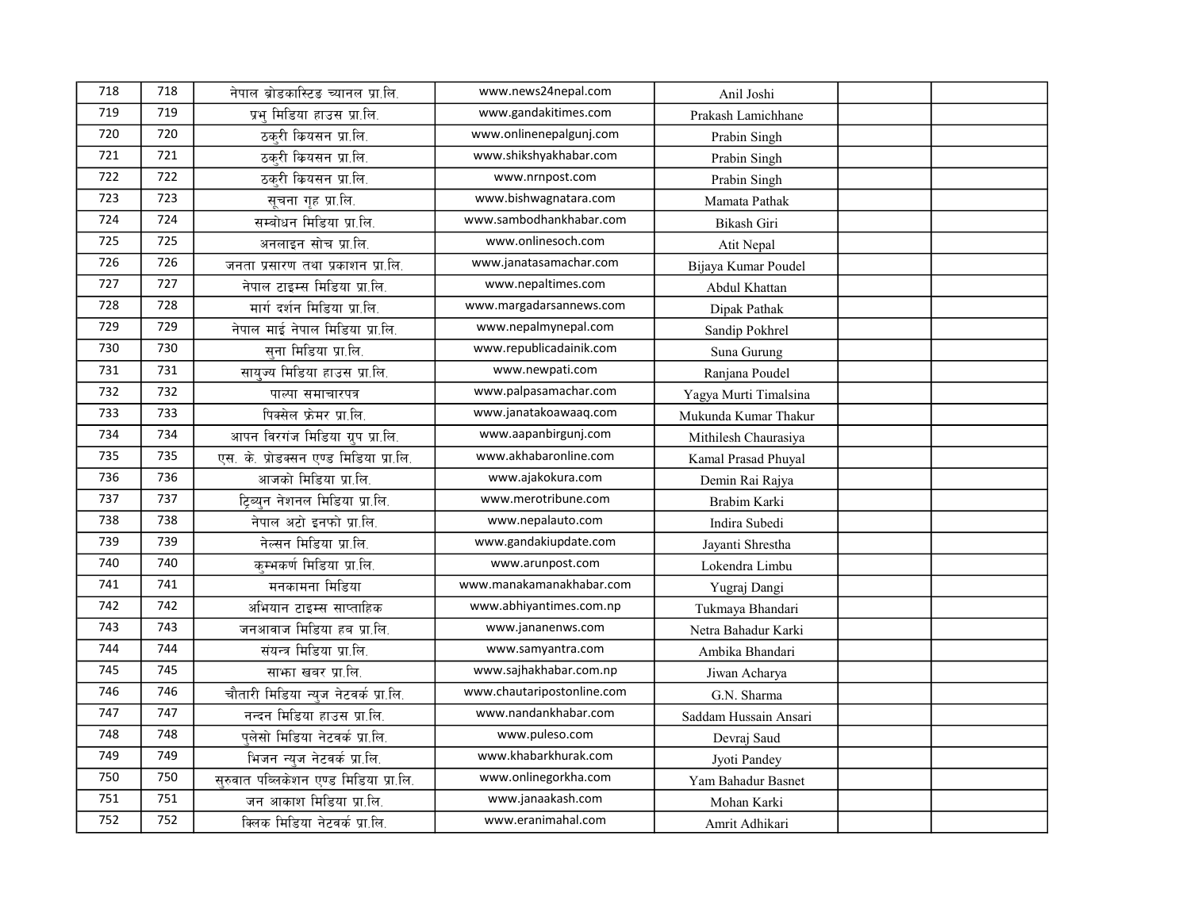| 718 | 718 | नेपाल ब्रोडकास्टिङ च्यानल प्रा.लि. | www.news24nepal.com | Anil Joshi | | |
|---|---|---|---|---|---|---|
| 719 | 719 | प्रभु मिडिया हाउस प्रा.लि. | www.gandakitimes.com | Prakash Lamichhane | | |
| 720 | 720 | ठकुरी क्रियसन प्रा.लि. | www.onlinenepalgunj.com | Prabin Singh | | |
| 721 | 721 | ठकुरी क्रियसन प्रा.लि. | www.shikshyakhabar.com | Prabin Singh | | |
| 722 | 722 | ठकुरी क्रियसन प्रा.लि. | www.nrnpost.com | Prabin Singh | | |
| 723 | 723 | सूचना गृह प्रा.लि. | www.bishwagnatara.com | Mamata Pathak | | |
| 724 | 724 | सम्बोधन मिडिया प्रा.लि. | www.sambodhankhabar.com | Bikash Giri | | |
| 725 | 725 | अनलाइन सोच प्रा.लि. | www.onlinesoch.com | Atit Nepal | | |
| 726 | 726 | जनता प्रसारण तथा प्रकाशन प्रा.लि. | www.janatasamachar.com | Bijaya Kumar Poudel | | |
| 727 | 727 | नेपाल टाइम्स मिडिया प्रा.लि. | www.nepaltimes.com | Abdul Khattan | | |
| 728 | 728 | मार्ग दर्शन मिडिया प्रा.लि. | www.margadarsannews.com | Dipak Pathak | | |
| 729 | 729 | नेपाल माई नेपाल मिडिया प्रा.लि. | www.nepalmynepal.com | Sandip Pokhrel | | |
| 730 | 730 | सुना मिडिया प्रा.लि. | www.republicadainik.com | Suna Gurung | | |
| 731 | 731 | सायुज्य मिडिया हाउस प्रा.लि. | www.newpati.com | Ranjana Poudel | | |
| 732 | 732 | पाल्पा समाचारपत्र | www.palpasamachar.com | Yagya Murti Timalsina | | |
| 733 | 733 | पिक्सेल फ्रेमर प्रा.लि. | www.janatakoawaaq.com | Mukunda Kumar Thakur | | |
| 734 | 734 | आपन विरगंज मिडिया ग्रुप प्रा.लि. | www.aapanbirgunj.com | Mithilesh Chaurasiya | | |
| 735 | 735 | एस. के. प्रोडक्सन एण्ड मिडिया प्रा.लि. | www.akhabaronline.com | Kamal Prasad Phuyal | | |
| 736 | 736 | आजको मिडिया प्रा.लि. | www.ajakokura.com | Demin Rai Rajya | | |
| 737 | 737 | ट्रिब्युन नेशनल मिडिया प्रा.लि. | www.merotribune.com | Brabim Karki | | |
| 738 | 738 | नेपाल अटो इनफो प्रा.लि. | www.nepalauto.com | Indira Subedi | | |
| 739 | 739 | नेल्सन मिडिया प्रा.लि. | www.gandakiupdate.com | Jayanti Shrestha | | |
| 740 | 740 | कुम्भकर्ण मिडिया प्रा.लि. | www.arunpost.com | Lokendra Limbu | | |
| 741 | 741 | मनकामना मिडिया | www.manakamanakhabar.com | Yugraj Dangi | | |
| 742 | 742 | अभियान टाइम्स साप्ताहिक | www.abhiyantimes.com.np | Tukmaya Bhandari | | |
| 743 | 743 | जनआवाज मिडिया हब प्रा.लि. | www.jananenws.com | Netra Bahadur Karki | | |
| 744 | 744 | संयन्त्र मिडिया प्रा.लि. | www.samyantra.com | Ambika Bhandari | | |
| 745 | 745 | साझा खबर प्रा.लि. | www.sajhakhabar.com.np | Jiwan Acharya | | |
| 746 | 746 | चौतारी मिडिया न्युज नेटवर्क प्रा.लि. | www.chautaripostonline.com | G.N. Sharma | | |
| 747 | 747 | नन्दन मिडिया हाउस प्रा.लि. | www.nandankhabar.com | Saddam Hussain Ansari | | |
| 748 | 748 | पुलेसो मिडिया नेटवर्क प्रा.लि. | www.puleso.com | Devraj Saud | | |
| 749 | 749 | भिजन न्युज नेटवर्क प्रा.लि. | www.khabarkhurak.com | Jyoti Pandey | | |
| 750 | 750 | सुरुवात पब्लिकेशन एण्ड मिडिया प्रा.लि. | www.onlinegorkha.com | Yam Bahadur Basnet | | |
| 751 | 751 | जन आकाश मिडिया प्रा.लि. | www.janaakash.com | Mohan Karki | | |
| 752 | 752 | क्लिक मिडिया नेटवर्क प्रा.लि. | www.eranimahal.com | Amrit Adhikari | | |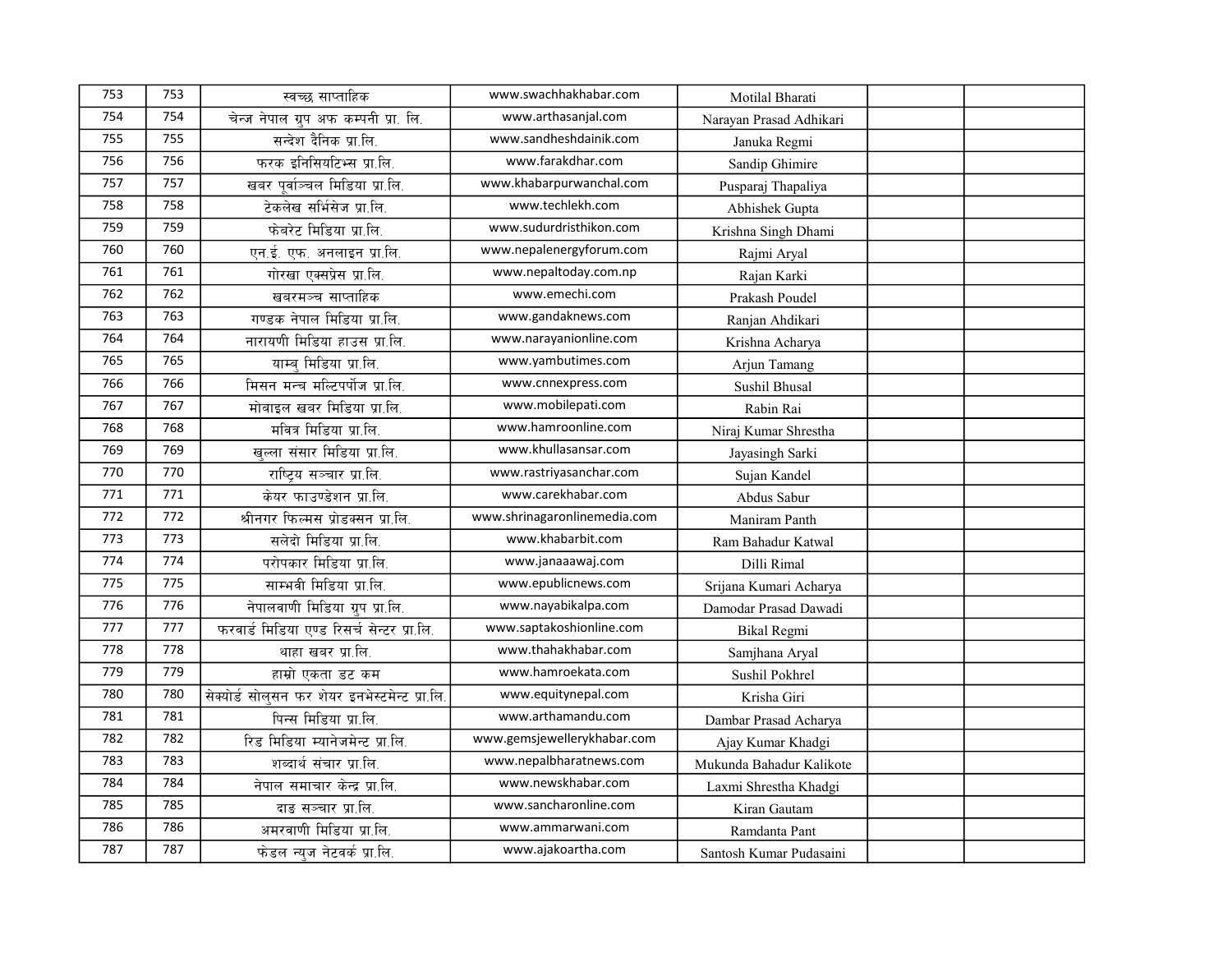| 753 | 753 | स्वच्छ साप्ताहिक | www.swachhakhabar.com | Motilal Bharati | | |
|---|---|---|---|---|---|---|
| 754 | 754 | चेन्ज नेपाल ग्रुप अफ कम्पनी प्रा. लि. | www.arthasanjal.com | Narayan Prasad Adhikari | | |
| 755 | 755 | सन्देश दैनिक प्रा.लि. | www.sandheshdainik.com | Januka Regmi | | |
| 756 | 756 | फरक इनिसियटिभ्स प्रा.लि. | www.farakdhar.com | Sandip Ghimire | | |
| 757 | 757 | खबर पूर्वाञ्चल मिडिया प्रा.लि. | www.khabarpurwanchal.com | Pusparaj Thapaliya | | |
| 758 | 758 | टेकलेख सर्भिसेज प्रा.लि. | www.techlekh.com | Abhishek Gupta | | |
| 759 | 759 | फेबरेट मिडिया प्रा.लि. | www.sudurdristhikon.com | Krishna Singh Dhami | | |
| 760 | 760 | एन.ई. एफ. अनलाइन प्रा.लि. | www.nepalenergyforum.com | Rajmi Aryal | | |
| 761 | 761 | गोरखा एक्सप्रेस प्रा.लि. | www.nepaltoday.com.np | Rajan Karki | | |
| 762 | 762 | खबरमञ्च साप्ताहिक | www.emechi.com | Prakash Poudel | | |
| 763 | 763 | गण्डक नेपाल मिडिया प्रा.लि. | www.gandaknews.com | Ranjan Ahdikari | | |
| 764 | 764 | नारायणी मिडिया हाउस प्रा.लि. | www.narayanionline.com | Krishna Acharya | | |
| 765 | 765 | याम्बु मिडिया प्रा.लि. | www.yambutimes.com | Arjun Tamang | | |
| 766 | 766 | मिसन मन्च मल्टिपर्पोज प्रा.लि. | www.cnnexpress.com | Sushil Bhusal | | |
| 767 | 767 | मोबाइल खबर मिडिया प्रा.लि. | www.mobilepati.com | Rabin Rai | | |
| 768 | 768 | मवित्र मिडिया प्रा.लि. | www.hamroonline.com | Niraj Kumar Shrestha | | |
| 769 | 769 | खुल्ला संसार मिडिया प्रा.लि. | www.khullasansar.com | Jayasingh Sarki | | |
| 770 | 770 | राष्ट्रिय सञ्चार प्रा.लि. | www.rastriyasanchar.com | Sujan Kandel | | |
| 771 | 771 | केयर फाउण्डेशन प्रा.लि. | www.carekhabar.com | Abdus Sabur | | |
| 772 | 772 | श्रीनगर फिल्मस प्रोडक्सन प्रा.लि. | www.shrinagaronlinemedia.com | Maniram Panth | | |
| 773 | 773 | सलेदो मिडिया प्रा.लि. | www.khabarbit.com | Ram Bahadur Katwal | | |
| 774 | 774 | परोपकार मिडिया प्रा.लि. | www.janaaawaj.com | Dilli Rimal | | |
| 775 | 775 | साम्भवी मिडिया प्रा.लि. | www.epublicnews.com | Srijana Kumari Acharya | | |
| 776 | 776 | नेपालवाणी मिडिया ग्रुप प्रा.लि. | www.nayabikalpa.com | Damodar Prasad Dawadi | | |
| 777 | 777 | फरवार्ड मिडिया एण्ड रिसर्च सेन्टर प्रा.लि. | www.saptakoshionline.com | Bikal Regmi | | |
| 778 | 778 | थाहा खबर प्रा.लि. | www.thahakhabar.com | Samjhana Aryal | | |
| 779 | 779 | हाम्रो एकता डट कम | www.hamroekata.com | Sushil Pokhrel | | |
| 780 | 780 | सेक्योर्ड सोलुसन फर शेयर इनभेस्टमेन्ट प्रा.लि. | www.equitynepal.com | Krisha Giri | | |
| 781 | 781 | पिन्स मिडिया प्रा.लि. | www.arthamandu.com | Dambar Prasad Acharya | | |
| 782 | 782 | रिड मिडिया म्यानेजमेन्ट प्रा.लि. | www.gemsjewellerykhabar.com | Ajay Kumar Khadgi | | |
| 783 | 783 | शब्दार्थ संचार प्रा.लि. | www.nepalbharatnews.com | Mukunda Bahadur Kalikote | | |
| 784 | 784 | नेपाल समाचार केन्द्र प्रा.लि. | www.newskhabar.com | Laxmi Shrestha Khadgi | | |
| 785 | 785 | दाङ सञ्चार प्रा.लि. | www.sancharonline.com | Kiran Gautam | | |
| 786 | 786 | अमरवाणी मिडिया प्रा.लि. | www.ammarwani.com | Ramdanta Pant | | |
| 787 | 787 | फेडल न्युज नेटवर्क प्रा.लि. | www.ajakoartha.com | Santosh Kumar Pudasaini | | |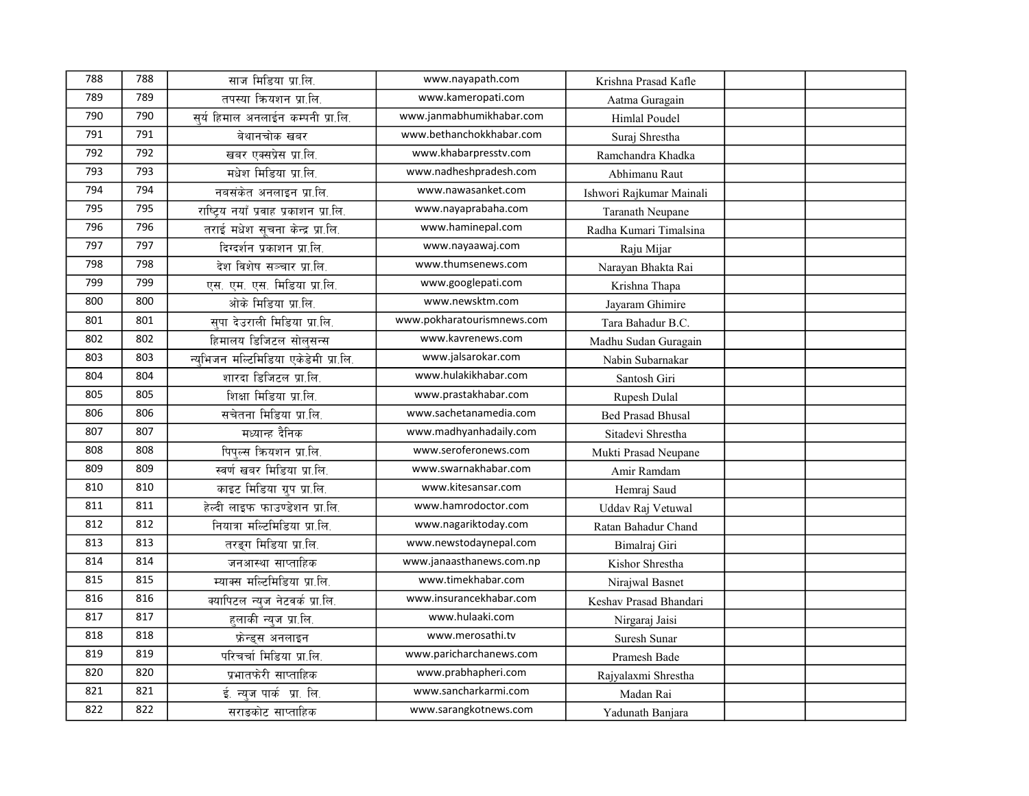| | | | | | | |
|---|---|---|---|---|---|---|
| 788 | 788 | साज मिडिया प्रा.लि. | www.nayapath.com | Krishna Prasad Kafle | | |
| 789 | 789 | तपस्या क्रियशन प्रा.लि. | www.kameropati.com | Aatma Guragain | | |
| 790 | 790 | सुर्य हिमाल अनलाईन कम्पनी प्रा.लि. | www.janmabhumikhabar.com | Himlal Poudel | | |
| 791 | 791 | बेथानचोक खबर | www.bethanchokkhabar.com | Suraj Shrestha | | |
| 792 | 792 | खबर एक्सप्रेस प्रा.लि. | www.khabarpresstv.com | Ramchandra Khadka | | |
| 793 | 793 | मधेश मिडिया प्रा.लि. | www.nadheshpradesh.com | Abhimanu Raut | | |
| 794 | 794 | नबसंकेत अनलाइन प्रा.लि. | www.nawasanket.com | Ishwori Rajkumar Mainali | | |
| 795 | 795 | राष्ट्रिय नयाँ प्रवाह प्रकाशन प्रा.लि. | www.nayaprabaha.com | Taranath Neupane | | |
| 796 | 796 | तराई मधेश सूचना केन्द्र प्रा.लि. | www.haminepal.com | Radha Kumari Timalsina | | |
| 797 | 797 | दिग्दर्शन प्रकाशन प्रा.लि. | www.nayaawaj.com | Raju Mijar | | |
| 798 | 798 | देश विशेष सञ्चार प्रा.लि. | www.thumsenews.com | Narayan Bhakta Rai | | |
| 799 | 799 | एस. एम. एस. मिडिया प्रा.लि. | www.googlepati.com | Krishna Thapa | | |
| 800 | 800 | ओके मिडिया प्रा.लि. | www.newsktm.com | Jayaram Ghimire | | |
| 801 | 801 | सुपा देउराली मिडिया प्रा.लि. | www.pokharatourismnews.com | Tara Bahadur B.C. | | |
| 802 | 802 | हिमालय डिजिटल सोलुसन्स | www.kavrenews.com | Madhu Sudan Guragain | | |
| 803 | 803 | न्युभिजन मल्टिमिडिया एकेडेमी प्रा.लि. | www.jalsarokar.com | Nabin Subarnakar | | |
| 804 | 804 | शारदा डिजिटल प्रा.लि. | www.hulakikhabar.com | Santosh Giri | | |
| 805 | 805 | शिक्षा मिडिया प्रा.लि. | www.prastakhabar.com | Rupesh Dulal | | |
| 806 | 806 | सचेतना मिडिया प्रा.लि. | www.sachetanamedia.com | Bed Prasad Bhusal | | |
| 807 | 807 | मध्यान्ह दैनिक | www.madhyanhadaily.com | Sitadevi Shrestha | | |
| 808 | 808 | पिपुल्स क्रियशन प्रा.लि. | www.seroferonews.com | Mukti Prasad Neupane | | |
| 809 | 809 | स्वर्ण खबर मिडिया प्रा.लि. | www.swarnakhabar.com | Amir Ramdam | | |
| 810 | 810 | काइट मिडिया ग्रुप प्रा.लि. | www.kitesansar.com | Hemraj Saud | | |
| 811 | 811 | हेल्दी लाइफ फाउण्डेशन प्रा.लि. | www.hamrodoctor.com | Uddav Raj Vetuwal | | |
| 812 | 812 | नियात्रा मल्टिमिडिया प्रा.लि. | www.nagariktoday.com | Ratan Bahadur Chand | | |
| 813 | 813 | तरङ्ग मिडिया प्रा.लि. | www.newstodaynepal.com | Bimalraj Giri | | |
| 814 | 814 | जनआस्था साप्ताहिक | www.janaasthanews.com.np | Kishor Shrestha | | |
| 815 | 815 | म्याक्स मल्टिमिडिया प्रा.लि. | www.timekhabar.com | Nirajwal Basnet | | |
| 816 | 816 | क्यापिटल न्युज नेटवर्क प्रा.लि. | www.insurancekhabar.com | Keshav Prasad Bhandari | | |
| 817 | 817 | हुलाकी न्युज प्रा.लि. | www.hulaaki.com | Nirgaraj Jaisi | | |
| 818 | 818 | फ्रेन्ड्स अनलाइन | www.merosathi.tv | Suresh Sunar | | |
| 819 | 819 | परिचर्चा मिडिया प्रा.लि. | www.paricharchanews.com | Pramesh Bade | | |
| 820 | 820 | प्रभातफेरी साप्ताहिक | www.prabhapheri.com | Rajyalaxmi Shrestha | | |
| 821 | 821 | ई. न्युज पार्क प्रा. लि. | www.sancharkarmi.com | Madan Rai | | |
| 822 | 822 | सराङकोट साप्ताहिक | www.sarangkotnews.com | Yadunath Banjara | | |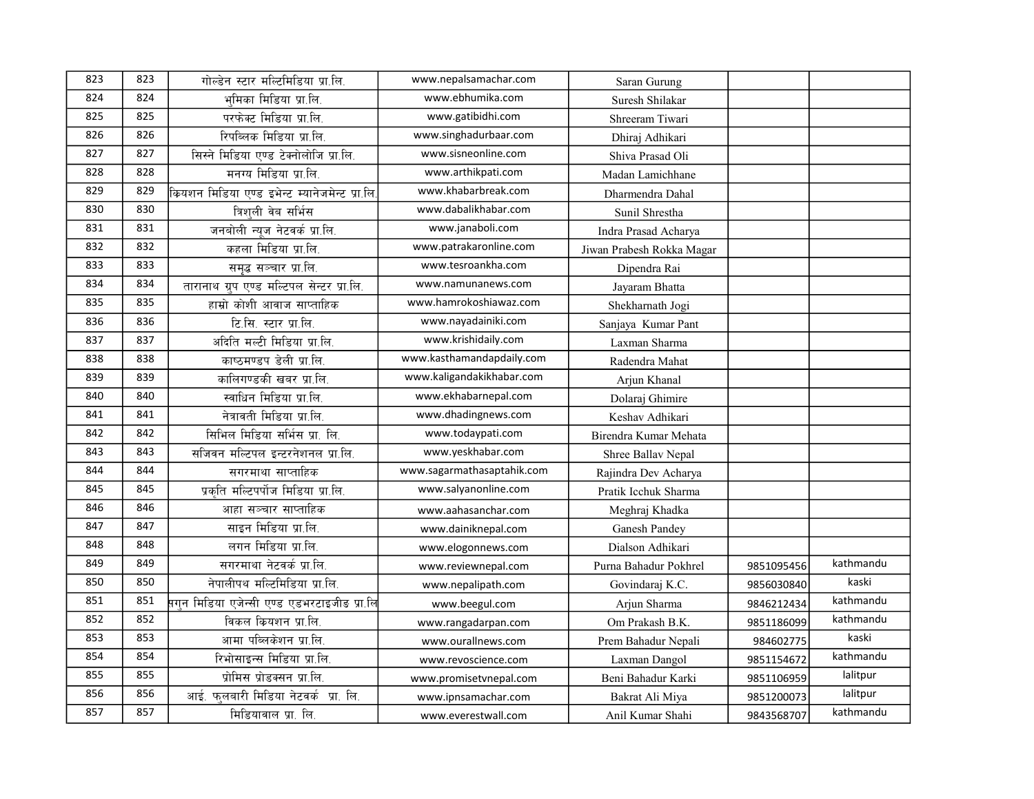| | | | | | | |
|---|---|---|---|---|---|---|
| 823 | 823 | गोल्डेन स्टार मल्टिमिडिया प्रा.लि. | www.nepalsamachar.com | Saran Gurung | | |
| 824 | 824 | भुमिका मिडिया प्रा.लि. | www.ebhumika.com | Suresh Shilakar | | |
| 825 | 825 | परफेक्ट मिडिया प्रा.लि. | www.gatibidhi.com | Shreeram Tiwari | | |
| 826 | 826 | रिपब्लिक मिडिया प्रा.लि. | www.singhadurbaar.com | Dhiraj Adhikari | | |
| 827 | 827 | सिस्ने मिडिया एण्ड टेक्नोलोजि प्रा.लि. | www.sisneonline.com | Shiva Prasad Oli | | |
| 828 | 828 | मनग्य मिडिया प्रा.लि. | www.arthikpati.com | Madan Lamichhane | | |
| 829 | 829 | क्रियशन मिडिया एण्ड इभेन्ट म्यानेजमेन्ट प्रा.लि. | www.khabarbreak.com | Dharmendra Dahal | | |
| 830 | 830 | त्रिशुली वेब सर्भिस | www.dabalikhabar.com | Sunil Shrestha | | |
| 831 | 831 | जनबोली न्यूज नेटवर्क प्रा.लि. | www.janaboli.com | Indra Prasad Acharya | | |
| 832 | 832 | कहला मिडिया प्रा.लि. | www.patrakaronline.com | Jiwan Prabesh Rokka Magar | | |
| 833 | 833 | समृद्ध सञ्चार प्रा.लि. | www.tesroankha.com | Dipendra Rai | | |
| 834 | 834 | तारानाथ ग्रुप एण्ड मल्टिपल सेन्टर प्रा.लि. | www.namunanews.com | Jayaram Bhatta | | |
| 835 | 835 | हाम्रो कोशी आवाज साप्ताहिक | www.hamrokoshiawaz.com | Shekharnath Jogi | | |
| 836 | 836 | टि.सि. स्टार प्रा.लि. | www.nayadainiki.com | Sanjaya Kumar Pant | | |
| 837 | 837 | अदिति मल्टी मिडिया प्रा.लि. | www.krishidaily.com | Laxman Sharma | | |
| 838 | 838 | काष्ठमण्डप डेली प्रा.लि. | www.kasthamandapdaily.com | Radendra Mahat | | |
| 839 | 839 | कालिगण्डकी खबर प्रा.लि. | www.kaligandakikhabar.com | Arjun Khanal | | |
| 840 | 840 | स्वाधिन मिडिया प्रा.लि. | www.ekhabarnepal.com | Dolaraj Ghimire | | |
| 841 | 841 | नेत्रावती मिडिया प्रा.लि. | www.dhadingnews.com | Keshav Adhikari | | |
| 842 | 842 | सिभिल मिडिया सर्भिस प्रा. लि. | www.todaypati.com | Birendra Kumar Mehata | | |
| 843 | 843 | सजिवन मल्टिपल इन्टरनेशनल प्रा.लि. | www.yeskhabar.com | Shree Ballav Nepal | | |
| 844 | 844 | सगरमाथा साप्ताहिक | www.sagarmathasaptahik.com | Rajindra Dev Acharya | | |
| 845 | 845 | प्रकृति मल्टिपर्पोज मिडिया प्रा.लि. | www.salyanonline.com | Pratik Icchuk Sharma | | |
| 846 | 846 | आहा सञ्चार साप्ताहिक | www.aahasanchar.com | Meghraj Khadka | | |
| 847 | 847 | साइन मिडिया प्रा.लि. | www.dainiknepal.com | Ganesh Pandey | | |
| 848 | 848 | लगन मिडिया प्रा.लि. | www.elogonnews.com | Dialson Adhikari | | |
| 849 | 849 | सगरमाथा नेटवर्क प्रा.लि. | www.reviewnepal.com | Purna Bahadur Pokhrel | 9851095456 | kathmandu |
| 850 | 850 | नेपालीपथ मल्टिमिडिया प्रा.लि. | www.nepalipath.com | Govindaraj K.C. | 9856030840 | kaski |
| 851 | 851 | सगुन मिडिया एजेन्सी एण्ड एडभरटाइजीङ प्रा.लि | www.beegul.com | Arjun Sharma | 9846212434 | kathmandu |
| 852 | 852 | विकल क्रियशन प्रा.लि. | www.rangadarpan.com | Om Prakash B.K. | 9851186099 | kathmandu |
| 853 | 853 | आमा पब्लिकेशन प्रा.लि. | www.ourallnews.com | Prem Bahadur Nepali | 984602775 | kaski |
| 854 | 854 | रिभोसाइन्स मिडिया प्रा.लि. | www.revoscience.com | Laxman Dangol | 9851154672 | kathmandu |
| 855 | 855 | प्रोमिस प्रोडक्सन प्रा.लि. | www.promisetvnepal.com | Beni Bahadur Karki | 9851106959 | lalitpur |
| 856 | 856 | आई. फुलबारी मिडिया नेटवर्क प्रा. लि. | www.ipnsamachar.com | Bakrat Ali Miya | 9851200073 | lalitpur |
| 857 | 857 | मिडियावाल प्रा. लि. | www.everestwall.com | Anil Kumar Shahi | 9843568707 | kathmandu |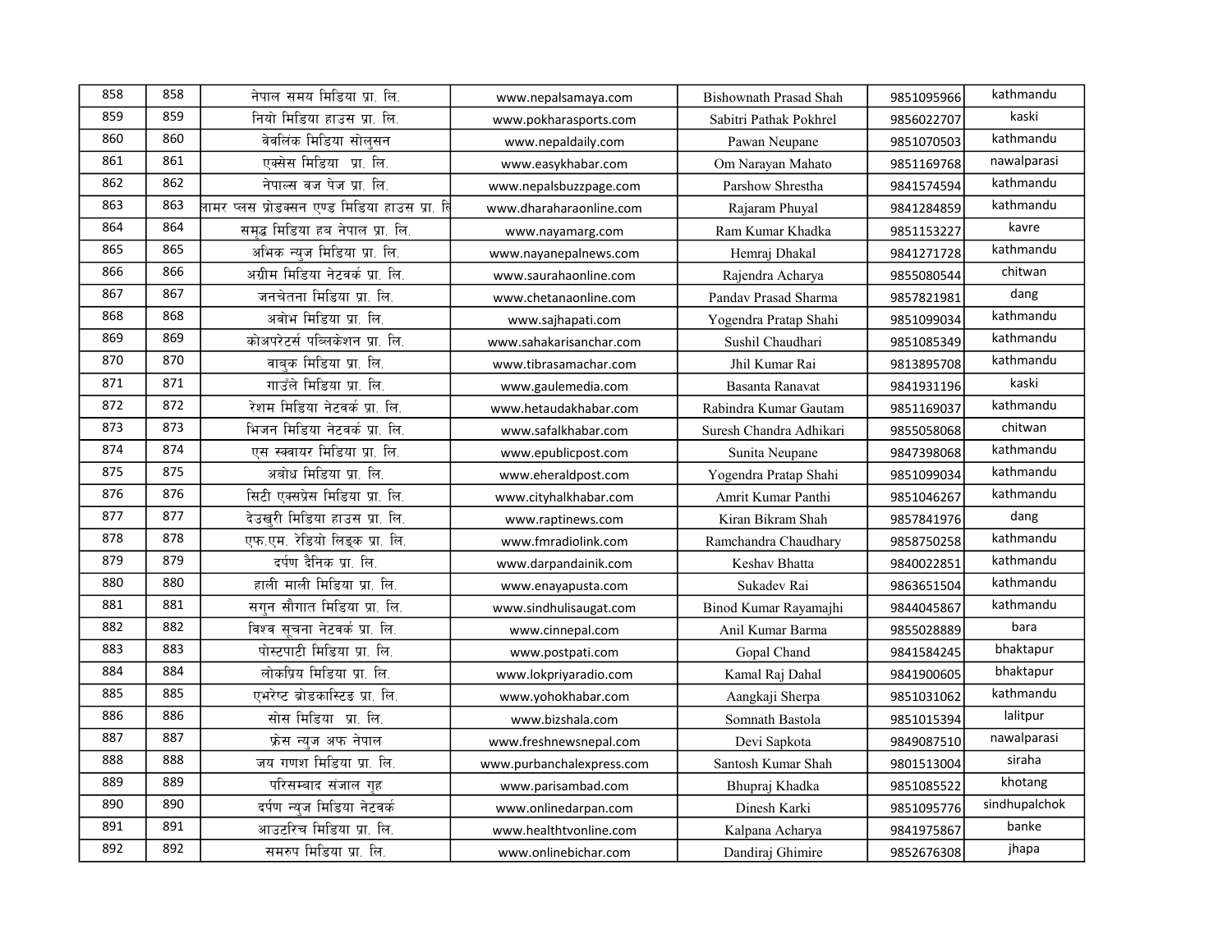| | | | | | | |
|---|---|---|---|---|---|---|
| 858 | 858 | नेपाल समय मिडिया प्रा. लि. | www.nepalsamaya.com | Bishownath Prasad Shah | 9851095966 | kathmandu |
| 859 | 859 | नियो मिडिया हाउस प्रा. लि. | www.pokharasports.com | Sabitri Pathak Pokhrel | 9856022707 | kaski |
| 860 | 860 | वेवलिंक मिडिया सोलुसन | www.nepaldaily.com | Pawan Neupane | 9851070503 | kathmandu |
| 861 | 861 | एक्सेस मिडिया प्रा. लि. | www.easykhabar.com | Om Narayan Mahato | 9851169768 | nawalparasi |
| 862 | 862 | नेपाल्स वज पेज प्रा. लि. | www.nepalsbuzzpage.com | Parshow Shrestha | 9841574594 | kathmandu |
| 863 | 863 | लामर प्लस प्रोडक्सन एण्ड मिडिया हाउस प्रा. लि | www.dharaharaonline.com | Rajaram Phuyal | 9841284859 | kathmandu |
| 864 | 864 | समृद्ध मिडिया हब नेपाल प्रा. लि. | www.nayamarg.com | Ram Kumar Khadka | 9851153227 | kavre |
| 865 | 865 | अभिक न्युज मिडिया प्रा. लि. | www.nayanepalnews.com | Hemraj Dhakal | 9841271728 | kathmandu |
| 866 | 866 | अग्रीम मिडिया नेटवर्क प्रा. लि. | www.saurahaonline.com | Rajendra Acharya | 9855080544 | chitwan |
| 867 | 867 | जनचेतना मिडिया प्रा. लि. | www.chetanaonline.com | Pandav Prasad Sharma | 9857821981 | dang |
| 868 | 868 | अवोभ मिडिया प्रा. लि. | www.sajhapati.com | Yogendra Pratap Shahi | 9851099034 | kathmandu |
| 869 | 869 | कोअपरेटर्स पब्लिकेशन प्रा. लि. | www.sahakarisanchar.com | Sushil Chaudhari | 9851085349 | kathmandu |
| 870 | 870 | वाबुक मिडिया प्रा. लि. | www.tibrasamachar.com | Jhil Kumar Rai | 9813895708 | kathmandu |
| 871 | 871 | गाउँले मिडिया प्रा. लि. | www.gaulemedia.com | Basanta Ranavat | 9841931196 | kaski |
| 872 | 872 | रेशम मिडिया नेटवर्क प्रा. लि. | www.hetaudakhabar.com | Rabindra Kumar Gautam | 9851169037 | kathmandu |
| 873 | 873 | भिजन मिडिया नेटवर्क प्रा. लि. | www.safalkhabar.com | Suresh Chandra Adhikari | 9855058068 | chitwan |
| 874 | 874 | एस स्क्वायर मिडिया प्रा. लि. | www.epublicpost.com | Sunita Neupane | 9847398068 | kathmandu |
| 875 | 875 | अबोध मिडिया प्रा. लि. | www.eheraldpost.com | Yogendra Pratap Shahi | 9851099034 | kathmandu |
| 876 | 876 | सिटी एक्सप्रेस मिडिया प्रा. लि. | www.cityhalkhabar.com | Amrit Kumar Panthi | 9851046267 | kathmandu |
| 877 | 877 | देउखुरी मिडिया हाउस प्रा. लि. | www.raptinews.com | Kiran Bikram Shah | 9857841976 | dang |
| 878 | 878 | एफ.एम. रेडियो लिङ्क प्रा. लि. | www.fmradiolink.com | Ramchandra Chaudhary | 9858750258 | kathmandu |
| 879 | 879 | दर्पण दैनिक प्रा. लि. | www.darpandainik.com | Keshav Bhatta | 9840022851 | kathmandu |
| 880 | 880 | हाली माली मिडिया प्रा. लि. | www.enayapusta.com | Sukadev Rai | 9863651504 | kathmandu |
| 881 | 881 | सगुन सौगात मिडिया प्रा. लि. | www.sindhulisaugat.com | Binod Kumar Rayamajhi | 9844045867 | kathmandu |
| 882 | 882 | विश्व सूचना नेटवर्क प्रा. लि. | www.cinnepal.com | Anil Kumar Barma | 9855028889 | bara |
| 883 | 883 | पोस्टपाटी मिडिया प्रा. लि. | www.postpati.com | Gopal Chand | 9841584245 | bhaktapur |
| 884 | 884 | लोकप्रिय मिडिया प्रा. लि. | www.lokpriyaradio.com | Kamal Raj Dahal | 9841900605 | bhaktapur |
| 885 | 885 | एभरेष्ट ब्रोडकास्टिङ प्रा. लि. | www.yohokhabar.com | Aangkaji Sherpa | 9851031062 | kathmandu |
| 886 | 886 | सोस मिडिया प्रा. लि. | www.bizshala.com | Somnath Bastola | 9851015394 | lalitpur |
| 887 | 887 | फ्रेस न्युज अफ नेपाल | www.freshnewsnepal.com | Devi Sapkota | 9849087510 | nawalparasi |
| 888 | 888 | जय गणश मिडिया प्रा. लि. | www.purbanchalexpress.com | Santosh Kumar Shah | 9801513004 | siraha |
| 889 | 889 | परिसम्वाद संजाल गृह | www.parisambad.com | Bhupraj Khadka | 9851085522 | khotang |
| 890 | 890 | दर्पण न्युज मिडिया नेटवर्क | www.onlinedarpan.com | Dinesh Karki | 9851095776 | sindhupalchok |
| 891 | 891 | आउटरिच मिडिया प्रा. लि. | www.healthtvonline.com | Kalpana Acharya | 9841975867 | banke |
| 892 | 892 | समरुप मिडिया प्रा. लि. | www.onlinebichar.com | Dandiraj Ghimire | 9852676308 | jhapa |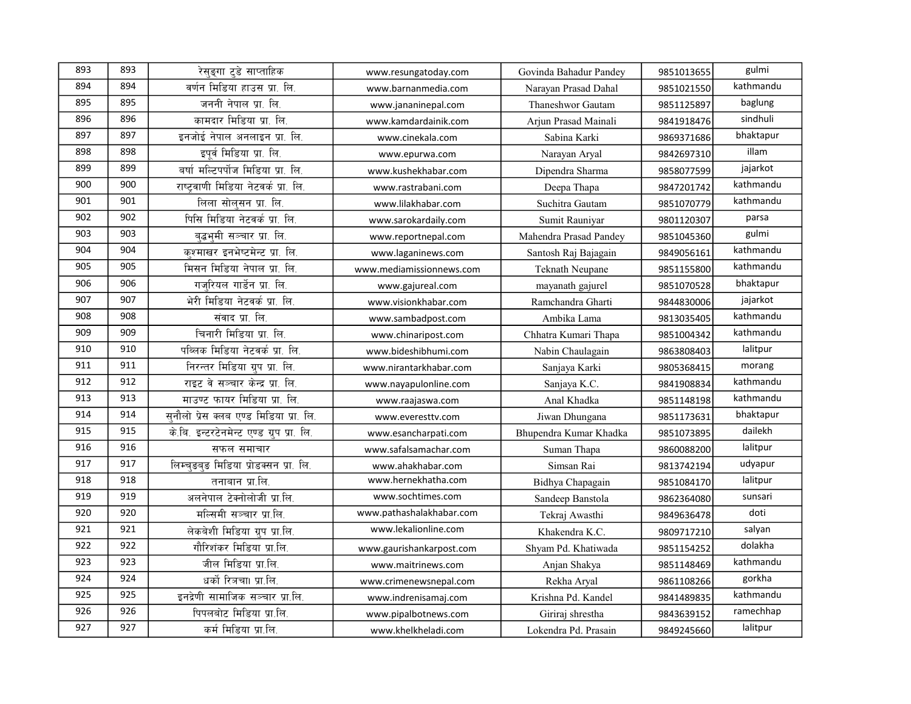| | | | | | | |
|---|---|---|---|---|---|---|
| 893 | 893 | रेसुङगा टुडे साप्ताहिक | www.resungatoday.com | Govinda Bahadur Pandey | 9851013655 | gulmi |
| 894 | 894 | वर्णन मिडिया हाउस प्रा. लि. | www.barnanmedia.com | Narayan Prasad Dahal | 9851021550 | kathmandu |
| 895 | 895 | जननी नेपाल प्रा. लि. | www.jananinepal.com | Thaneshwor Gautam | 9851125897 | baglung |
| 896 | 896 | कामदार मिडिया प्रा. लि. | www.kamdardainik.com | Arjun Prasad Mainali | 9841918476 | sindhuli |
| 897 | 897 | इनजोई नेपाल अनलाइन प्रा. लि. | www.cinekala.com | Sabina Karki | 9869371686 | bhaktapur |
| 898 | 898 | इपूर्व मिडिया प्रा. लि. | www.epurwa.com | Narayan Aryal | 9842697310 | illam |
| 899 | 899 | बर्षा मल्टिपर्पोज मिडिया प्रा. लि. | www.kushekhabar.com | Dipendra Sharma | 9858077599 | jajarkot |
| 900 | 900 | राष्ट्रवाणी मिडिया नेटवर्क प्रा. लि. | www.rastrabani.com | Deepa Thapa | 9847201742 | kathmandu |
| 901 | 901 | लिला सोलुसन प्रा. लि. | www.lilakhabar.com | Suchitra Gautam | 9851070779 | kathmandu |
| 902 | 902 | पिसि मिडिया नेटवर्क प्रा. लि. | www.sarokardaily.com | Sumit Rauniyar | 9801120307 | parsa |
| 903 | 903 | बुद्धभुमी सञ्चार प्रा. लि. | www.reportnepal.com | Mahendra Prasad Pandey | 9851045360 | gulmi |
| 904 | 904 | कुश्माखर इनभेष्टमेन्ट प्रा. लि. | www.laganinews.com | Santosh Raj Bajagain | 9849056161 | kathmandu |
| 905 | 905 | मिसन मिडिया नेपाल प्रा. लि. | www.mediamissionnews.com | Teknath Neupane | 9851155800 | kathmandu |
| 906 | 906 | गजुरियल गार्डेन प्रा. लि. | www.gajureal.com | mayanath gajurel | 9851070528 | bhaktapur |
| 907 | 907 | भेरी मिडिया नेटवर्क प्रा. लि. | www.visionkhabar.com | Ramchandra Gharti | 9844830006 | jajarkot |
| 908 | 908 | संवाद प्रा. लि. | www.sambadpost.com | Ambika Lama | 9813035405 | kathmandu |
| 909 | 909 | चिनारी मिडिया प्रा. लि. | www.chinaripost.com | Chhatra Kumari Thapa | 9851004342 | kathmandu |
| 910 | 910 | पब्लिक मिडिया नेटवर्क प्रा. लि. | www.bideshibhumi.com | Nabin Chaulagain | 9863808403 | lalitpur |
| 911 | 911 | निरन्तर मिडिया ग्रुप प्रा. लि. | www.nirantarkhabar.com | Sanjaya Karki | 9805368415 | morang |
| 912 | 912 | राइट वे सञ्चार केन्द्र प्रा. लि. | www.nayapulonline.com | Sanjaya K.C. | 9841908834 | kathmandu |
| 913 | 913 | माउण्ट फायर मिडिया प्रा. लि. | www.raajaswa.com | Anal Khadka | 9851148198 | kathmandu |
| 914 | 914 | सुनौलो प्रेस क्लब एण्ड मिडिया प्रा. लि. | www.everesttv.com | Jiwan Dhungana | 9851173631 | bhaktapur |
| 915 | 915 | के.बि. इन्टरटेनमेन्ट एण्ड ग्रुप प्रा. लि. | www.esancharpati.com | Bhupendra Kumar Khadka | 9851073895 | dailekh |
| 916 | 916 | सफल समाचार | www.safalsamachar.com | Suman Thapa | 9860088200 | lalitpur |
| 917 | 917 | लिम्चुङबुङ मिडिया प्रोडक्सन प्रा. लि. | www.ahakhabar.com | Simsan Rai | 9813742194 | udyapur |
| 918 | 918 | तनाबान प्रा.लि. | www.hernekhatha.com | Bidhya Chapagain | 9851084170 | lalitpur |
| 919 | 919 | अलनेपाल टेक्नोलोजी प्रा.लि. | www.sochtimes.com | Sandeep Banstola | 9862364080 | sunsari |
| 920 | 920 | मल्सिमी सञ्चार प्रा.लि. | www.pathashalakhabar.com | Tekraj Awasthi | 9849636478 | doti |
| 921 | 921 | लेकबेशी मिडिया ग्रुप प्रा.लि. | www.lekalionline.com | Khakendra K.C. | 9809717210 | salyan |
| 922 | 922 | गौरिशंकर मिडिया प्रा.लि. | www.gaurishankarpost.com | Shyam Pd. Khatiwada | 9851154252 | dolakha |
| 923 | 923 | जील मिडिया प्रा.लि. | www.maitrinews.com | Anjan Shakya | 9851148469 | kathmandu |
| 924 | 924 | धर्को रित्रचा प्रा.लि. | www.crimenewsnepal.com | Rekha Aryal | 9861108266 | gorkha |
| 925 | 925 | इनद्रेणी सामाजिक सञ्चार प्रा.लि. | www.indrenisamaj.com | Krishna Pd. Kandel | 9841489835 | kathmandu |
| 926 | 926 | पिपलबोट मिडिया प्रा.लि. | www.pipalbotnews.com | Giriraj shrestha | 9843639152 | ramechhap |
| 927 | 927 | कर्म मिडिया प्रा.लि. | www.khelkheladi.com | Lokendra Pd. Prasain | 9849245660 | lalitpur |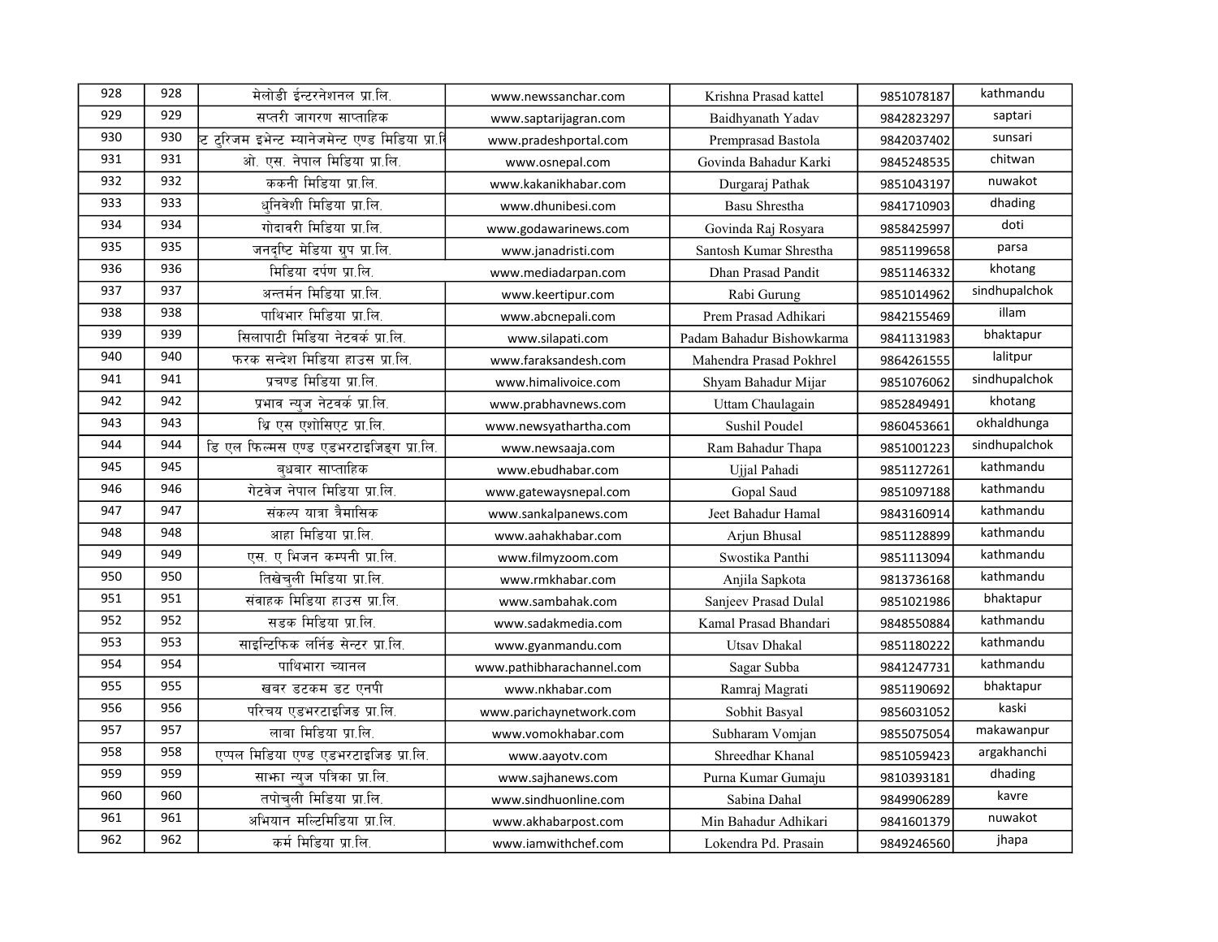| 928 | 928 | मेलोडी ईन्टरनेशनल प्रा.लि. | www.newssanchar.com | Krishna Prasad kattel | 9851078187 | kathmandu |
|---|---|---|---|---|---|---|
| 929 | 929 | सप्तरी जागरण साप्ताहिक | www.saptarijagran.com | Baidhyanath Yadav | 9842823297 | saptari |
| 930 | 930 | ्ट टुरिजम इभेन्ट म्यानेजमेन्ट एण्ड मिडिया प्रा.ि | www.pradeshportal.com | Premprasad Bastola | 9842037402 | sunsari |
| 931 | 931 | ओ. एस. नेपाल मिडिया प्रा.लि. | www.osnepal.com | Govinda Bahadur Karki | 9845248535 | chitwan |
| 932 | 932 | ककनी मिडिया प्रा.लि. | www.kakanikhabar.com | Durgaraj Pathak | 9851043197 | nuwakot |
| 933 | 933 | धुनिवेशी मिडिया प्रा.लि. | www.dhunibesi.com | Basu Shrestha | 9841710903 | dhading |
| 934 | 934 | गोदावरी मिडिया प्रा.लि. | www.godawarinews.com | Govinda Raj Rosyara | 9858425997 | doti |
| 935 | 935 | जनदृष्टि मेडिया ग्रुप प्रा.लि. | www.janadristi.com | Santosh Kumar Shrestha | 9851199658 | parsa |
| 936 | 936 | मिडिया दर्पण प्रा.लि. | www.mediadarpan.com | Dhan Prasad Pandit | 9851146332 | khotang |
| 937 | 937 | अन्तर्मन मिडिया प्रा.लि. | www.keertipur.com | Rabi Gurung | 9851014962 | sindhupalchok |
| 938 | 938 | पाथिभार मिडिया प्रा.लि. | www.abcnepali.com | Prem Prasad Adhikari | 9842155469 | illam |
| 939 | 939 | सिलापाटी मिडिया नेटवर्क प्रा.लि. | www.silapati.com | Padam Bahadur Bishowkarma | 9841131983 | bhaktapur |
| 940 | 940 | फरक सन्देश मिडिया हाउस प्रा.लि. | www.faraksandesh.com | Mahendra Prasad Pokhrel | 9864261555 | lalitpur |
| 941 | 941 | प्रचण्ड मिडिया प्रा.लि. | www.himalivoice.com | Shyam Bahadur Mijar | 9851076062 | sindhupalchok |
| 942 | 942 | प्रभाव न्युज नेटवर्क प्रा.लि. | www.prabhavnews.com | Uttam Chaulagain | 9852849491 | khotang |
| 943 | 943 | थ्रि एस एशोसिएट प्रा.लि. | www.newsyathartha.com | Sushil Poudel | 9860453661 | okhaldhunga |
| 944 | 944 | डि एल फिल्मस एण्ड एडभरटाइजिङग प्रा.लि. | www.newsaaja.com | Ram Bahadur Thapa | 9851001223 | sindhupalchok |
| 945 | 945 | बुधबार साप्ताहिक | www.ebudhabar.com | Ujjal Pahadi | 9851127261 | kathmandu |
| 946 | 946 | गेटवेज नेपाल मिडिया प्रा.लि. | www.gatewaysnepal.com | Gopal Saud | 9851097188 | kathmandu |
| 947 | 947 | संकल्प यात्रा त्रैमासिक | www.sankalpanews.com | Jeet Bahadur Hamal | 9843160914 | kathmandu |
| 948 | 948 | आहा मिडिया प्रा.लि. | www.aahakhabar.com | Arjun Bhusal | 9851128899 | kathmandu |
| 949 | 949 | एस. ए भिजन कम्पनी प्रा.लि. | www.filmyzoom.com | Swostika Panthi | 9851113094 | kathmandu |
| 950 | 950 | तिखेचुली मिडिया प्रा.लि. | www.rmkhabar.com | Anjila Sapkota | 9813736168 | kathmandu |
| 951 | 951 | संवाहक मिडिया हाउस प्रा.लि. | www.sambahak.com | Sanjeev Prasad Dulal | 9851021986 | bhaktapur |
| 952 | 952 | सडक मिडिया प्रा.लि. | www.sadakmedia.com | Kamal Prasad Bhandari | 9848550884 | kathmandu |
| 953 | 953 | साइन्टिफिक लर्निङ सेन्टर प्रा.लि. | www.gyanmandu.com | Utsav Dhakal | 9851180222 | kathmandu |
| 954 | 954 | पाथिभारा च्यानल | www.pathibharachannel.com | Sagar Subba | 9841247731 | kathmandu |
| 955 | 955 | खबर डटकम डट एनपी | www.nkhabar.com | Ramraj Magrati | 9851190692 | bhaktapur |
| 956 | 956 | परिचय एडभरटाइजिङ प्रा.लि. | www.parichaynetwork.com | Sobhit Basyal | 9856031052 | kaski |
| 957 | 957 | लाबा मिडिया प्रा.लि. | www.vomokhabar.com | Subharam Vomjan | 9855075054 | makawanpur |
| 958 | 958 | एप्पल मिडिया एण्ड एडभरटाइजिङ प्रा.लि. | www.aayotv.com | Shreedhar Khanal | 9851059423 | argakhanchi |
| 959 | 959 | साझा न्युज पत्रिका प्रा.लि. | www.sajhanews.com | Purna Kumar Gumaju | 9810393181 | dhading |
| 960 | 960 | तपोचुली मिडिया प्रा.लि. | www.sindhuonline.com | Sabina Dahal | 9849906289 | kavre |
| 961 | 961 | अभियान मल्टिमिडिया प्रा.लि. | www.akhabarpost.com | Min Bahadur Adhikari | 9841601379 | nuwakot |
| 962 | 962 | कर्म मिडिया प्रा.लि. | www.iamwithchef.com | Lokendra Pd. Prasain | 9849246560 | jhapa |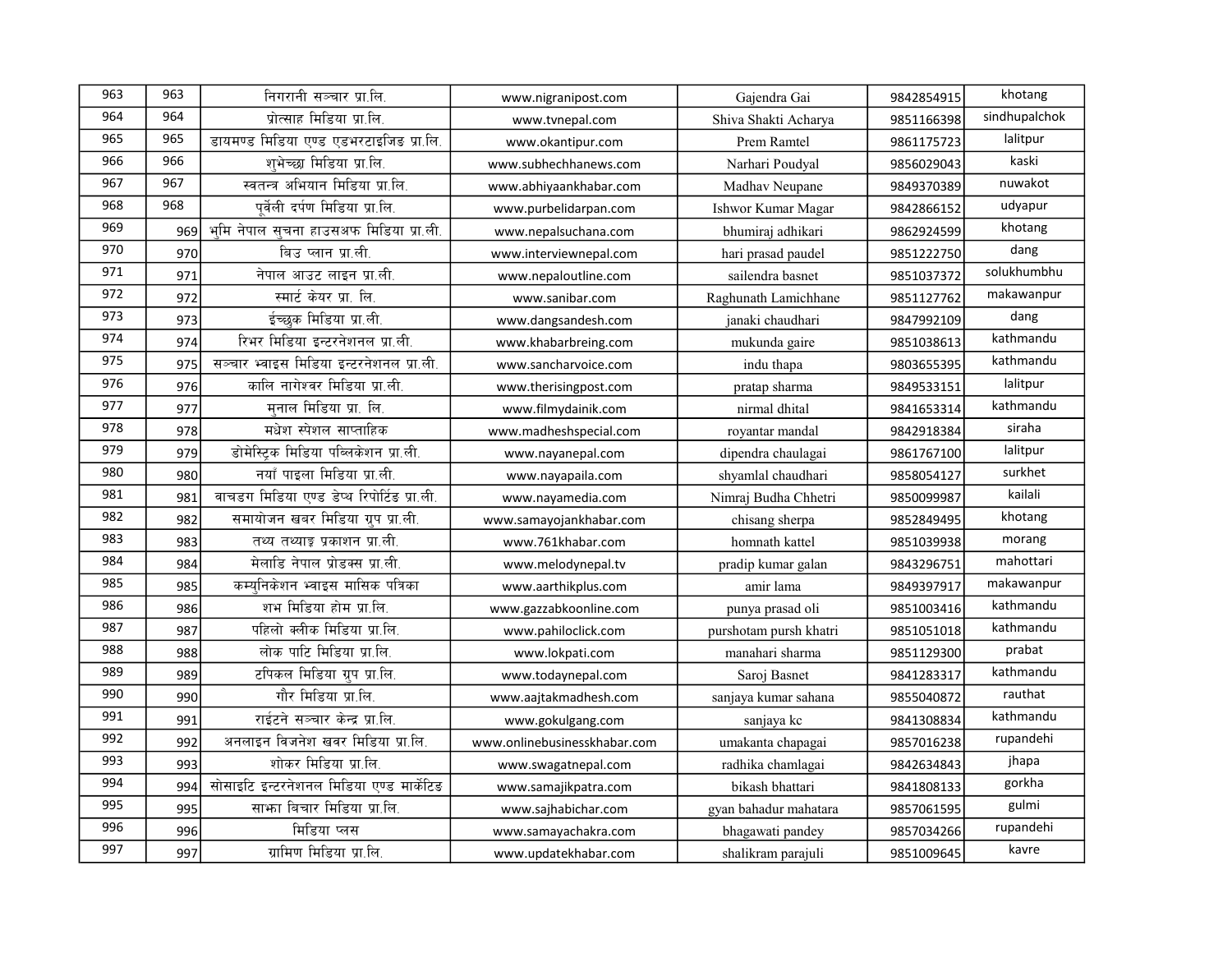| | | | | | | |
|---|---|---|---|---|---|---|
| 963 | 963 | निगरानी सञ्चार प्रा.लि. | www.nigranipost.com | Gajendra Gai | 9842854915 | khotang |
| 964 | 964 | प्रोत्साह मिडिया प्रा.लि. | www.tvnepal.com | Shiva Shakti Acharya | 9851166398 | sindhupalchok |
| 965 | 965 | डायमण्ड मिडिया एण्ड एडभरटाइजिङ प्रा.लि. | www.okantipur.com | Prem Ramtel | 9861175723 | lalitpur |
| 966 | 966 | शुभेच्छा मिडिया प्रा.लि. | www.subhechhanews.com | Narhari Poudyal | 9856029043 | kaski |
| 967 | 967 | स्वतन्त्र अभियान मिडिया प्रा.लि. | www.abhiyaankhabar.com | Madhav Neupane | 9849370389 | nuwakot |
| 968 | 968 | पूर्वेली दर्पण मिडिया प्रा.लि. | www.purbelidarpan.com | Ishwor Kumar Magar | 9842866152 | udyapur |
| 969 | 969 | भुमि नेपाल सुचना हाउसअफ मिडिया प्रा.ली. | www.nepalsuchana.com | bhumiraj adhikari | 9862924599 | khotang |
| 970 | 970 | बिउ प्लान प्रा.ली. | www.interviewnepal.com | hari prasad paudel | 9851222750 | dang |
| 971 | 971 | नेपाल आउट लाइन प्रा.ली. | www.nepaloutline.com | sailendra basnet | 9851037372 | solukhumbhu |
| 972 | 972 | स्मार्ट केयर प्रा. लि. | www.sanibar.com | Raghunath Lamichhane | 9851127762 | makawanpur |
| 973 | 973 | ईच्छुक मिडिया प्रा.ली. | www.dangsandesh.com | janaki chaudhari | 9847992109 | dang |
| 974 | 974 | रिभर मिडिया इन्टरनेशनल प्रा.ली. | www.khabarbreing.com | mukunda gaire | 9851038613 | kathmandu |
| 975 | 975 | सञ्चार भ्वाइस मिडिया इन्टरनेशनल प्रा.ली. | www.sancharvoice.com | indu thapa | 9803655395 | kathmandu |
| 976 | 976 | कालि नागेश्वर मिडिया प्रा.ली. | www.therisingpost.com | pratap sharma | 9849533151 | lalitpur |
| 977 | 977 | मुनाल मिडिया प्रा. लि. | www.filmydainik.com | nirmal dhital | 9841653314 | kathmandu |
| 978 | 978 | मधेश स्पेशल साप्ताहिक | www.madheshspecial.com | royantar mandal | 9842918384 | siraha |
| 979 | 979 | डोमेस्ट्रिक मिडिया पब्लिकेशन प्रा.ली. | www.nayanepal.com | dipendra chaulagai | 9861767100 | lalitpur |
| 980 | 980 | नयाँ पाइला मिडिया प्रा.ली. | www.nayapaila.com | shyamlal chaudhari | 9858054127 | surkhet |
| 981 | 981 | वाचडग मिडिया एण्ड डेप्थ रिपोर्टिङ प्रा.ली. | www.nayamedia.com | Nimraj Budha Chhetri | 9850099987 | kailali |
| 982 | 982 | समायोजन खबर मिडिया ग्रुप प्रा.ली. | www.samayojankhabar.com | chisang sherpa | 9852849495 | khotang |
| 983 | 983 | तथ्य तथ्याङ्क प्रकाशन प्रा.ली. | www.761khabar.com | homnath kattel | 9851039938 | morang |
| 984 | 984 | मेलाडि नेपाल प्रोडक्स प्रा.ली. | www.melodynepal.tv | pradip kumar galan | 9843296751 | mahottari |
| 985 | 985 | कम्युनिकेशन भ्वाइस मासिक पत्रिका | www.aarthikplus.com | amir lama | 9849397917 | makawanpur |
| 986 | 986 | शभ मिडिया होम प्रा.लि. | www.gazzabkoonline.com | punya prasad oli | 9851003416 | kathmandu |
| 987 | 987 | पहिलो क्लीक मिडिया प्रा.लि. | www.pahiloclick.com | purshotam pursh khatri | 9851051018 | kathmandu |
| 988 | 988 | लोक पाटि मिडिया प्रा.लि. | www.lokpati.com | manahari sharma | 9851129300 | prabat |
| 989 | 989 | टपिकल मिडिया ग्रुप प्रा.लि. | www.todaynepal.com | Saroj Basnet | 9841283317 | kathmandu |
| 990 | 990 | गौर मिडिया प्रा.लि. | www.aajtakmadhesh.com | sanjaya kumar sahana | 9855040872 | rauthat |
| 991 | 991 | राईटने सञ्चार केन्द्र प्रा.लि. | www.gokulgang.com | sanjaya kc | 9841308834 | kathmandu |
| 992 | 992 | अनलाइन बिजनेश खबर मिडिया प्रा.लि. | www.onlinebusinesskhabar.com | umakanta chapagai | 9857016238 | rupandehi |
| 993 | 993 | शोकर मिडिया प्रा.लि. | www.swagatnepal.com | radhika chamlagai | 9842634843 | jhapa |
| 994 | 994 | सोसाइटि इन्टरनेशनल मिडिया एण्ड मार्केटिङ | www.samajikpatra.com | bikash bhattari | 9841808133 | gorkha |
| 995 | 995 | साझा बिचार मिडिया प्रा.लि. | www.sajhabichar.com | gyan bahadur mahatara | 9857061595 | gulmi |
| 996 | 996 | मिडिया प्लस | www.samayachakra.com | bhagawati pandey | 9857034266 | rupandehi |
| 997 | 997 | ग्रामिण मिडिया प्रा.लि. | www.updatekhabar.com | shalikram parajuli | 9851009645 | kavre |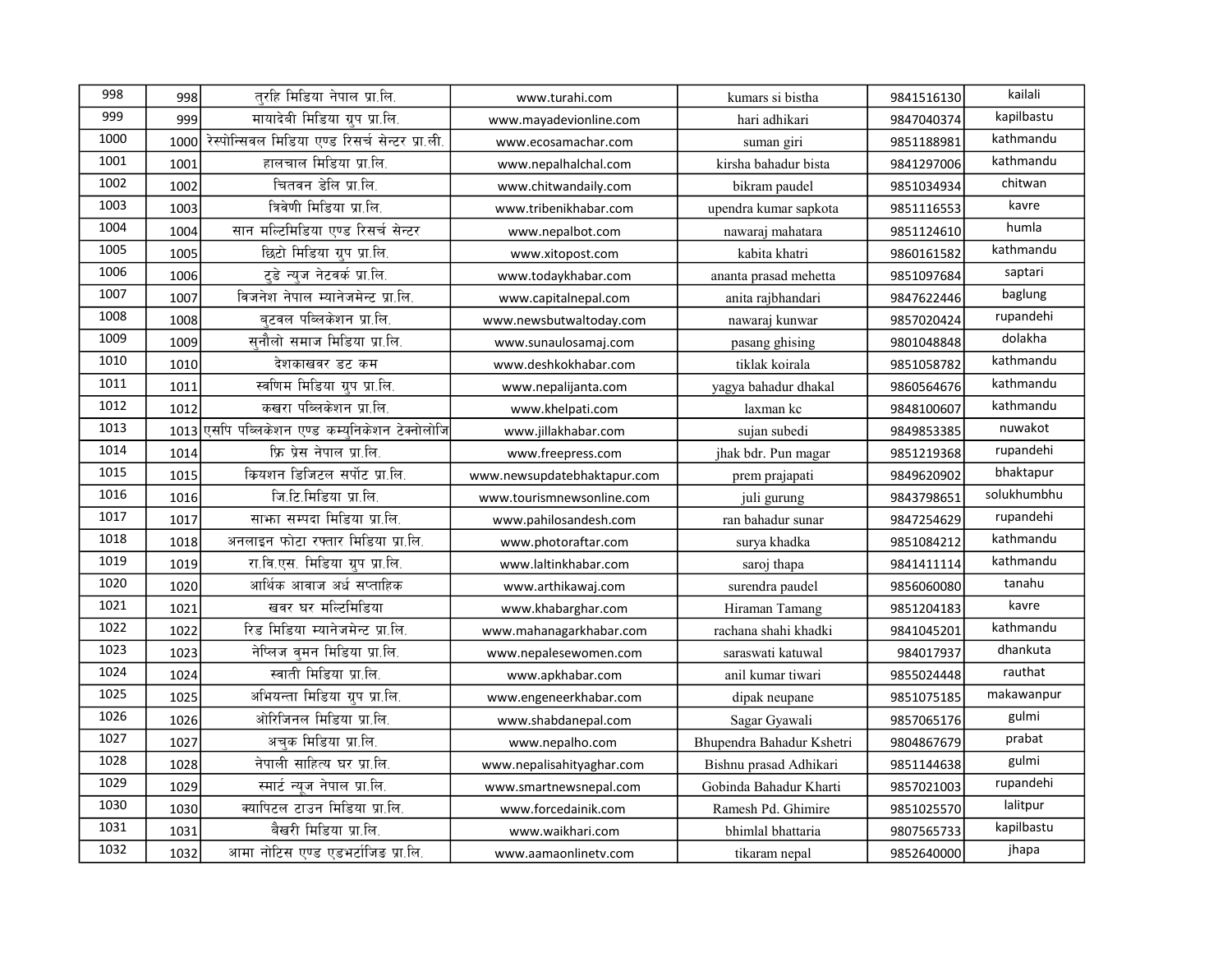| | | | | | | |
|---|---|---|---|---|---|---|
| 998 | 998 | तुरहि मिडिया नेपाल प्रा.लि. | www.turahi.com | kumars si bistha | 9841516130 | kailali |
| 999 | 999 | मायादेवी मिडिया ग्रुप प्रा.लि. | www.mayadevionline.com | hari adhikari | 9847040374 | kapilbastu |
| 1000 | 1000 | रेस्पोन्सिवल मिडिया एण्ड रिसर्च सेन्टर प्रा.ली. | www.ecosamachar.com | suman giri | 9851188981 | kathmandu |
| 1001 | 1001 | हालचाल मिडिया प्रा.लि. | www.nepalhalchal.com | kirsha bahadur bista | 9841297006 | kathmandu |
| 1002 | 1002 | चितवन डेलि प्रा.लि. | www.chitwandaily.com | bikram paudel | 9851034934 | chitwan |
| 1003 | 1003 | त्रिवेणी मिडिया प्रा.लि. | www.tribenikhabar.com | upendra kumar sapkota | 9851116553 | kavre |
| 1004 | 1004 | सान मल्टिमिडिया एण्ड रिसर्च सेन्टर | www.nepalbot.com | nawaraj mahatara | 9851124610 | humla |
| 1005 | 1005 | छिटो मिडिया ग्रुप प्रा.लि. | www.xitopost.com | kabita khatri | 9860161582 | kathmandu |
| 1006 | 1006 | टुडे न्युज नेटवर्क प्रा.लि. | www.todaykhabar.com | ananta prasad mehetta | 9851097684 | saptari |
| 1007 | 1007 | विजनेश नेपाल म्यानेजमेन्ट प्रा.लि. | www.capitalnepal.com | anita rajbhandari | 9847622446 | baglung |
| 1008 | 1008 | बुटवल पब्लिकेशन प्रा.लि. | www.newsbutwaltoday.com | nawaraj kunwar | 9857020424 | rupandehi |
| 1009 | 1009 | सुनौलो समाज मिडिया प्रा.लि. | www.sunaulosamaj.com | pasang ghising | 9801048848 | dolakha |
| 1010 | 1010 | देशकाखबर डट कम | www.deshkokhabar.com | tiklak koirala | 9851058782 | kathmandu |
| 1011 | 1011 | स्वणिम मिडिया ग्रुप प्रा.लि. | www.nepalijanta.com | yagya bahadur dhakal | 9860564676 | kathmandu |
| 1012 | 1012 | कखरा पब्लिकेशन प्रा.लि. | www.khelpati.com | laxman kc | 9848100607 | kathmandu |
| 1013 | 1013 | एसपि पब्लिकेशन एण्ड कम्युनिकेशन टेक्नोलोजि | www.jillakhabar.com | sujan subedi | 9849853385 | nuwakot |
| 1014 | 1014 | फ्रि प्रेस नेपाल प्रा.लि. | www.freepress.com | jhak bdr. Pun magar | 9851219368 | rupandehi |
| 1015 | 1015 | क्रियशन डिजिटल सर्पोट प्रा.लि. | www.newsupdatebhaktapur.com | prem prajapati | 9849620902 | bhaktapur |
| 1016 | 1016 | जि.टि.मिडिया प्रा.लि. | www.tourismnewsonline.com | juli gurung | 9843798651 | solukhumbhu |
| 1017 | 1017 | साझा सम्पदा मिडिया प्रा.लि. | www.pahilosandesh.com | ran bahadur sunar | 9847254629 | rupandehi |
| 1018 | 1018 | अनलाइन फोटा रफ्तार मिडिया प्रा.लि. | www.photoraftar.com | surya khadka | 9851084212 | kathmandu |
| 1019 | 1019 | रा.वि.एस. मिडिया ग्रुप प्रा.लि. | www.laltinkhabar.com | saroj thapa | 9841411114 | kathmandu |
| 1020 | 1020 | आर्थिक आवाज अर्ध सप्ताहिक | www.arthikawaj.com | surendra paudel | 9856060080 | tanahu |
| 1021 | 1021 | खबर घर मल्टिमिडिया | www.khabarghar.com | Hiraman Tamang | 9851204183 | kavre |
| 1022 | 1022 | रिड मिडिया म्यानेजमेन्ट प्रा.लि. | www.mahanagarkhabar.com | rachana shahi khadki | 9841045201 | kathmandu |
| 1023 | 1023 | नेप्लिज वुमन मिडिया प्रा.लि. | www.nepalesewomen.com | saraswati katuwal | 984017937 | dhankuta |
| 1024 | 1024 | स्वाती मिडिया प्रा.लि. | www.apkhabar.com | anil kumar tiwari | 9855024448 | rauthat |
| 1025 | 1025 | अभियन्ता मिडिया ग्रुप प्रा.लि. | www.engeneerkhabar.com | dipak neupane | 9851075185 | makawanpur |
| 1026 | 1026 | ओरिजिनल मिडिया प्रा.लि. | www.shabdanepal.com | Sagar Gyawali | 9857065176 | gulmi |
| 1027 | 1027 | अचुक मिडिया प्रा.लि. | www.nepalho.com | Bhupendra Bahadur Kshetri | 9804867679 | prabat |
| 1028 | 1028 | नेपाली साहित्य घर प्रा.लि. | www.nepalisahityaghar.com | Bishnu prasad Adhikari | 9851144638 | gulmi |
| 1029 | 1029 | स्मार्ट न्यूज नेपाल प्रा.लि. | www.smartnewsnepal.com | Gobinda Bahadur Kharti | 9857021003 | rupandehi |
| 1030 | 1030 | क्यापिटल टाउन मिडिया प्रा.लि. | www.forcedainik.com | Ramesh Pd. Ghimire | 9851025570 | lalitpur |
| 1031 | 1031 | बैखरी मिडिया प्रा.लि. | www.waikhari.com | bhimlal bhattaria | 9807565733 | kapilbastu |
| 1032 | 1032 | आमा नोटिस एण्ड एडभर्टाजिङ प्रा.लि. | www.aamaonlinetv.com | tikaram nepal | 9852640000 | jhapa |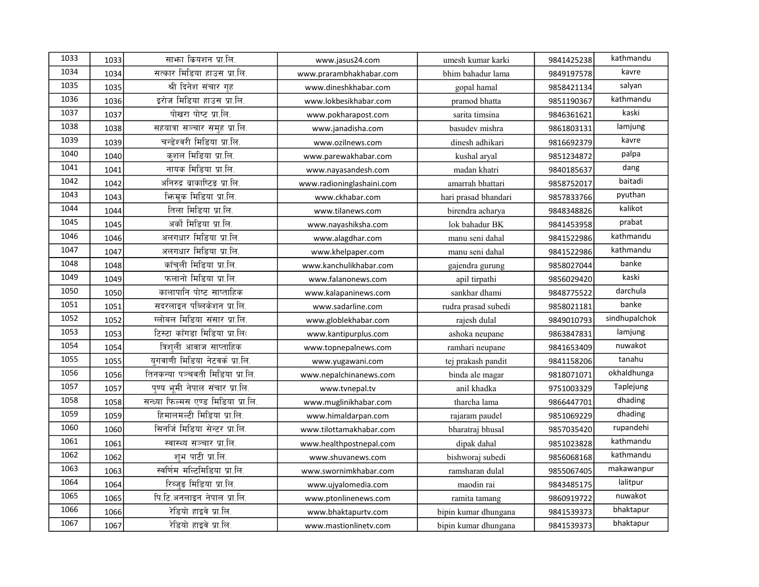| | | | | | | |
|---|---|---|---|---|---|---|
| 1033 | 1033 | साझा क्रियशन प्रा.लि. | www.jasus24.com | umesh kumar karki | 9841425238 | kathmandu |
| 1034 | 1034 | सत्कार मिडिया हाउस प्रा.लि. | www.prarambhakhabar.com | bhim bahadur lama | 9849197578 | kavre |
| 1035 | 1035 | श्री दिनेश संचार गृह | www.dineshkhabar.com | gopal hamal | 9858421134 | salyan |
| 1036 | 1036 | इरोज मिडिया हाउस प्रा.लि. | www.lokbesikhabar.com | pramod bhatta | 9851190367 | kathmandu |
| 1037 | 1037 | पोखरा पोष्ट प्रा.लि. | www.pokharapost.com | sarita timsina | 9846361621 | kaski |
| 1038 | 1038 | सहयात्रा सञ्चार समुह प्रा.लि. | www.janadisha.com | basudev mishra | 9861803131 | lamjung |
| 1039 | 1039 | चन्डेश्वरी मिडिया प्रा.लि. | www.ozilnews.com | dinesh adhikari | 9816692379 | kavre |
| 1040 | 1040 | कुशल मिडिया प्रा.लि. | www.parewakhabar.com | kushal aryal | 9851234872 | palpa |
| 1041 | 1041 | नायक मिडिया प्रा.लि. | www.nayasandesh.com | madan khatri | 9840185637 | dang |
| 1042 | 1042 | अनिरुद्र ब्राकाष्टिङ प्रा.लि. | www.radioninglashaini.com | amarrah bhattari | 9858752017 | baitadi |
| 1043 | 1043 | झिम्रुक मिडिया प्रा.लि. | www.ckhabar.com | hari prasad bhandari | 9857833766 | pyuthan |
| 1044 | 1044 | तिला मिडिया प्रा.लि. | www.tilanews.com | birendra acharya | 9848348826 | kalikot |
| 1045 | 1045 | अर्को मिडिया प्रा.लि. | www.nayashiksha.com | lok bahadur BK | 9841453958 | prabat |
| 1046 | 1046 | अलगधार मिडिया प्रा.लि. | www.alagdhar.com | manu seni dahal | 9841522986 | kathmandu |
| 1047 | 1047 | अलगधार मिडिया प्रा.लि. | www.khelpaper.com | manu seni dahal | 9841522986 | kathmandu |
| 1048 | 1048 | काँचुली मिडिया प्रा.लि. | www.kanchulikhabar.com | gajendra gurung | 9858027044 | banke |
| 1049 | 1049 | फलानो मिडिया प्रा.लि. | www.falanonews.com | apil tirpathi | 9856029420 | kaski |
| 1050 | 1050 | कालापानि पोष्ट साप्ताहिक | www.kalapaninews.com | sankhar dhami | 9848775522 | darchula |
| 1051 | 1051 | सदरलाइन पब्लिकेशन प्रा.लि. | www.sadarline.com | rudra prasad subedi | 9858021181 | banke |
| 1052 | 1052 | ग्लोबल मिडिया संसार प्रा.लि. | www.globlekhabar.com | rajesh dulal | 9849010793 | sindhupalchok |
| 1053 | 1053 | टिस्टा काँगडा मिडिया प्रा.लि( | www.kantipurplus.com | ashoka neupane | 9863847831 | lamjung |
| 1054 | 1054 | त्रिशुली आवाज साप्ताहिक | www.topnepalnews.com | ramhari neupane | 9841653409 | nuwakot |
| 1055 | 1055 | युगवाणी मिडिया नेटवर्क प्रा.लि. | www.yugawani.com | tej prakash pandit | 9841158206 | tanahu |
| 1056 | 1056 | तिनकन्या पञ्चवती मिडिया प्रा.लि. | www.nepalchinanews.com | binda ale magar | 9818071071 | okhaldhunga |
| 1057 | 1057 | पुण्य भूमी नेपाल संचार प्रा.लि. | www.tvnepal.tv | anil khadka | 9751003329 | Taplejung |
| 1058 | 1058 | सन्ध्या फिल्मस एण्ड मिडिया प्रा.लि. | www.muglinikhabar.com | tharcha lama | 9866447701 | dhading |
| 1059 | 1059 | हिमालमल्टी मिडिया प्रा.लि. | www.himaldarpan.com | rajaram paudel | 9851069229 | dhading |
| 1060 | 1060 | सिनर्जि मिडिया सेन्टर प्रा.लि. | www.tilottamakhabar.com | bharatraj bhusal | 9857035420 | rupandehi |
| 1061 | 1061 | स्वास्थ्य सञ्चार प्रा.लि. | www.healthpostnepal.com | dipak dahal | 9851023828 | kathmandu |
| 1062 | 1062 | शुभ पाटी प्रा.लि. | www.shuvanews.com | bishworaj subedi | 9856068168 | kathmandu |
| 1063 | 1063 | स्वर्णिम मल्टिमिडिया प्रा.लि. | www.swornimkhabar.com | ramsharan dulal | 9855067405 | makawanpur |
| 1064 | 1064 | रिब्जुङ मिडिया प्रा.लि. | www.ujyalomedia.com | maodin rai | 9843485175 | lalitpur |
| 1065 | 1065 | पि.टि.अनलाइन नेपाल प्रा.लि. | www.ptonlinenews.com | ramita tamang | 9860919722 | nuwakot |
| 1066 | 1066 | रेडियो हाइवे प्रा.लि. | www.bhaktapurtv.com | bipin kumar dhungana | 9841539373 | bhaktapur |
| 1067 | 1067 | रेडियो हाइवे प्रा.लि. | www.mastionlinetv.com | bipin kumar dhungana | 9841539373 | bhaktapur |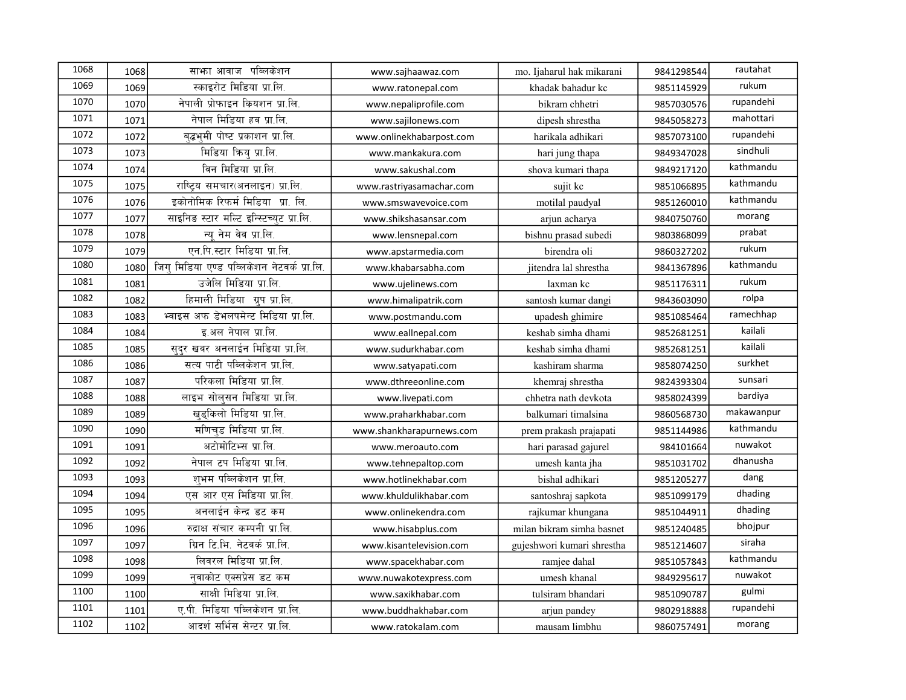| | | | | | | |
|---|---|---|---|---|---|---|
| 1068 | 1068 | साझा आवाज पब्लिकेशन | www.sajhaawaz.com | mo. Ijaharul hak mikarani | 9841298544 | rautahat |
| 1069 | 1069 | स्काइरोट मिडिया प्रा.लि. | www.ratonepal.com | khadak bahadur kc | 9851145929 | rukum |
| 1070 | 1070 | नेपाली प्रोफाइन क्रियशन प्रा.लि. | www.nepaliprofile.com | bikram chhetri | 9857030576 | rupandehi |
| 1071 | 1071 | नेपाल मिडिया हव प्रा.लि. | www.sajilonews.com | dipesh shrestha | 9845058273 | mahottari |
| 1072 | 1072 | बुद्धभुमी पोष्ट प्रकाशन प्रा.लि. | www.onlinekhabarpost.com | harikala adhikari | 9857073100 | rupandehi |
| 1073 | 1073 | मिडिया क्रियु प्रा.लि. | www.mankakura.com | hari jung thapa | 9849347028 | sindhuli |
| 1074 | 1074 | विन मिडिया प्रा.लि. | www.sakushal.com | shova kumari thapa | 9849217120 | kathmandu |
| 1075 | 1075 | राष्ट्रिय समचार(अनलाइन) प्रा.लि. | www.rastriyasamachar.com | sujit kc | 9851066895 | kathmandu |
| 1076 | 1076 | इकोनोमिक रिफर्म मिडिया प्रा. लि. | www.smswavevoice.com | motilal paudyal | 9851260010 | kathmandu |
| 1077 | 1077 | साइनिङ स्टार मल्टि इन्स्टिच्युट प्रा.लि. | www.shikshasansar.com | arjun acharya | 9840750760 | morang |
| 1078 | 1078 | न्यू नेम वेव प्रा.लि. | www.lensnepal.com | bishnu prasad subedi | 9803868099 | prabat |
| 1079 | 1079 | एन.पि.स्टार मिडिया प्रा.लि. | www.apstarmedia.com | birendra oli | 9860327202 | rukum |
| 1080 | 1080 | जिगु मिडिया एण्ड पब्लिकेशन नेटवर्क प्रा.लि. | www.khabarsabha.com | jitendra lal shrestha | 9841367896 | kathmandu |
| 1081 | 1081 | उजेलि मिडिया प्रा.लि. | www.ujelinews.com | laxman kc | 9851176311 | rukum |
| 1082 | 1082 | हिमाली मिडिया ग्रुप प्रा.लि. | www.himalipatrik.com | santosh kumar dangi | 9843603090 | rolpa |
| 1083 | 1083 | भ्वाइस अफ डेभलपमेन्ट मिडिया प्रा.लि. | www.postmandu.com | upadesh ghimire | 9851085464 | ramechhap |
| 1084 | 1084 | इ.अल नेपाल प्रा.लि. | www.eallnepal.com | keshab simha dhami | 9852681251 | kailali |
| 1085 | 1085 | सुदुर खवर अनलाईन मिडिया प्रा.लि. | www.sudurkhabar.com | keshab simha dhami | 9852681251 | kailali |
| 1086 | 1086 | सत्य पाटी पब्लिकेशन प्रा.लि. | www.satyapati.com | kashiram sharma | 9858074250 | surkhet |
| 1087 | 1087 | परिकला मिडिया प्रा.लि. | www.dthreeonline.com | khemraj shrestha | 9824393304 | sunsari |
| 1088 | 1088 | लाइभ सोलुसन मिडिया प्रा.लि. | www.livepati.com | chhetra nath devkota | 9858024399 | bardiya |
| 1089 | 1089 | खुड्किलो मिडिया प्रा.लि. | www.praharkhabar.com | balkumari timalsina | 9860568730 | makawanpur |
| 1090 | 1090 | मणिचुड मिडिया प्रा.लि. | www.shankharapurnews.com | prem prakash prajapati | 9851144986 | kathmandu |
| 1091 | 1091 | अटोमोटिभ्स प्रा.लि. | www.meroauto.com | hari parasad gajurel | 984101664 | nuwakot |
| 1092 | 1092 | नेपाल टप मिडिया प्रा.लि. | www.tehnepaltop.com | umesh kanta jha | 9851031702 | dhanusha |
| 1093 | 1093 | शुभम पब्लिकेशन प्रा.लि. | www.hotlinekhabar.com | bishal adhikari | 9851205277 | dang |
| 1094 | 1094 | एस आर एस मिडिया प्रा.लि. | www.khuldulikhabar.com | santoshraj sapkota | 9851099179 | dhading |
| 1095 | 1095 | अनलाईन केन्द्र डट कम | www.onlinekendra.com | rajkumar khungana | 9851044911 | dhading |
| 1096 | 1096 | रुद्राक्ष संचार कम्पनी प्रा.लि. | www.hisabplus.com | milan bikram simha basnet | 9851240485 | bhojpur |
| 1097 | 1097 | ग्रिन टि.भि. नेटवर्क प्रा.लि. | www.kisantelevision.com | gujeshwori kumari shrestha | 9851214607 | siraha |
| 1098 | 1098 | लिवरल मिडिया प्रा.लि. | www.spacekhabar.com | ramjee dahal | 9851057843 | kathmandu |
| 1099 | 1099 | नुवाकोट एक्सप्रेस डट कम | www.nuwakotexpress.com | umesh khanal | 9849295617 | nuwakot |
| 1100 | 1100 | साक्षी मिडिया प्रा.लि. | www.saxikhabar.com | tulsiram bhandari | 9851090787 | gulmi |
| 1101 | 1101 | ए.पी. मिडिया पब्लिकेशन प्रा.लि. | www.buddhakhabar.com | arjun pandey | 9802918888 | rupandehi |
| 1102 | 1102 | आदर्श सर्भिस सेन्टर प्रा.लि. | www.ratokalam.com | mausam limbhu | 9860757491 | morang |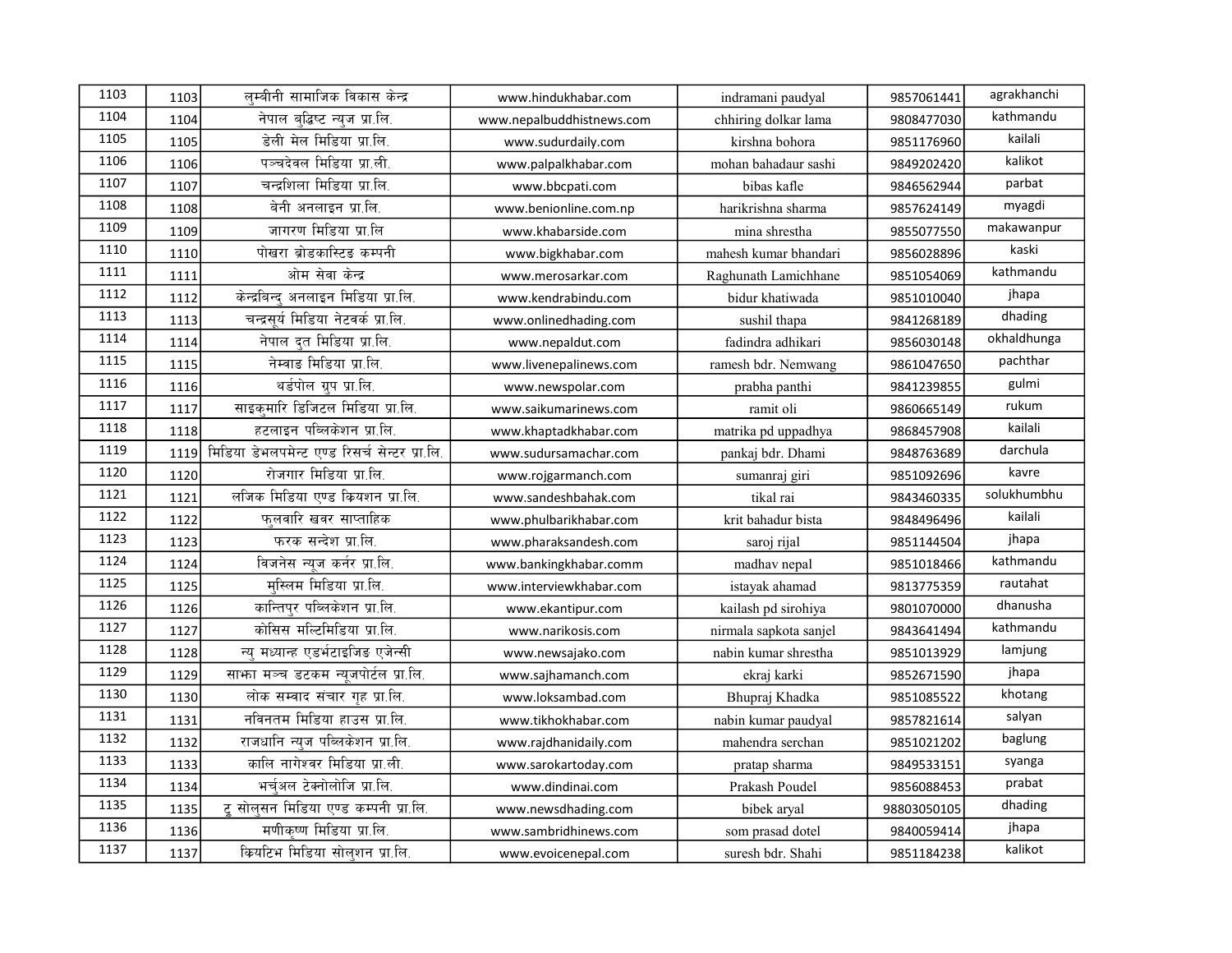| 1103 | 1103 | लुम्बीनी सामाजिक विकास केन्द्र | www.hindukhabar.com | indramani paudyal | 9857061441 | agrakhanchi |
|---|---|---|---|---|---|---|
| 1104 | 1104 | नेपाल बुद्धिष्ट न्युज प्रा.लि. | www.nepalbuddhistnews.com | chhiring dolkar lama | 9808477030 | kathmandu |
| 1105 | 1105 | डेली मेल मिडिया प्रा.लि. | www.sudurdaily.com | kirshna bohora | 9851176960 | kailali |
| 1106 | 1106 | पञ्चदेवल मिडिया प्रा.ली. | www.palpalkhabar.com | mohan bahadaur sashi | 9849202420 | kalikot |
| 1107 | 1107 | चन्द्रशिला मिडिया प्रा.लि. | www.bbcpati.com | bibas kafle | 9846562944 | parbat |
| 1108 | 1108 | बेनी अनलाइन प्रा.लि. | www.benionline.com.np | harikrishna sharma | 9857624149 | myagdi |
| 1109 | 1109 | जागरण मिडिया प्रा.लि | www.khabarside.com | mina shrestha | 9855077550 | makawanpur |
| 1110 | 1110 | पोखरा ब्रोडकास्टिङ कम्पनी | www.bigkhabar.com | mahesh kumar bhandari | 9856028896 | kaski |
| 1111 | 1111 | ओम सेवा केन्द्र | www.merosarkar.com | Raghunath Lamichhane | 9851054069 | kathmandu |
| 1112 | 1112 | केन्द्रबिन्दु अनलाइन मिडिया प्रा.लि. | www.kendrabindu.com | bidur khatiwada | 9851010040 | jhapa |
| 1113 | 1113 | चन्द्रसूर्य मिडिया नेटवर्क प्रा.लि. | www.onlinedhading.com | sushil thapa | 9841268189 | dhading |
| 1114 | 1114 | नेपाल दुत मिडिया प्रा.लि. | www.nepaldut.com | fadindra adhikari | 9856030148 | okhaldhunga |
| 1115 | 1115 | नेम्वाङ मिडिया प्रा.लि. | www.livenepalinews.com | ramesh bdr. Nemwang | 9861047650 | pachthar |
| 1116 | 1116 | थर्डपोल ग्रुप प्रा.लि. | www.newspolar.com | prabha panthi | 9841239855 | gulmi |
| 1117 | 1117 | साइकुमारि डिजिटल मिडिया प्रा.लि. | www.saikumarinews.com | ramit oli | 9860665149 | rukum |
| 1118 | 1118 | हटलाइन पब्लिकेशन प्रा.लि. | www.khaptadkhabar.com | matrika pd uppadhya | 9868457908 | kailali |
| 1119 | 1119 | मिडिया डेभलपमेन्ट एण्ड रिसर्च सेन्टर प्रा.लि. | www.sudursamachar.com | pankaj bdr. Dhami | 9848763689 | darchula |
| 1120 | 1120 | रोजगार मिडिया प्रा.लि. | www.rojgarmanch.com | sumanraj giri | 9851092696 | kavre |
| 1121 | 1121 | लजिक मिडिया एण्ड क्रियशन प्रा.लि. | www.sandeshbahak.com | tikal rai | 9843460335 | solukhumbhu |
| 1122 | 1122 | फुलवारि खवर साप्ताहिक | www.phulbarikhabar.com | krit bahadur bista | 9848496496 | kailali |
| 1123 | 1123 | फरक सन्देश प्रा.लि. | www.pharaksandesh.com | saroj rijal | 9851144504 | jhapa |
| 1124 | 1124 | बिजनेस न्यूज कर्नर प्रा.लि. | www.bankingkhabar.comm | madhav nepal | 9851018466 | kathmandu |
| 1125 | 1125 | मुस्लिम मिडिया प्रा.लि. | www.interviewkhabar.com | istayak ahamad | 9813775359 | rautahat |
| 1126 | 1126 | कान्तिपुर पब्लिकेशन प्रा.लि. | www.ekantipur.com | kailash pd sirohiya | 9801070000 | dhanusha |
| 1127 | 1127 | कोसिस मल्टिमिडिया प्रा.लि. | www.narikosis.com | nirmala sapkota sanjel | 9843641494 | kathmandu |
| 1128 | 1128 | न्यु मध्यान्ह एडभंटाइजिङ एजेन्सी | www.newsajako.com | nabin kumar shrestha | 9851013929 | lamjung |
| 1129 | 1129 | साझा मञ्च डटकम न्यूजपोर्टल प्रा.लि. | www.sajhamanch.com | ekraj karki | 9852671590 | jhapa |
| 1130 | 1130 | लोक सम्वाद संचार गृह प्रा.लि. | www.loksambad.com | Bhupraj Khadka | 9851085522 | khotang |
| 1131 | 1131 | नविनतम मिडिया हाउस प्रा.लि. | www.tikhokhabar.com | nabin kumar paudyal | 9857821614 | salyan |
| 1132 | 1132 | राजधानि न्युज पब्लिकेशन प्रा.लि. | www.rajdhanidaily.com | mahendra serchan | 9851021202 | baglung |
| 1133 | 1133 | कालि नागेश्वर मिडिया प्रा.ली. | www.sarokartoday.com | pratap sharma | 9849533151 | syanga |
| 1134 | 1134 | भर्चुअल टेक्नोलोजि प्रा.लि. | www.dindinai.com | Prakash Poudel | 9856088453 | prabat |
| 1135 | 1135 | टु सोलुसन मिडिया एण्ड कम्पनी प्रा.लि. | www.newsdhading.com | bibek aryal | 98803050105 | dhading |
| 1136 | 1136 | मणीकृष्ण मिडिया प्रा.लि. | www.sambridhinews.com | som prasad dotel | 9840059414 | jhapa |
| 1137 | 1137 | क्रियटिभ मिडिया सोलुशन प्रा.लि. | www.evoicenepal.com | suresh bdr. Shahi | 9851184238 | kalikot |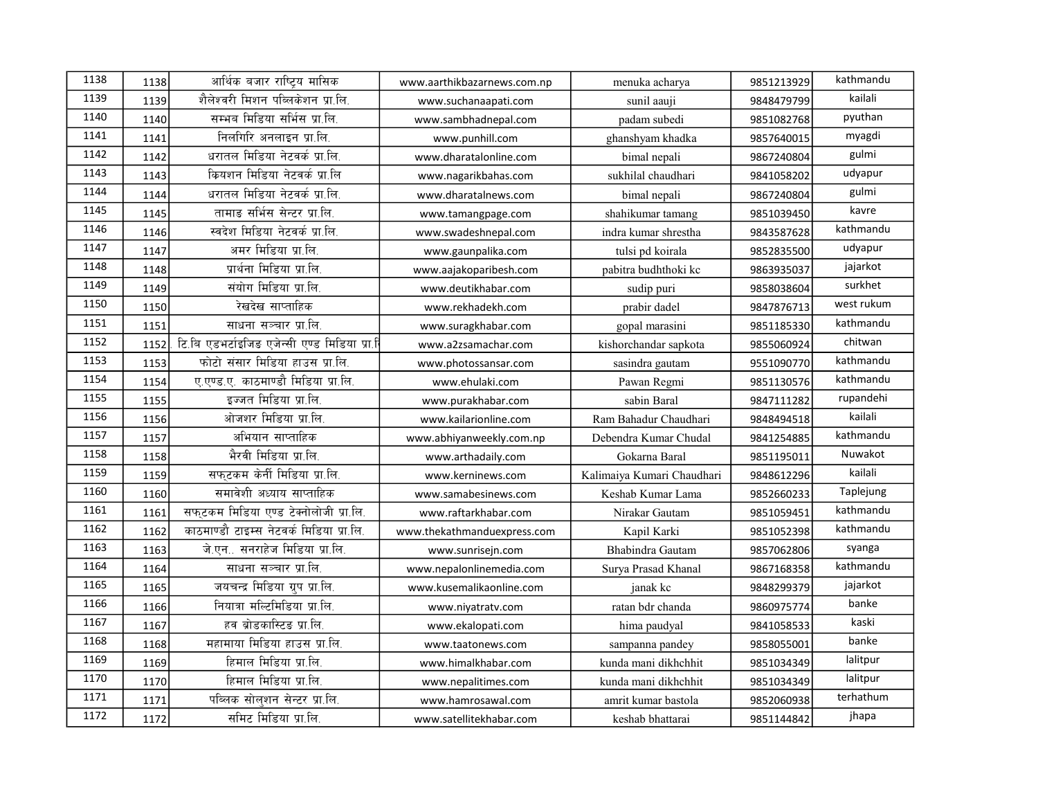| | | | | | | |
|---|---|---|---|---|---|---|
| 1138 | 1138 | आर्थिक बजार राष्ट्रिय मासिक | www.aarthikbazarnews.com.np | menuka acharya | 9851213929 | kathmandu |
| 1139 | 1139 | शैलेश्वरी मिशन पब्लिकेशन प्रा.लि. | www.suchanaapati.com | sunil aauji | 9848479799 | kailali |
| 1140 | 1140 | सम्भव मिडिया सर्भिस प्रा.लि. | www.sambhadnepal.com | padam subedi | 9851082768 | pyuthan |
| 1141 | 1141 | निलगिरि अनलाइन प्रा.लि. | www.punhill.com | ghanshyam khadka | 9857640015 | myagdi |
| 1142 | 1142 | धरातल मिडिया नेटवर्क प्रा.लि. | www.dharatalonline.com | bimal nepali | 9867240804 | gulmi |
| 1143 | 1143 | क्रियशन मिडिया नेटवर्क प्रा.लि | www.nagarikbahas.com | sukhilal chaudhari | 9841058202 | udyapur |
| 1144 | 1144 | धरातल मिडिया नेटवर्क प्रा.लि. | www.dharatalnews.com | bimal nepali | 9867240804 | gulmi |
| 1145 | 1145 | तामाङ सर्भिस सेन्टर प्रा.लि. | www.tamangpage.com | shahikumar tamang | 9851039450 | kavre |
| 1146 | 1146 | स्वदेश मिडिया नेटवर्क प्रा.लि. | www.swadeshnepal.com | indra kumar shrestha | 9843587628 | kathmandu |
| 1147 | 1147 | अमर मिडिया प्रा.लि. | www.gaunpalika.com | tulsi pd koirala | 9852835500 | udyapur |
| 1148 | 1148 | प्रार्थना मिडिया प्रा.लि. | www.aajakoparibesh.com | pabitra budhthoki kc | 9863935037 | jajarkot |
| 1149 | 1149 | संयोग मिडिया प्रा.लि. | www.deutikhabar.com | sudip puri | 9858038604 | surkhet |
| 1150 | 1150 | रेखदेख साप्ताहिक | www.rekhadekh.com | prabir dadel | 9847876713 | west rukum |
| 1151 | 1151 | साधना सञ्चार प्रा.लि. | www.suragkhabar.com | gopal marasini | 9851185330 | kathmandu |
| 1152 | 1152 | टि.बि एडभर्टाइजिङ एजेन्सी एण्ड मिडिया प्रा.लि | www.a2zsamachar.com | kishorchandar sapkota | 9855060924 | chitwan |
| 1153 | 1153 | फोटो संसार मिडिया हाउस प्रा.लि. | www.photossansar.com | sasindra gautam | 9551090770 | kathmandu |
| 1154 | 1154 | ए.एण्ड.ए. काठमाण्डौ मिडिया प्रा.लि. | www.ehulaki.com | Pawan Regmi | 9851130576 | kathmandu |
| 1155 | 1155 | इज्जत मिडिया प्रा.लि. | www.purakhabar.com | sabin Baral | 9847111282 | rupandehi |
| 1156 | 1156 | ओजशर मिडिया प्रा.लि. | www.kailarionline.com | Ram Bahadur Chaudhari | 9848494518 | kailali |
| 1157 | 1157 | अभियान साप्ताहिक | www.abhiyanweekly.com.np | Debendra Kumar Chudal | 9841254885 | kathmandu |
| 1158 | 1158 | भैरवी मिडिया प्रा.लि. | www.arthadaily.com | Gokarna Baral | 9851195011 | Nuwakot |
| 1159 | 1159 | सफ्टकम केर्नी मिडिया प्रा.लि. | www.kerninews.com | Kalimaiya Kumari Chaudhari | 9848612296 | kailali |
| 1160 | 1160 | समावेशी अध्याय साप्ताहिक | www.samabesinews.com | Keshab Kumar Lama | 9852660233 | Taplejung |
| 1161 | 1161 | सफ्टकम मिडिया एण्ड टेक्नोलोजी प्रा.लि. | www.raftarkhabar.com | Nirakar Gautam | 9851059451 | kathmandu |
| 1162 | 1162 | काठमाण्डौ टाइम्स नेटवर्क मिडिया प्रा.लि. | www.thekathmanduexpress.com | Kapil Karki | 9851052398 | kathmandu |
| 1163 | 1163 | जे.एन.. सनराहेज मिडिया प्रा.लि. | www.sunrisejn.com | Bhabindra Gautam | 9857062806 | syanga |
| 1164 | 1164 | साधना सञ्चार प्रा.लि. | www.nepalonlinemedia.com | Surya Prasad Khanal | 9867168358 | kathmandu |
| 1165 | 1165 | जयचन्द्र मिडिया ग्रुप प्रा.लि. | www.kusemalikaonline.com | janak kc | 9848299379 | jajarkot |
| 1166 | 1166 | नियात्रा मल्टिमिडिया प्रा.लि. | www.niyatratv.com | ratan bdr chanda | 9860975774 | banke |
| 1167 | 1167 | हव ब्रोडकास्टिङ प्रा.लि. | www.ekalopati.com | hima paudyal | 9841058533 | kaski |
| 1168 | 1168 | महामाया मिडिया हाउस प्रा.लि. | www.taatonews.com | sampanna pandey | 9858055001 | banke |
| 1169 | 1169 | हिमाल मिडिया प्रा.लि. | www.himalkhabar.com | kunda mani dikhchhit | 9851034349 | lalitpur |
| 1170 | 1170 | हिमाल मिडिया प्रा.लि. | www.nepalitimes.com | kunda mani dikhchhit | 9851034349 | lalitpur |
| 1171 | 1171 | पब्लिक सोलुशन सेन्टर प्रा.लि. | www.hamrosawal.com | amrit kumar bastola | 9852060938 | terhathum |
| 1172 | 1172 | समिट मिडिया प्रा.लि. | www.satellitekhabar.com | keshab bhattarai | 9851144842 | jhapa |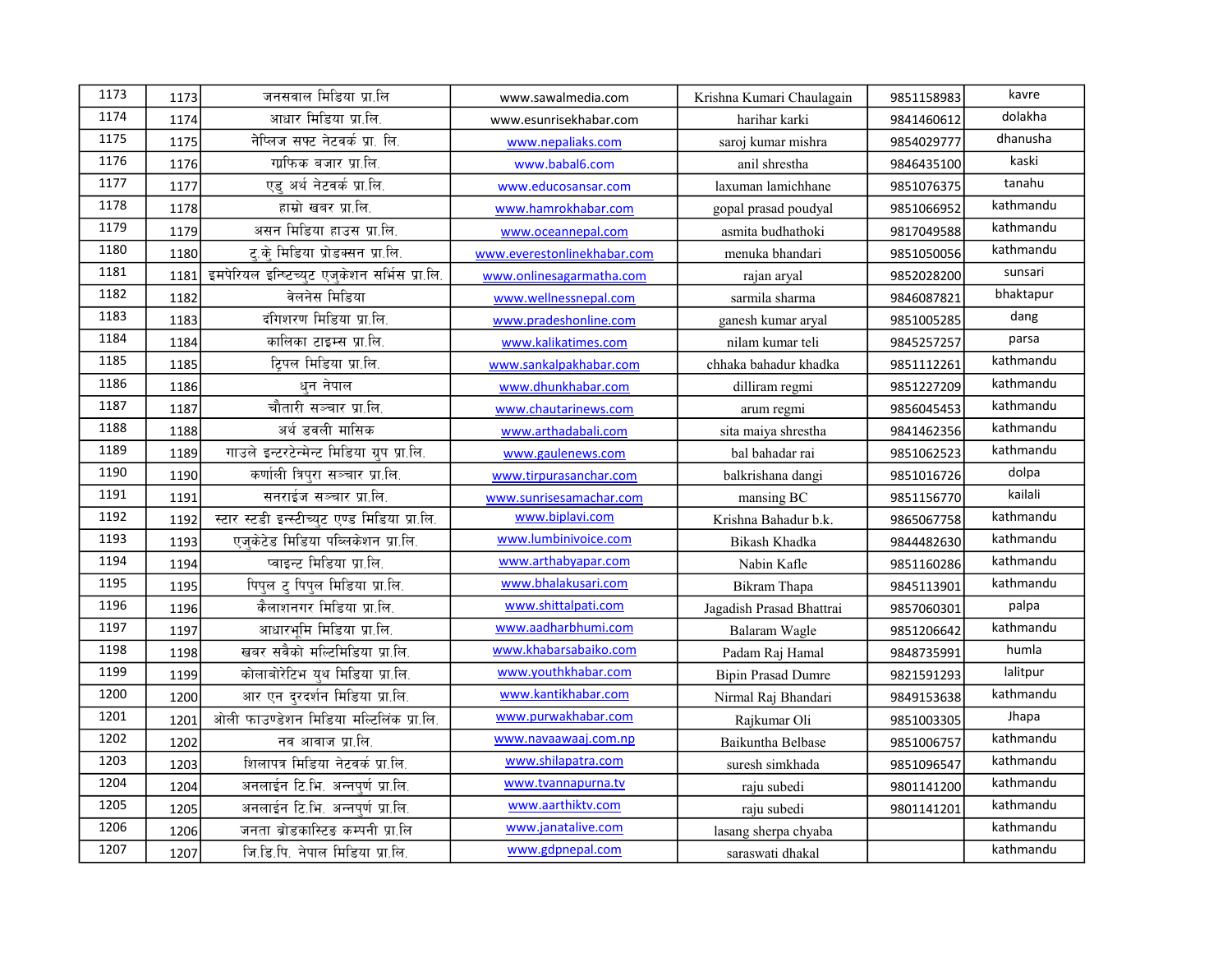| | | | | | | |
|---|---|---|---|---|---|---|
| 1173 | 1173 | जनसवाल मिडिया प्रा.लि | www.sawalmedia.com | Krishna Kumari Chaulagain | 9851158983 | kavre |
| 1174 | 1174 | आधार मिडिया प्रा.लि. | www.esunrisekhabar.com | harihar karki | 9841460612 | dolakha |
| 1175 | 1175 | नेप्लिज सफ्ट नेटवर्क प्रा. लि. | www.nepaliaks.com | saroj kumar mishra | 9854029777 | dhanusha |
| 1176 | 1176 | ग्राफिक बजार प्रा.लि. | www.babal6.com | anil shrestha | 9846435100 | kaski |
| 1177 | 1177 | एडु अर्थ नेटवर्क प्रा.लि. | www.educosansar.com | laxuman lamichhane | 9851076375 | tanahu |
| 1178 | 1178 | हाम्रो खबर प्रा.लि. | www.hamrokhabar.com | gopal prasad poudyal | 9851066952 | kathmandu |
| 1179 | 1179 | असन मिडिया हाउस प्रा.लि. | www.oceannepal.com | asmita budhathoki | 9817049588 | kathmandu |
| 1180 | 1180 | टु.के मिडिया प्रोडक्सन प्रा.लि. | www.everestonlinekhabar.com | menuka bhandari | 9851050056 | kathmandu |
| 1181 | 1181 | इमपेरियल इन्स्टिच्युट एजुकेशन सर्भिस प्रा.लि. | www.onlinesagarmatha.com | rajan aryal | 9852028200 | sunsari |
| 1182 | 1182 | वेलनेस मिडिया | www.wellnessnepal.com | sarmila sharma | 9846087821 | bhaktapur |
| 1183 | 1183 | दगिशरण मिडिया प्रा.लि. | www.pradeshonline.com | ganesh kumar aryal | 9851005285 | dang |
| 1184 | 1184 | कालिका टाइम्स प्रा.लि. | www.kalikatimes.com | nilam kumar teli | 9845257257 | parsa |
| 1185 | 1185 | ट्रिपल मिडिया प्रा.लि. | www.sankalpakhabar.com | chhaka bahadur khadka | 9851112261 | kathmandu |
| 1186 | 1186 | धुन नेपाल | www.dhunkhabar.com | dilliram regmi | 9851227209 | kathmandu |
| 1187 | 1187 | चौतारी सञ्चार प्रा.लि. | www.chautarinews.com | arum regmi | 9856045453 | kathmandu |
| 1188 | 1188 | अर्थ डवली मासिक | www.arthadabali.com | sita maiya shrestha | 9841462356 | kathmandu |
| 1189 | 1189 | गाउले इन्टरटेन्मेन्ट मिडिया ग्रुप प्रा.लि. | www.gaulenews.com | bal bahadar rai | 9851062523 | kathmandu |
| 1190 | 1190 | कर्णाली त्रिपुरा सञ्चार प्रा.लि. | www.tirpurasanchar.com | balkrishana dangi | 9851016726 | dolpa |
| 1191 | 1191 | सनराईज सञ्चार प्रा.लि. | www.sunrisesamachar.com | mansing BC | 9851156770 | kailali |
| 1192 | 1192 | स्टार स्टडी इन्स्टीच्युट एण्ड मिडिया प्रा.लि. | www.biplavi.com | Krishna Bahadur b.k. | 9865067758 | kathmandu |
| 1193 | 1193 | एजुकेटेड मिडिया पब्लिकेशन प्रा.लि. | www.lumbinivoice.com | Bikash Khadka | 9844482630 | kathmandu |
| 1194 | 1194 | प्वाइन्ट मिडिया प्रा.लि. | www.arthabyapar.com | Nabin Kafle | 9851160286 | kathmandu |
| 1195 | 1195 | पिपुल टु पिपुल मिडिया प्रा.लि. | www.bhalakusari.com | Bikram Thapa | 9845113901 | kathmandu |
| 1196 | 1196 | कैलाशनगर मिडिया प्रा.लि. | www.shittalpati.com | Jagadish Prasad Bhattrai | 9857060301 | palpa |
| 1197 | 1197 | आधारभूमि मिडिया प्रा.लि. | www.aadharbhumi.com | Balaram Wagle | 9851206642 | kathmandu |
| 1198 | 1198 | खबर सबैको मल्टिमिडिया प्रा.लि. | www.khabarsabaiko.com | Padam Raj Hamal | 9848735991 | humla |
| 1199 | 1199 | कोलाबोरेटिभ युथ मिडिया प्रा.लि. | www.youthkhabar.com | Bipin Prasad Dumre | 9821591293 | lalitpur |
| 1200 | 1200 | आर एन दुरदर्शन मिडिया प्रा.लि. | www.kantikhabar.com | Nirmal Raj Bhandari | 9849153638 | kathmandu |
| 1201 | 1201 | ओली फाउण्डेशन मिडिया मल्टिलिंक प्रा.लि. | www.purwakhabar.com | Rajkumar Oli | 9851003305 | Jhapa |
| 1202 | 1202 | नव आवाज प्रा.लि. | www.navaawaaj.com.np | Baikuntha Belbase | 9851006757 | kathmandu |
| 1203 | 1203 | शिलापत्र मिडिया नेटवर्क प्रा.लि. | www.shilapatra.com | suresh simkhada | 9851096547 | kathmandu |
| 1204 | 1204 | अनलाईन टि.भि. अन्नपुर्ण प्रा.लि. | www.tvannapurna.tv | raju subedi | 9801141200 | kathmandu |
| 1205 | 1205 | अनलाईन टि.भि. अन्नपुर्ण प्रा.लि. | www.aarthiktv.com | raju subedi | 9801141201 | kathmandu |
| 1206 | 1206 | जनता ब्रोडकास्टिङ कम्पनी प्रा.लि | www.janatalive.com | lasang sherpa chyaba | | kathmandu |
| 1207 | 1207 | जि.डि.पि. नेपाल मिडिया प्रा.लि. | www.gdpnepal.com | saraswati dhakal | | kathmandu |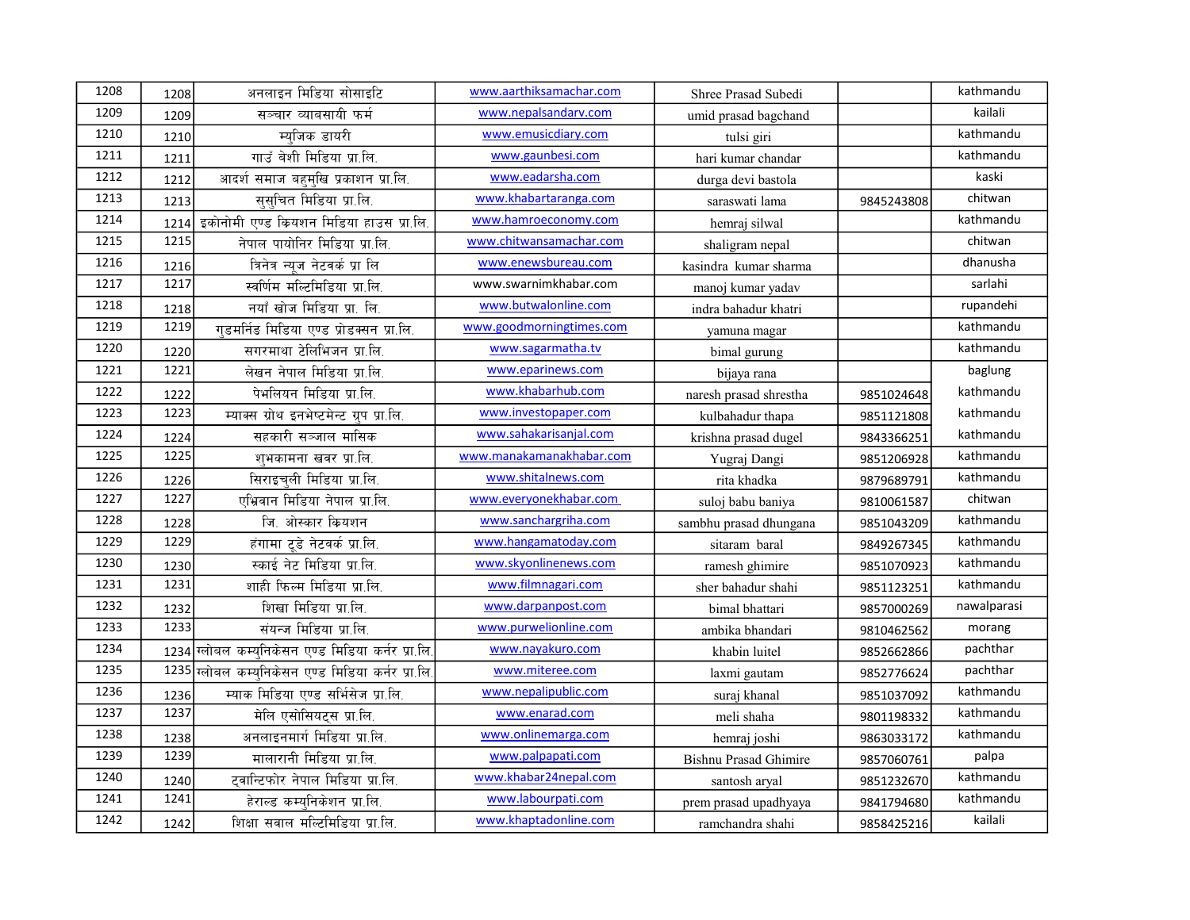| | | | | | | |
|---|---|---|---|---|---|---|
| 1208 | 1208 | अनलाइन मिडिया सोसाइटि | www.aarthiksamachar.com | Shree Prasad Subedi | | kathmandu |
| 1209 | 1209 | सञ्चार व्याबसायी फर्म | www.nepalsandarv.com | umid prasad bagchand | | kailali |
| 1210 | 1210 | म्युजिक डायरी | www.emusicdiary.com | tulsi giri | | kathmandu |
| 1211 | 1211 | गाउँ बेशी मिडिया प्रा.लि. | www.gaunbesi.com | hari kumar chandar | | kathmandu |
| 1212 | 1212 | आदर्श समाज बहुमुखि प्रकाशन प्रा.लि. | www.eadarsha.com | durga devi bastola | | kaski |
| 1213 | 1213 | सुसुचित मिडिया प्रा.लि. | www.khabartaranga.com | saraswati lama | 9845243808 | chitwan |
| 1214 | 1214 | इकोनोमी एण्ड कियशन मिडिया हाउस प्रा.लि. | www.hamroeconomy.com | hemraj silwal | | kathmandu |
| 1215 | 1215 | नेपाल पायोनिर मिडिया प्रा.लि. | www.chitwansamachar.com | shaligram nepal | | chitwan |
| 1216 | 1216 | त्रिनेत्र न्यूज नेटवर्क प्रा लि | www.enewsbureau.com | kasindra kumar sharma | | dhanusha |
| 1217 | 1217 | स्वर्णिम मल्टिमिडिया प्रा.लि. | www.swarnimkhabar.com | manoj kumar yadav | | sarlahi |
| 1218 | 1218 | नयाँ खोज मिडिया प्रा. लि. | www.butwalonline.com | indra bahadur khatri | | rupandehi |
| 1219 | 1219 | गुडमर्निङ मिडिया एण्ड प्रोडक्सन प्रा.लि. | www.goodmorningtimes.com | yamuna magar | | kathmandu |
| 1220 | 1220 | सगरमाथा टेलिभिजन प्रा.लि. | www.sagarmatha.tv | bimal gurung | | kathmandu |
| 1221 | 1221 | लेखन नेपाल मिडिया प्रा.लि. | www.eparinews.com | bijaya rana | | baglung |
| 1222 | 1222 | पेभलियन मिडिया प्रा.लि. | www.khabarhub.com | naresh prasad shrestha | 9851024648 | kathmandu |
| 1223 | 1223 | म्याक्स ग्रोथ इनभेष्टमेन्ट ग्रुप प्रा.लि. | www.investopaper.com | kulbahadur thapa | 9851121808 | kathmandu |
| 1224 | 1224 | सहकारी सञ्जाल मासिक | www.sahakarisanjal.com | krishna prasad dugel | 9843366251 | kathmandu |
| 1225 | 1225 | शुभकामना खबर प्रा.लि. | www.manakamanakhabar.com | Yugraj Dangi | 9851206928 | kathmandu |
| 1226 | 1226 | सिराइचुली मिडिया प्रा.लि. | www.shitalnews.com | rita khadka | 9879689791 | kathmandu |
| 1227 | 1227 | एभ्रिवान मिडिया नेपाल प्रा.लि. | www.everyonekhabar.com | suloj babu baniya | 9810061587 | chitwan |
| 1228 | 1228 | जि. ओस्कार कियशन | www.sanchargriha.com | sambhu prasad dhungana | 9851043209 | kathmandu |
| 1229 | 1229 | हंगामा टूडे नेटवर्क प्रा.लि. | www.hangamatoday.com | sitaram baral | 9849267345 | kathmandu |
| 1230 | 1230 | स्काई नेट मिडिया प्रा.लि. | www.skyonlinenews.com | ramesh ghimire | 9851070923 | kathmandu |
| 1231 | 1231 | शाही फिल्म मिडिया प्रा.लि. | www.filmnagari.com | sher bahadur shahi | 9851123251 | kathmandu |
| 1232 | 1232 | शिखा मिडिया प्रा.लि. | www.darpanpost.com | bimal bhattari | 9857000269 | nawalparasi |
| 1233 | 1233 | संयन्ज मिडिया प्रा.लि. | www.purwelionline.com | ambika bhandari | 9810462562 | morang |
| 1234 | 1234 | ग्लोबल कम्युनिकेसन एण्ड मिडिया कर्नर प्रा.लि. | www.nayakuro.com | khabin luitel | 9852662866 | pachthar |
| 1235 | 1235 | ग्लोबल कम्युनिकेसन एण्ड मिडिया कर्नर प्रा.लि. | www.miteree.com | laxmi gautam | 9852776624 | pachthar |
| 1236 | 1236 | म्याक मिडिया एण्ड सर्भिसेज प्रा.लि. | www.nepalipublic.com | suraj khanal | 9851037092 | kathmandu |
| 1237 | 1237 | मेलि एसोसियट्स प्रा.लि. | www.enarad.com | meli shaha | 9801198332 | kathmandu |
| 1238 | 1238 | अनलाइनमार्ग मिडिया प्रा.लि. | www.onlinemarga.com | hemraj joshi | 9863033172 | kathmandu |
| 1239 | 1239 | मालारानी मिडिया प्रा.लि. | www.palpapati.com | Bishnu Prasad Ghimire | 9857060761 | palpa |
| 1240 | 1240 | ट्वान्टिफोर नेपाल मिडिया प्रा.लि. | www.khabar24nepal.com | santosh aryal | 9851232670 | kathmandu |
| 1241 | 1241 | हेराल्ड कम्युनिकेशन प्रा.लि. | www.labourpati.com | prem prasad upadhyaya | 9841794680 | kathmandu |
| 1242 | 1242 | शिक्षा सवाल मल्टिमिडिया प्रा.लि. | www.khaptadonline.com | ramchandra shahi | 9858425216 | kailali |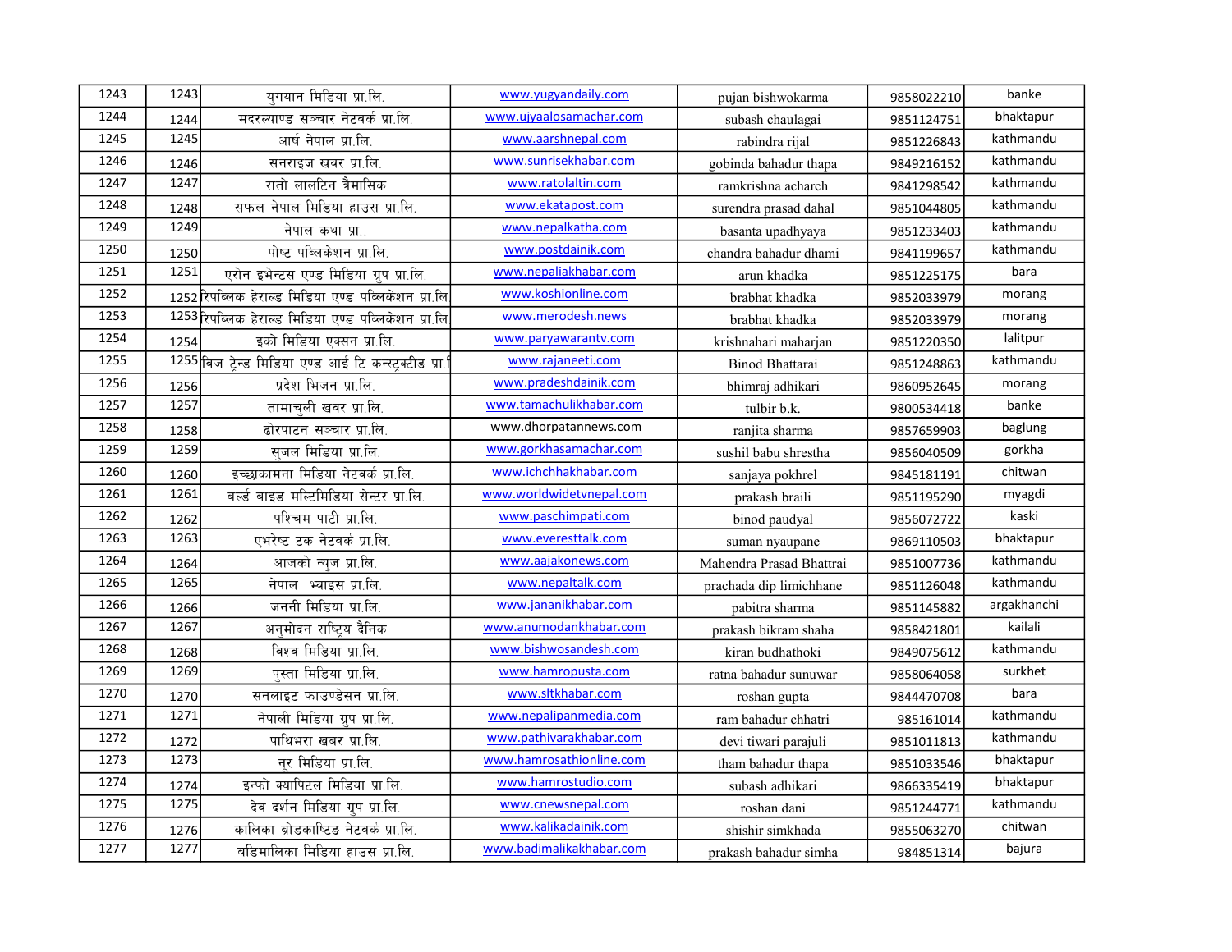| 1243 | 1243 | युगयान मिडिया प्रा.लि. | www.yugyandaily.com | pujan bishwokarma | 9858022210 | banke |
|---|---|---|---|---|---|---|
| 1244 | 1244 | मदरल्याण्ड सञ्चार नेटवर्क प्रा.लि. | www.ujyaalosamachar.com | subash chaulagai | 9851124751 | bhaktapur |
| 1245 | 1245 | आर्ष नेपाल प्रा.लि. | www.aarshnepal.com | rabindra rijal | 9851226843 | kathmandu |
| 1246 | 1246 | सनराइज खबर प्रा.लि. | www.sunrisekhabar.com | gobinda bahadur thapa | 9849216152 | kathmandu |
| 1247 | 1247 | रातो लालटिन त्रैमासिक | www.ratolaltin.com | ramkrishna acharch | 9841298542 | kathmandu |
| 1248 | 1248 | सफल नेपाल मिडिया हाउस प्रा.लि. | www.ekatapost.com | surendra prasad dahal | 9851044805 | kathmandu |
| 1249 | 1249 | नेपाल कथा प्रा.. | www.nepalkatha.com | basanta upadhyaya | 9851233403 | kathmandu |
| 1250 | 1250 | पोष्ट पब्लिकेशन प्रा.लि. | www.postdainik.com | chandra bahadur dhami | 9841199657 | kathmandu |
| 1251 | 1251 | एरोन इभेन्टस एण्ड मिडिया ग्रुप प्रा.लि. | www.nepaliakhabar.com | arun khadka | 9851225175 | bara |
| 1252 | 1252 | रिपब्लिक हेराल्ड मिडिया एण्ड पब्लिकेशन प्रा.लि | www.koshionline.com | brabhat khadka | 9852033979 | morang |
| 1253 | 1253 | रिपब्लिक हेराल्ड मिडिया एण्ड पब्लिकेशन प्रा.लि | www.merodesh.news | brabhat khadka | 9852033979 | morang |
| 1254 | 1254 | इको मिडिया एक्सन प्रा.लि. | www.paryawarantv.com | krishnahari maharjan | 9851220350 | lalitpur |
| 1255 | 1255 | विज ट्रेन्ड मिडिया एण्ड आई टि कन्स्ट्रक्टीड प्रा.लि | www.rajaneeti.com | Binod Bhattarai | 9851248863 | kathmandu |
| 1256 | 1256 | प्रदेश भिजन प्रा.लि. | www.pradeshdainik.com | bhimraj adhikari | 9860952645 | morang |
| 1257 | 1257 | तामाचुली खबर प्रा.लि. | www.tamachulikhabar.com | tulbir b.k. | 9800534418 | banke |
| 1258 | 1258 | ढोरपाटन सञ्चार प्रा.लि. | www.dhorpatannews.com | ranjita sharma | 9857659903 | baglung |
| 1259 | 1259 | सुजल मिडिया प्रा.लि. | www.gorkhasamachar.com | sushil babu shrestha | 9856040509 | gorkha |
| 1260 | 1260 | इच्छाकामना मिडिया नेटवर्क प्रा.लि. | www.ichchhakhabar.com | sanjaya pokhrel | 9845181191 | chitwan |
| 1261 | 1261 | वर्ल्ड वाइड मल्टिमिडिया सेन्टर प्रा.लि. | www.worldwidetvnepal.com | prakash braili | 9851195290 | myagdi |
| 1262 | 1262 | पश्चिम पाटी प्रा.लि. | www.paschimpati.com | binod paudyal | 9856072722 | kaski |
| 1263 | 1263 | एभरेष्ट टक नेटवर्क प्रा.लि. | www.everesttalk.com | suman nyaupane | 9869110503 | bhaktapur |
| 1264 | 1264 | आजको न्युज प्रा.लि. | www.aajakonews.com | Mahendra Prasad Bhattrai | 9851007736 | kathmandu |
| 1265 | 1265 | नेपाल भ्वाइस प्रा.लि. | www.nepaltalk.com | prachada dip limichhane | 9851126048 | kathmandu |
| 1266 | 1266 | जननी मिडिया प्रा.लि. | www.jananikhabar.com | pabitra sharma | 9851145882 | argakhanchi |
| 1267 | 1267 | अनुमोदन राष्ट्रिय दैनिक | www.anumodankhabar.com | prakash bikram shaha | 9858421801 | kailali |
| 1268 | 1268 | विश्व मिडिया प्रा.लि. | www.bishwosandesh.com | kiran budhathoki | 9849075612 | kathmandu |
| 1269 | 1269 | पुस्ता मिडिया प्रा.लि. | www.hamropusta.com | ratna bahadur sunuwar | 9858064058 | surkhet |
| 1270 | 1270 | सनलाइट फाउण्डेसन प्रा.लि. | www.sltkhabar.com | roshan gupta | 9844470708 | bara |
| 1271 | 1271 | नेपाली मिडिया ग्रुप प्रा.लि. | www.nepalipanmedia.com | ram bahadur chhatri | 985161014 | kathmandu |
| 1272 | 1272 | पाथिभरा खबर प्रा.लि. | www.pathivarakhabar.com | devi tiwari parajuli | 9851011813 | kathmandu |
| 1273 | 1273 | नूर मिडिया प्रा.लि. | www.hamrosathionline.com | tham bahadur thapa | 9851033546 | bhaktapur |
| 1274 | 1274 | इन्फो क्यापिटल मिडिया प्रा.लि. | www.hamrostudio.com | subash adhikari | 9866335419 | bhaktapur |
| 1275 | 1275 | देव दर्शन मिडिया ग्रुप प्रा.लि. | www.cnewsnepal.com | roshan dani | 9851244771 | kathmandu |
| 1276 | 1276 | कालिका ब्रोडकाष्टिङ नेटवर्क प्रा.लि. | www.kalikadainik.com | shishir simkhada | 9855063270 | chitwan |
| 1277 | 1277 | बडिमालिका मिडिया हाउस प्रा.लि. | www.badimalikakhabar.com | prakash bahadur simha | 984851314 | bajura |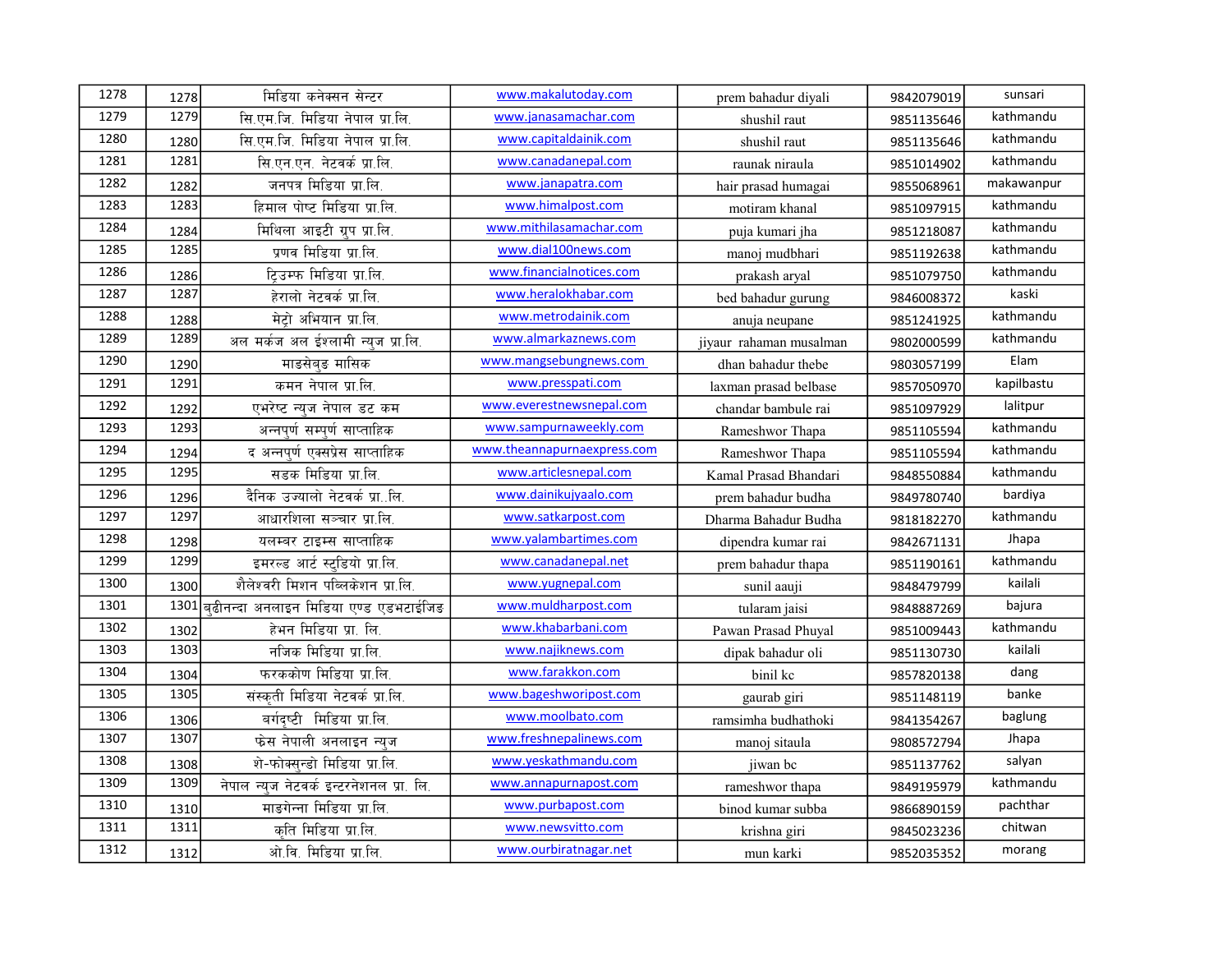| | | | | | | |
|---|---|---|---|---|---|---|
| 1278 | 1278 | मिडिया कनेक्सन सेन्टर | www.makalutoday.com | prem bahadur diyali | 9842079019 | sunsari |
| 1279 | 1279 | सि.एम.जि. मिडिया नेपाल प्रा.लि. | www.janasamachar.com | shushil raut | 9851135646 | kathmandu |
| 1280 | 1280 | सि.एम.जि. मिडिया नेपाल प्रा.लि. | www.capitaldainik.com | shushil raut | 9851135646 | kathmandu |
| 1281 | 1281 | सि.एन.एन. नेटवर्क प्रा.लि. | www.canadanepal.com | raunak niraula | 9851014902 | kathmandu |
| 1282 | 1282 | जनपत्र मिडिया प्रा.लि. | www.janapatra.com | hair prasad humagai | 9855068961 | makawanpur |
| 1283 | 1283 | हिमाल पोष्ट मिडिया प्रा.लि. | www.himalpost.com | motiram khanal | 9851097915 | kathmandu |
| 1284 | 1284 | मिथिला आइटी ग्रुप प्रा.लि. | www.mithilasamachar.com | puja kumari jha | 9851218087 | kathmandu |
| 1285 | 1285 | प्रणव मिडिया प्रा.लि. | www.dial100news.com | manoj mudbhari | 9851192638 | kathmandu |
| 1286 | 1286 | ट्रिउम्फ मिडिया प्रा.लि. | www.financialnotices.com | prakash aryal | 9851079750 | kathmandu |
| 1287 | 1287 | हेरालो नेटवर्क प्रा.लि. | www.heralokhabar.com | bed bahadur gurung | 9846008372 | kaski |
| 1288 | 1288 | मेट्रो अभियान प्रा.लि. | www.metrodainik.com | anuja neupane | 9851241925 | kathmandu |
| 1289 | 1289 | अल मर्कज अल ईश्लामी न्युज प्रा.लि. | www.almarkaznews.com | jiyaur rahaman musalman | 9802000599 | kathmandu |
| 1290 | 1290 | माङसेबुङ मासिक | www.mangsebungnews.com | dhan bahadur thebe | 9803057199 | Elam |
| 1291 | 1291 | कमन नेपाल प्रा.लि. | www.presspati.com | laxman prasad belbase | 9857050970 | kapilbastu |
| 1292 | 1292 | एभरेष्ट न्युज नेपाल डट कम | www.everestnewsnepal.com | chandar bambule rai | 9851097929 | lalitpur |
| 1293 | 1293 | अन्नपुर्ण सम्पुर्ण साप्ताहिक | www.sampurnaweekly.com | Rameshwor Thapa | 9851105594 | kathmandu |
| 1294 | 1294 | द अन्नपुर्ण एक्सप्रेस साप्ताहिक | www.theannapurnaexpress.com | Rameshwor Thapa | 9851105594 | kathmandu |
| 1295 | 1295 | सडक मिडिया प्रा.लि. | www.articlesnepal.com | Kamal Prasad Bhandari | 9848550884 | kathmandu |
| 1296 | 1296 | दैनिक उज्यालो नेटवर्क प्रा..लि. | www.dainikujyaalo.com | prem bahadur budha | 9849780740 | bardiya |
| 1297 | 1297 | आधारशिला सञ्चार प्रा.लि. | www.satkarpost.com | Dharma Bahadur Budha | 9818182270 | kathmandu |
| 1298 | 1298 | यलम्बर टाइम्स साप्ताहिक | www.yalambartimes.com | dipendra kumar rai | 9842671131 | Jhapa |
| 1299 | 1299 | इमरल्ड आर्ट स्टुडियो प्रा.लि. | www.canadanepal.net | prem bahadur thapa | 9851190161 | kathmandu |
| 1300 | 1300 | शैलेश्वरी मिशन पब्लिकेशन प्रा.लि. | www.yugnepal.com | sunil aauji | 9848479799 | kailali |
| 1301 | 1301 | बुढीनन्दा अनलाइन मिडिया एण्ड एडभटाईजिङ | www.muldharpost.com | tularam jaisi | 9848887269 | bajura |
| 1302 | 1302 | हेभन मिडिया प्रा. लि. | www.khabarbani.com | Pawan Prasad Phuyal | 9851009443 | kathmandu |
| 1303 | 1303 | नजिक मिडिया प्रा.लि. | www.najiknews.com | dipak bahadur oli | 9851130730 | kailali |
| 1304 | 1304 | फरककोण मिडिया प्रा.लि. | www.farakkon.com | binil kc | 9857820138 | dang |
| 1305 | 1305 | संस्कृती मिडिया नेटवर्क प्रा.लि. | www.bageshworipost.com | gaurab giri | 9851148119 | banke |
| 1306 | 1306 | वर्गदृष्टी मिडिया प्रा.लि. | www.moolbato.com | ramsimha budhathoki | 9841354267 | baglung |
| 1307 | 1307 | फ्रेस नेपाली अनलाइन न्युज | www.freshnepalinews.com | manoj sitaula | 9808572794 | Jhapa |
| 1308 | 1308 | शे-फोक्सुन्डो मिडिया प्रा.लि. | www.yeskathmandu.com | jiwan bc | 9851137762 | salyan |
| 1309 | 1309 | नेपाल न्युज नेटवर्क इन्टरनेशनल प्रा. लि. | www.annapurnapost.com | rameshwor thapa | 9849195979 | kathmandu |
| 1310 | 1310 | माङगेन्ना मिडिया प्रा.लि. | www.purbapost.com | binod kumar subba | 9866890159 | pachthar |
| 1311 | 1311 | कृति मिडिया प्रा.लि. | www.newsvitto.com | krishna giri | 9845023236 | chitwan |
| 1312 | 1312 | ओ.वि. मिडिया प्रा.लि. | www.ourbiratnagar.net | mun karki | 9852035352 | morang |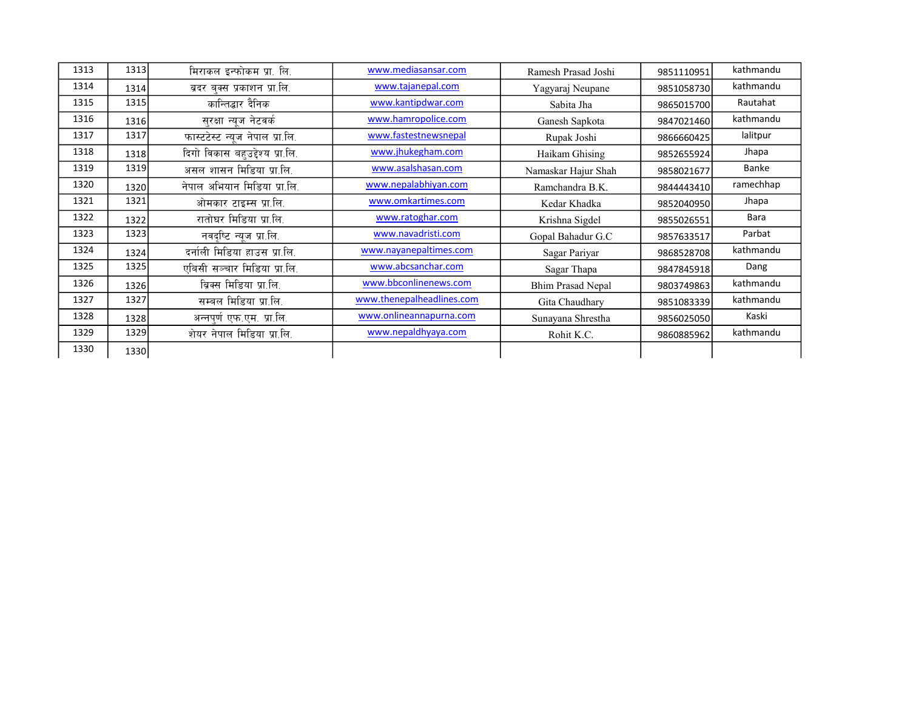| | | | | | | |
|---|---|---|---|---|---|---|
| 1313 | 1313 | मिराकल इन्फोकम प्रा. लि. | www.mediasansar.com | Ramesh Prasad Joshi | 9851110951 | kathmandu |
| 1314 | 1314 | ब्रदर बुक्स प्रकाशन प्रा.लि. | www.tajanepal.com | Yagyaraj Neupane | 9851058730 | kathmandu |
| 1315 | 1315 | कान्तिद्वार दैनिक | www.kantipdwar.com | Sabita Jha | 9865015700 | Rautahat |
| 1316 | 1316 | सुरक्षा न्यूज नेटवर्क | www.hamropolice.com | Ganesh Sapkota | 9847021460 | kathmandu |
| 1317 | 1317 | फास्टटेस्ट न्यूज नेपाल प्रा.लि. | www.fastestnewsnepal | Rupak Joshi | 9866660425 | lalitpur |
| 1318 | 1318 | दिगो विकास बहुउद्देश्य प्रा.लि. | www.jhukegham.com | Haikam Ghising | 9852655924 | Jhapa |
| 1319 | 1319 | असल शासन मिडिया प्रा.लि. | www.asalshasan.com | Namaskar Hajur Shah | 9858021677 | Banke |
| 1320 | 1320 | नेपाल अभियान मिडिया प्रा.लि. | www.nepalabhiyan.com | Ramchandra B.K. | 9844443410 | ramechhap |
| 1321 | 1321 | ओमकार टाइम्स प्रा.लि. | www.omkartimes.com | Kedar Khadka | 9852040950 | Jhapa |
| 1322 | 1322 | रातोघर मिडिया प्रा.लि. | www.ratoghar.com | Krishna Sigdel | 9855026551 | Bara |
| 1323 | 1323 | नवदृष्टि न्यूज प्रा.लि. | www.navadristi.com | Gopal Bahadur G.C | 9857633517 | Parbat |
| 1324 | 1324 | दर्नाली मिडिया हाउस प्रा.लि. | www.nayanepaltimes.com | Sagar Pariyar | 9868528708 | kathmandu |
| 1325 | 1325 | एबिसी सञ्चार मिडिया प्रा.लि. | www.abcsanchar.com | Sagar Thapa | 9847845918 | Dang |
| 1326 | 1326 | ब्रिक्स मिडिया प्रा.लि. | www.bbconlinenews.com | Bhim Prasad Nepal | 9803749863 | kathmandu |
| 1327 | 1327 | सम्बल मिडिया प्रा.लि. | www.thenepalheadlines.com | Gita Chaudhary | 9851083339 | kathmandu |
| 1328 | 1328 | अन्नपुर्ण एफ.एम. प्रा.लि. | www.onlineannapurna.com | Sunayana Shrestha | 9856025050 | Kaski |
| 1329 | 1329 | शेयर नेपाल मिडिया प्रा.लि. | www.nepaldhyaya.com | Rohit K.C. | 9860885962 | kathmandu |
| 1330 | 1330 | | | | | |